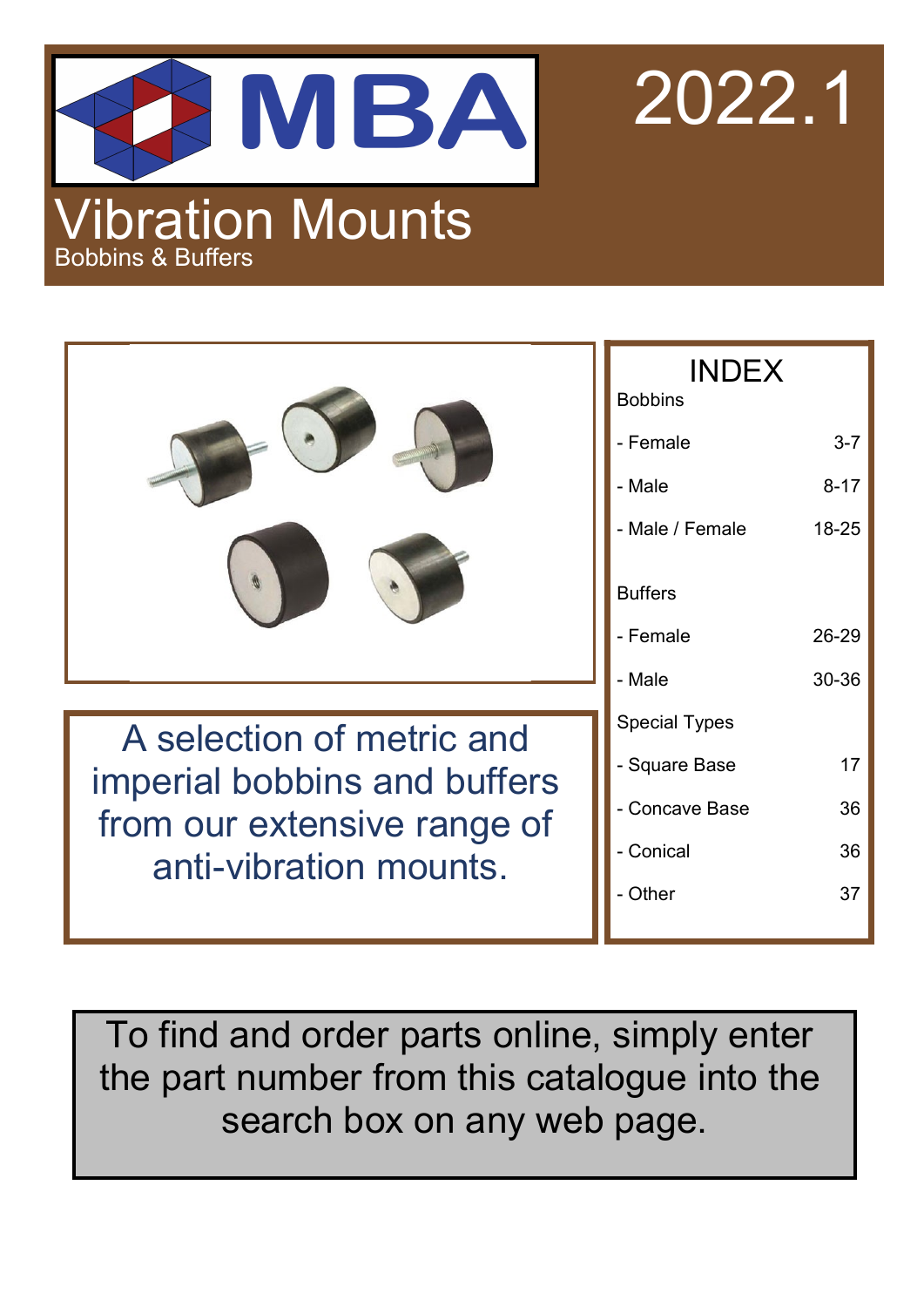# MBA

2022.1

# Vibration Mounts

Bobbins & Buffers

## INDEX

| Bobbins | |
|---|---|
| - Female | 3-7 |
| - Male | 8-17 |
| - Male / Female | 18-25 |
| **Buffers** | |
| - Female | 26-29 |
| - Male | 30-36 |
| **Special Types** | |
| - Square Base | 17 |
| - Concave Base | 36 |
| - Conical | 36 |
| - Other | 37 |

A selection of metric and imperial bobbins and buffers from our extensive range of anti-vibration mounts.

To find and order parts online, simply enter the part number from this catalogue into the search box on any web page.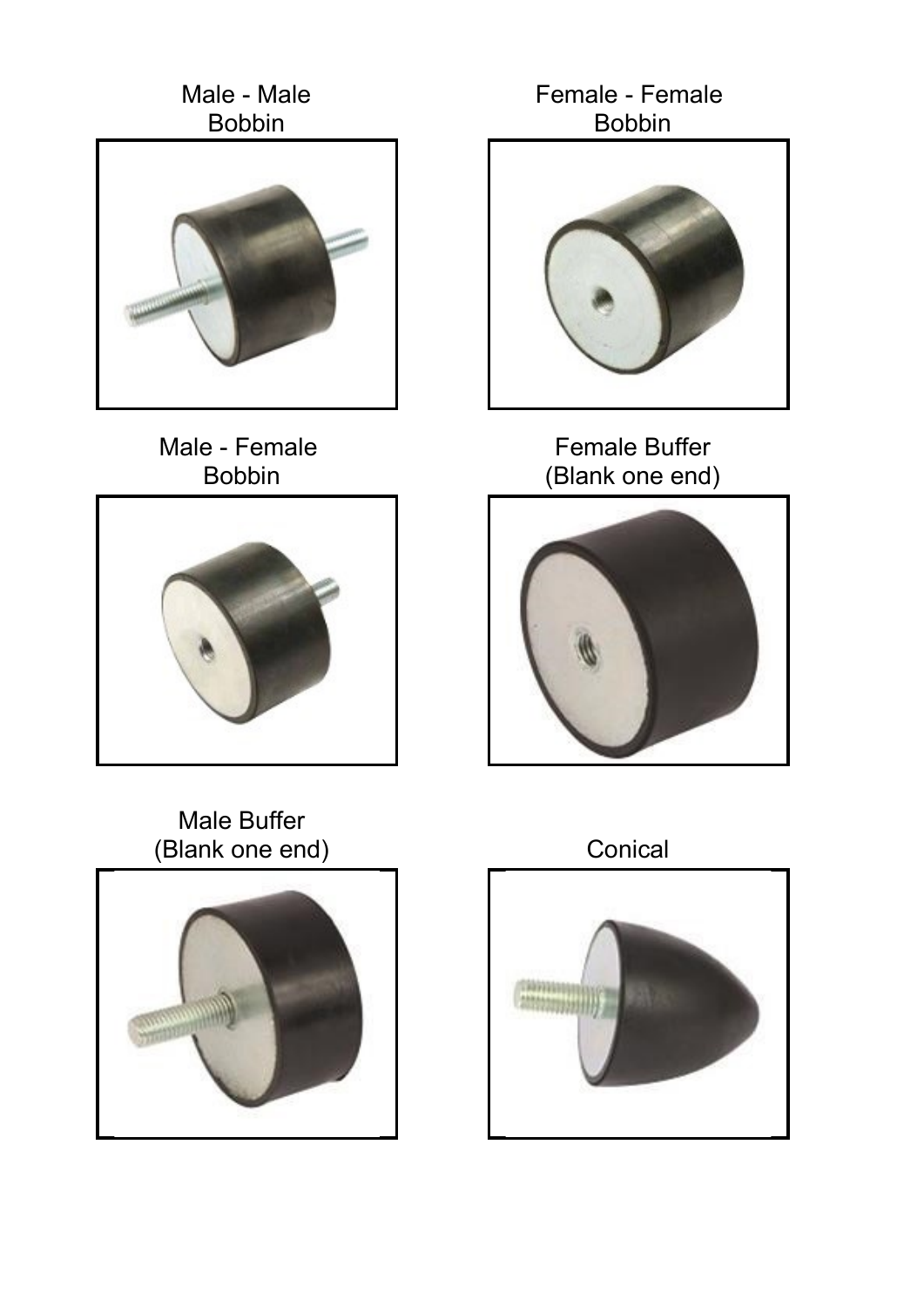Male - Male
Bobbin

Female - Female
Bobbin

Male - Female
Bobbin

Female Buffer
(Blank one end)

Male Buffer
(Blank one end)

Conical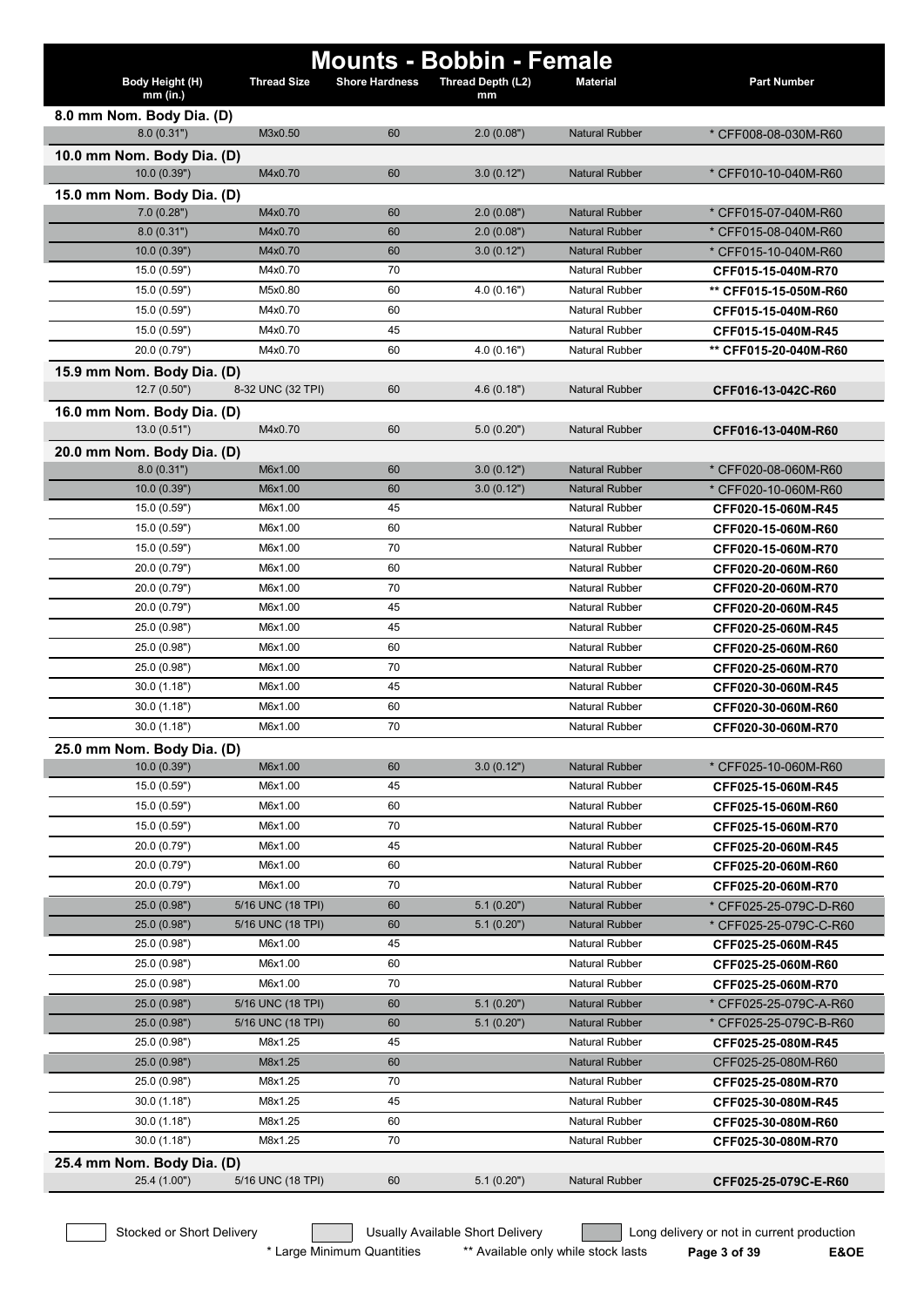# Mounts - Bobbin - Female

| Body Height (H) mm (in.) | Thread Size | Shore Hardness | Thread Depth (L2) mm | Material | Part Number |
|---|---|---|---|---|---|
| **8.0 mm Nom. Body Dia. (D)** | | | | | |
| 8.0 (0.31") | M3x0.50 | 60 | 2.0 (0.08") | Natural Rubber | * CFF008-08-030M-R60 |
| **10.0 mm Nom. Body Dia. (D)** | | | | | |
| 10.0 (0.39") | M4x0.70 | 60 | 3.0 (0.12") | Natural Rubber | * CFF010-10-040M-R60 |
| **15.0 mm Nom. Body Dia. (D)** | | | | | |
| 7.0 (0.28") | M4x0.70 | 60 | 2.0 (0.08") | Natural Rubber | * CFF015-07-040M-R60 |
| 8.0 (0.31") | M4x0.70 | 60 | 2.0 (0.08") | Natural Rubber | * CFF015-08-040M-R60 |
| 10.0 (0.39") | M4x0.70 | 60 | 3.0 (0.12") | Natural Rubber | * CFF015-10-040M-R60 |
| 15.0 (0.59") | M4x0.70 | 70 | | Natural Rubber | **CFF015-15-040M-R70** |
| 15.0 (0.59") | M5x0.80 | 60 | 4.0 (0.16") | Natural Rubber | ** **CFF015-15-050M-R60** |
| 15.0 (0.59") | M4x0.70 | 60 | | Natural Rubber | **CFF015-15-040M-R60** |
| 15.0 (0.59") | M4x0.70 | 45 | | Natural Rubber | **CFF015-15-040M-R45** |
| 20.0 (0.79") | M4x0.70 | 60 | 4.0 (0.16") | Natural Rubber | ** **CFF015-20-040M-R60** |
| **15.9 mm Nom. Body Dia. (D)** | | | | | |
| 12.7 (0.50") | 8-32 UNC (32 TPI) | 60 | 4.6 (0.18") | Natural Rubber | **CFF016-13-042C-R60** |
| **16.0 mm Nom. Body Dia. (D)** | | | | | |
| 13.0 (0.51") | M4x0.70 | 60 | 5.0 (0.20") | Natural Rubber | **CFF016-13-040M-R60** |
| **20.0 mm Nom. Body Dia. (D)** | | | | | |
| 8.0 (0.31") | M6x1.00 | 60 | 3.0 (0.12") | Natural Rubber | * CFF020-08-060M-R60 |
| 10.0 (0.39") | M6x1.00 | 60 | 3.0 (0.12") | Natural Rubber | * CFF020-10-060M-R60 |
| 15.0 (0.59") | M6x1.00 | 45 | | Natural Rubber | **CFF020-15-060M-R45** |
| 15.0 (0.59") | M6x1.00 | 60 | | Natural Rubber | **CFF020-15-060M-R60** |
| 15.0 (0.59") | M6x1.00 | 70 | | Natural Rubber | **CFF020-15-060M-R70** |
| 20.0 (0.79") | M6x1.00 | 60 | | Natural Rubber | **CFF020-20-060M-R60** |
| 20.0 (0.79") | M6x1.00 | 70 | | Natural Rubber | **CFF020-20-060M-R70** |
| 20.0 (0.79") | M6x1.00 | 45 | | Natural Rubber | **CFF020-20-060M-R45** |
| 25.0 (0.98") | M6x1.00 | 45 | | Natural Rubber | **CFF020-25-060M-R45** |
| 25.0 (0.98") | M6x1.00 | 60 | | Natural Rubber | **CFF020-25-060M-R60** |
| 25.0 (0.98") | M6x1.00 | 70 | | Natural Rubber | **CFF020-25-060M-R70** |
| 30.0 (1.18") | M6x1.00 | 45 | | Natural Rubber | **CFF020-30-060M-R45** |
| 30.0 (1.18") | M6x1.00 | 60 | | Natural Rubber | **CFF020-30-060M-R60** |
| 30.0 (1.18") | M6x1.00 | 70 | | Natural Rubber | **CFF020-30-060M-R70** |
| **25.0 mm Nom. Body Dia. (D)** | | | | | |
| 10.0 (0.39") | M6x1.00 | 60 | 3.0 (0.12") | Natural Rubber | * CFF025-10-060M-R60 |
| 15.0 (0.59") | M6x1.00 | 45 | | Natural Rubber | **CFF025-15-060M-R45** |
| 15.0 (0.59") | M6x1.00 | 60 | | Natural Rubber | **CFF025-15-060M-R60** |
| 15.0 (0.59") | M6x1.00 | 70 | | Natural Rubber | **CFF025-15-060M-R70** |
| 20.0 (0.79") | M6x1.00 | 45 | | Natural Rubber | **CFF025-20-060M-R45** |
| 20.0 (0.79") | M6x1.00 | 60 | | Natural Rubber | **CFF025-20-060M-R60** |
| 20.0 (0.79") | M6x1.00 | 70 | | Natural Rubber | **CFF025-20-060M-R70** |
| 25.0 (0.98") | 5/16 UNC (18 TPI) | 60 | 5.1 (0.20") | Natural Rubber | * CFF025-25-079C-D-R60 |
| 25.0 (0.98") | 5/16 UNC (18 TPI) | 60 | 5.1 (0.20") | Natural Rubber | * CFF025-25-079C-C-R60 |
| 25.0 (0.98") | M6x1.00 | 45 | | Natural Rubber | **CFF025-25-060M-R45** |
| 25.0 (0.98") | M6x1.00 | 60 | | Natural Rubber | **CFF025-25-060M-R60** |
| 25.0 (0.98") | M6x1.00 | 70 | | Natural Rubber | **CFF025-25-060M-R70** |
| 25.0 (0.98") | 5/16 UNC (18 TPI) | 60 | 5.1 (0.20") | Natural Rubber | * CFF025-25-079C-A-R60 |
| 25.0 (0.98") | 5/16 UNC (18 TPI) | 60 | 5.1 (0.20") | Natural Rubber | * CFF025-25-079C-B-R60 |
| 25.0 (0.98") | M8x1.25 | 45 | | Natural Rubber | **CFF025-25-080M-R45** |
| 25.0 (0.98") | M8x1.25 | 60 | | Natural Rubber | CFF025-25-080M-R60 |
| 25.0 (0.98") | M8x1.25 | 70 | | Natural Rubber | **CFF025-25-080M-R70** |
| 30.0 (1.18") | M8x1.25 | 45 | | Natural Rubber | **CFF025-30-080M-R45** |
| 30.0 (1.18") | M8x1.25 | 60 | | Natural Rubber | **CFF025-30-080M-R60** |
| 30.0 (1.18") | M8x1.25 | 70 | | Natural Rubber | **CFF025-30-080M-R70** |
| **25.4 mm Nom. Body Dia. (D)** | | | | | |
| 25.4 (1.00") | 5/16 UNC (18 TPI) | 60 | 5.1 (0.20") | Natural Rubber | **CFF025-25-079C-E-R60** |

Stocked or Short Delivery | Usually Available Short Delivery | Long delivery or not in current production

\* Large Minimum Quantities    ** Available only while stock lasts

E&OE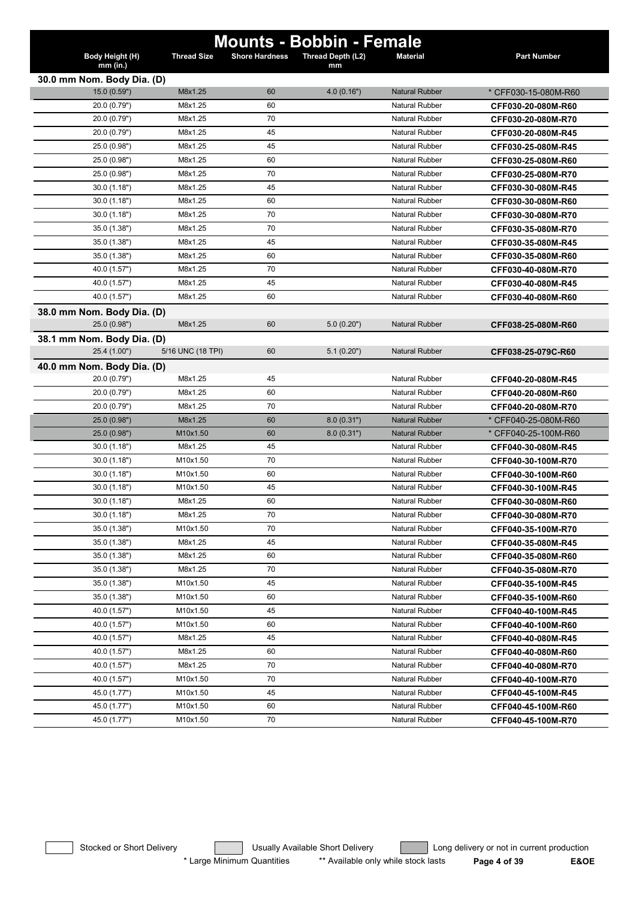# Mounts - Bobbin - Female

| Body Height (H) mm (in.) | Thread Size | Shore Hardness | Thread Depth (L2) mm | Material | Part Number |
|---|---|---|---|---|---|
| **30.0 mm Nom. Body Dia. (D)** | | | | | |
| 15.0 (0.59") | M8x1.25 | 60 | 4.0 (0.16") | Natural Rubber | * CFF030-15-080M-R60 |
| 20.0 (0.79") | M8x1.25 | 60 | | Natural Rubber | CFF030-20-080M-R60 |
| 20.0 (0.79") | M8x1.25 | 70 | | Natural Rubber | CFF030-20-080M-R70 |
| 20.0 (0.79") | M8x1.25 | 45 | | Natural Rubber | CFF030-20-080M-R45 |
| 25.0 (0.98") | M8x1.25 | 45 | | Natural Rubber | CFF030-25-080M-R45 |
| 25.0 (0.98") | M8x1.25 | 60 | | Natural Rubber | CFF030-25-080M-R60 |
| 25.0 (0.98") | M8x1.25 | 70 | | Natural Rubber | CFF030-25-080M-R70 |
| 30.0 (1.18") | M8x1.25 | 45 | | Natural Rubber | CFF030-30-080M-R45 |
| 30.0 (1.18") | M8x1.25 | 60 | | Natural Rubber | CFF030-30-080M-R60 |
| 30.0 (1.18") | M8x1.25 | 70 | | Natural Rubber | CFF030-30-080M-R70 |
| 35.0 (1.38") | M8x1.25 | 70 | | Natural Rubber | CFF030-35-080M-R70 |
| 35.0 (1.38") | M8x1.25 | 45 | | Natural Rubber | CFF030-35-080M-R45 |
| 35.0 (1.38") | M8x1.25 | 60 | | Natural Rubber | CFF030-35-080M-R60 |
| 40.0 (1.57") | M8x1.25 | 70 | | Natural Rubber | CFF030-40-080M-R70 |
| 40.0 (1.57") | M8x1.25 | 45 | | Natural Rubber | CFF030-40-080M-R45 |
| 40.0 (1.57") | M8x1.25 | 60 | | Natural Rubber | CFF030-40-080M-R60 |
| **38.0 mm Nom. Body Dia. (D)** | | | | | |
| 25.0 (0.98") | M8x1.25 | 60 | 5.0 (0.20") | Natural Rubber | CFF038-25-080M-R60 |
| **38.1 mm Nom. Body Dia. (D)** | | | | | |
| 25.4 (1.00") | 5/16 UNC (18 TPI) | 60 | 5.1 (0.20") | Natural Rubber | CFF038-25-079C-R60 |
| **40.0 mm Nom. Body Dia. (D)** | | | | | |
| 20.0 (0.79") | M8x1.25 | 45 | | Natural Rubber | CFF040-20-080M-R45 |
| 20.0 (0.79") | M8x1.25 | 60 | | Natural Rubber | CFF040-20-080M-R60 |
| 20.0 (0.79") | M8x1.25 | 70 | | Natural Rubber | CFF040-20-080M-R70 |
| 25.0 (0.98") | M8x1.25 | 60 | 8.0 (0.31") | Natural Rubber | * CFF040-25-080M-R60 |
| 25.0 (0.98") | M10x1.50 | 60 | 8.0 (0.31") | Natural Rubber | * CFF040-25-100M-R60 |
| 30.0 (1.18") | M8x1.25 | 45 | | Natural Rubber | CFF040-30-080M-R45 |
| 30.0 (1.18") | M10x1.50 | 70 | | Natural Rubber | CFF040-30-100M-R70 |
| 30.0 (1.18") | M10x1.50 | 60 | | Natural Rubber | CFF040-30-100M-R60 |
| 30.0 (1.18") | M10x1.50 | 45 | | Natural Rubber | CFF040-30-100M-R45 |
| 30.0 (1.18") | M8x1.25 | 60 | | Natural Rubber | CFF040-30-080M-R60 |
| 30.0 (1.18") | M8x1.25 | 70 | | Natural Rubber | CFF040-30-080M-R70 |
| 35.0 (1.38") | M10x1.50 | 70 | | Natural Rubber | CFF040-35-100M-R70 |
| 35.0 (1.38") | M8x1.25 | 45 | | Natural Rubber | CFF040-35-080M-R45 |
| 35.0 (1.38") | M8x1.25 | 60 | | Natural Rubber | CFF040-35-080M-R60 |
| 35.0 (1.38") | M8x1.25 | 70 | | Natural Rubber | CFF040-35-080M-R70 |
| 35.0 (1.38") | M10x1.50 | 45 | | Natural Rubber | CFF040-35-100M-R45 |
| 35.0 (1.38") | M10x1.50 | 60 | | Natural Rubber | CFF040-35-100M-R60 |
| 40.0 (1.57") | M10x1.50 | 45 | | Natural Rubber | CFF040-40-100M-R45 |
| 40.0 (1.57") | M10x1.50 | 60 | | Natural Rubber | CFF040-40-100M-R60 |
| 40.0 (1.57") | M8x1.25 | 45 | | Natural Rubber | CFF040-40-080M-R45 |
| 40.0 (1.57") | M8x1.25 | 60 | | Natural Rubber | CFF040-40-080M-R60 |
| 40.0 (1.57") | M8x1.25 | 70 | | Natural Rubber | CFF040-40-080M-R70 |
| 40.0 (1.57") | M10x1.50 | 70 | | Natural Rubber | CFF040-40-100M-R70 |
| 45.0 (1.77") | M10x1.50 | 45 | | Natural Rubber | CFF040-45-100M-R45 |
| 45.0 (1.77") | M10x1.50 | 60 | | Natural Rubber | CFF040-45-100M-R60 |
| 45.0 (1.77") | M10x1.50 | 70 | | Natural Rubber | CFF040-45-100M-R70 |

Stocked or Short Delivery | Usually Available Short Delivery | Long delivery or not in current production

* Large Minimum Quantities &nbsp;&nbsp; ** Available only while stock lasts &nbsp;&nbsp; E&OE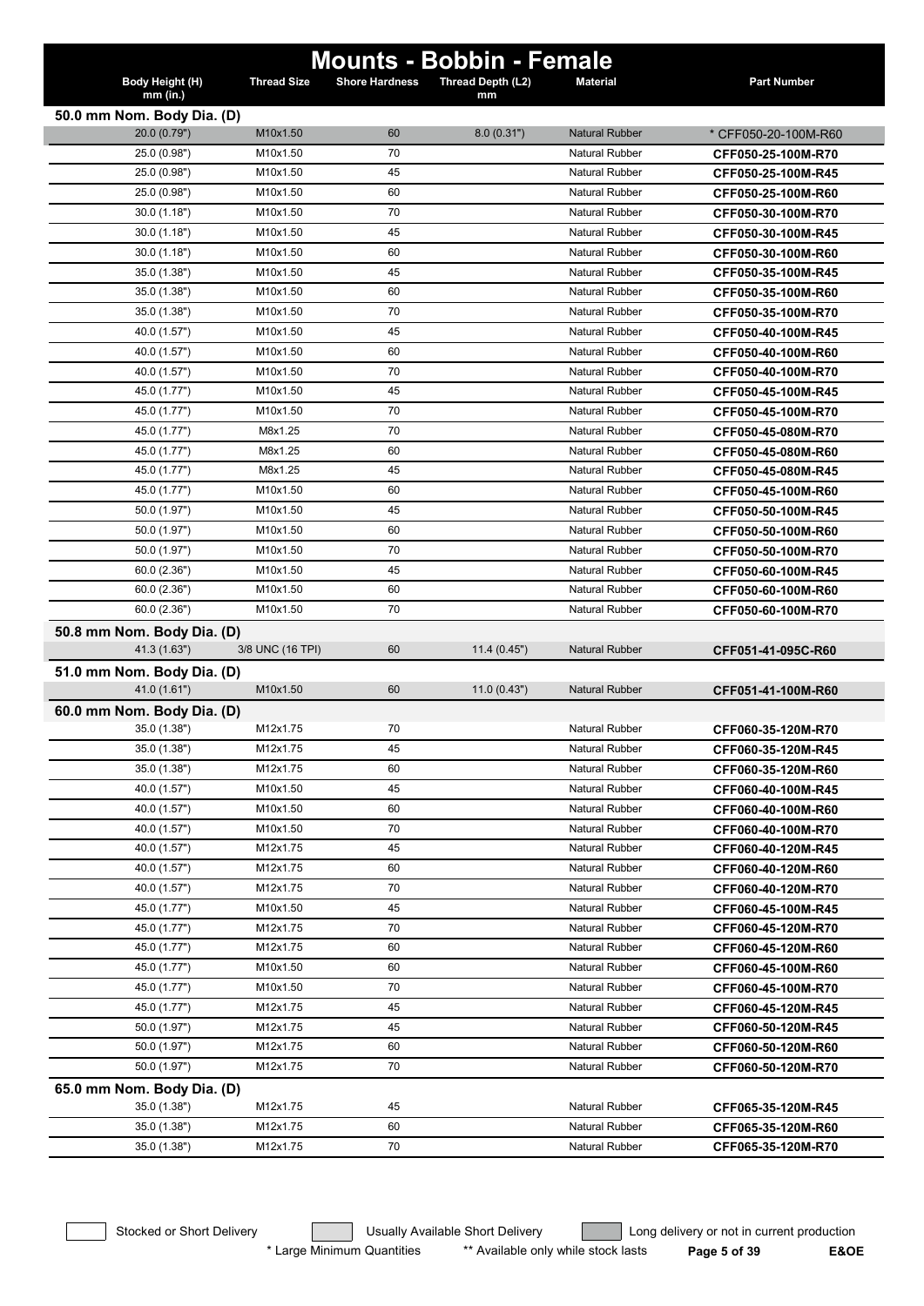# Mounts - Bobbin - Female

| Body Height (H) mm (in.) | Thread Size | Shore Hardness | Thread Depth (L2) mm | Material | Part Number |
|---|---|---|---|---|---|
| **50.0 mm Nom. Body Dia. (D)** | | | | | |
| 20.0 (0.79") | M10x1.50 | 60 | 8.0 (0.31") | Natural Rubber | * CFF050-20-100M-R60 |
| 25.0 (0.98") | M10x1.50 | 70 | | Natural Rubber | **CFF050-25-100M-R70** |
| 25.0 (0.98") | M10x1.50 | 45 | | Natural Rubber | **CFF050-25-100M-R45** |
| 25.0 (0.98") | M10x1.50 | 60 | | Natural Rubber | **CFF050-25-100M-R60** |
| 30.0 (1.18") | M10x1.50 | 70 | | Natural Rubber | **CFF050-30-100M-R70** |
| 30.0 (1.18") | M10x1.50 | 45 | | Natural Rubber | **CFF050-30-100M-R45** |
| 30.0 (1.18") | M10x1.50 | 60 | | Natural Rubber | **CFF050-30-100M-R60** |
| 35.0 (1.38") | M10x1.50 | 45 | | Natural Rubber | **CFF050-35-100M-R45** |
| 35.0 (1.38") | M10x1.50 | 60 | | Natural Rubber | **CFF050-35-100M-R60** |
| 35.0 (1.38") | M10x1.50 | 70 | | Natural Rubber | **CFF050-35-100M-R70** |
| 40.0 (1.57") | M10x1.50 | 45 | | Natural Rubber | **CFF050-40-100M-R45** |
| 40.0 (1.57") | M10x1.50 | 60 | | Natural Rubber | **CFF050-40-100M-R60** |
| 40.0 (1.57") | M10x1.50 | 70 | | Natural Rubber | **CFF050-40-100M-R70** |
| 45.0 (1.77") | M10x1.50 | 45 | | Natural Rubber | **CFF050-45-100M-R45** |
| 45.0 (1.77") | M10x1.50 | 70 | | Natural Rubber | **CFF050-45-100M-R70** |
| 45.0 (1.77") | M8x1.25 | 70 | | Natural Rubber | **CFF050-45-080M-R70** |
| 45.0 (1.77") | M8x1.25 | 60 | | Natural Rubber | **CFF050-45-080M-R60** |
| 45.0 (1.77") | M8x1.25 | 45 | | Natural Rubber | **CFF050-45-080M-R45** |
| 45.0 (1.77") | M10x1.50 | 60 | | Natural Rubber | **CFF050-45-100M-R60** |
| 50.0 (1.97") | M10x1.50 | 45 | | Natural Rubber | **CFF050-50-100M-R45** |
| 50.0 (1.97") | M10x1.50 | 60 | | Natural Rubber | **CFF050-50-100M-R60** |
| 50.0 (1.97") | M10x1.50 | 70 | | Natural Rubber | **CFF050-50-100M-R70** |
| 60.0 (2.36") | M10x1.50 | 45 | | Natural Rubber | **CFF050-60-100M-R45** |
| 60.0 (2.36") | M10x1.50 | 60 | | Natural Rubber | **CFF050-60-100M-R60** |
| 60.0 (2.36") | M10x1.50 | 70 | | Natural Rubber | **CFF050-60-100M-R70** |
| **50.8 mm Nom. Body Dia. (D)** | | | | | |
| 41.3 (1.63") | 3/8 UNC (16 TPI) | 60 | 11.4 (0.45") | Natural Rubber | **CFF051-41-095C-R60** |
| **51.0 mm Nom. Body Dia. (D)** | | | | | |
| 41.0 (1.61") | M10x1.50 | 60 | 11.0 (0.43") | Natural Rubber | **CFF051-41-100M-R60** |
| **60.0 mm Nom. Body Dia. (D)** | | | | | |
| 35.0 (1.38") | M12x1.75 | 70 | | Natural Rubber | **CFF060-35-120M-R70** |
| 35.0 (1.38") | M12x1.75 | 45 | | Natural Rubber | **CFF060-35-120M-R45** |
| 35.0 (1.38") | M12x1.75 | 60 | | Natural Rubber | **CFF060-35-120M-R60** |
| 40.0 (1.57") | M10x1.50 | 45 | | Natural Rubber | **CFF060-40-100M-R45** |
| 40.0 (1.57") | M10x1.50 | 60 | | Natural Rubber | **CFF060-40-100M-R60** |
| 40.0 (1.57") | M10x1.50 | 70 | | Natural Rubber | **CFF060-40-100M-R70** |
| 40.0 (1.57") | M12x1.75 | 45 | | Natural Rubber | **CFF060-40-120M-R45** |
| 40.0 (1.57") | M12x1.75 | 60 | | Natural Rubber | **CFF060-40-120M-R60** |
| 40.0 (1.57") | M12x1.75 | 70 | | Natural Rubber | **CFF060-40-120M-R70** |
| 45.0 (1.77") | M10x1.50 | 45 | | Natural Rubber | **CFF060-45-100M-R45** |
| 45.0 (1.77") | M12x1.75 | 70 | | Natural Rubber | **CFF060-45-120M-R70** |
| 45.0 (1.77") | M12x1.75 | 60 | | Natural Rubber | **CFF060-45-120M-R60** |
| 45.0 (1.77") | M10x1.50 | 60 | | Natural Rubber | **CFF060-45-100M-R60** |
| 45.0 (1.77") | M10x1.50 | 70 | | Natural Rubber | **CFF060-45-100M-R70** |
| 45.0 (1.77") | M12x1.75 | 45 | | Natural Rubber | **CFF060-45-120M-R45** |
| 50.0 (1.97") | M12x1.75 | 45 | | Natural Rubber | **CFF060-50-120M-R45** |
| 50.0 (1.97") | M12x1.75 | 60 | | Natural Rubber | **CFF060-50-120M-R60** |
| 50.0 (1.97") | M12x1.75 | 70 | | Natural Rubber | **CFF060-50-120M-R70** |
| **65.0 mm Nom. Body Dia. (D)** | | | | | |
| 35.0 (1.38") | M12x1.75 | 45 | | Natural Rubber | **CFF065-35-120M-R45** |
| 35.0 (1.38") | M12x1.75 | 60 | | Natural Rubber | **CFF065-35-120M-R60** |
| 35.0 (1.38") | M12x1.75 | 70 | | Natural Rubber | **CFF065-35-120M-R70** |

Stocked or Short Delivery | Usually Available Short Delivery | Long delivery or not in current production

\* Large Minimum Quantities ** Available only while stock lasts E&OE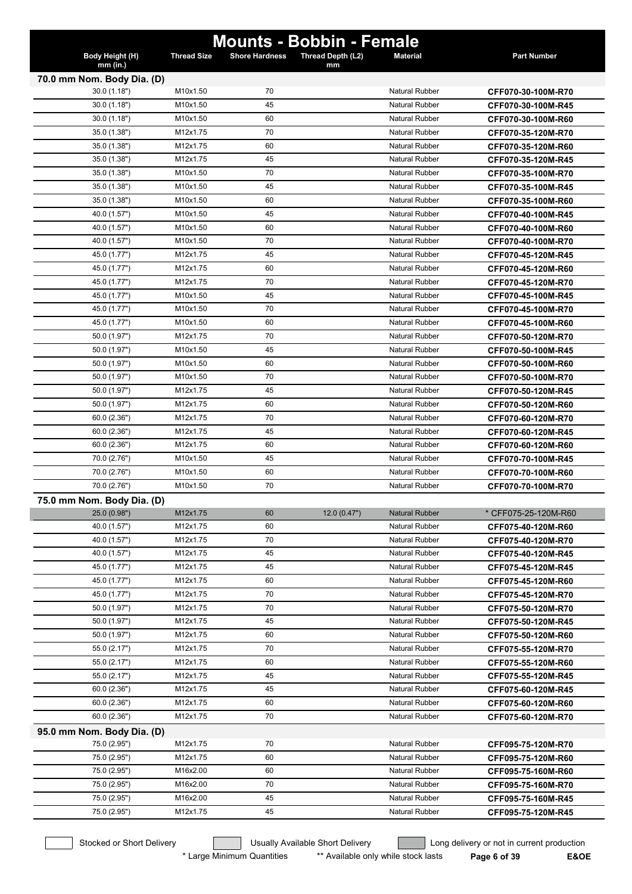# Mounts - Bobbin - Female

| Body Height (H) mm (in.) | Thread Size | Shore Hardness | Thread Depth (L2) mm | Material | Part Number |
|---|---|---|---|---|---|
| **70.0 mm Nom. Body Dia. (D)** | | | | | |
| 30.0 (1.18") | M10x1.50 | 70 | | Natural Rubber | **CFF070-30-100M-R70** |
| 30.0 (1.18") | M10x1.50 | 45 | | Natural Rubber | **CFF070-30-100M-R45** |
| 30.0 (1.18") | M10x1.50 | 60 | | Natural Rubber | **CFF070-30-100M-R60** |
| 35.0 (1.38") | M12x1.75 | 70 | | Natural Rubber | **CFF070-35-120M-R70** |
| 35.0 (1.38") | M12x1.75 | 60 | | Natural Rubber | **CFF070-35-120M-R60** |
| 35.0 (1.38") | M12x1.75 | 45 | | Natural Rubber | **CFF070-35-120M-R45** |
| 35.0 (1.38") | M10x1.50 | 70 | | Natural Rubber | **CFF070-35-100M-R70** |
| 35.0 (1.38") | M10x1.50 | 45 | | Natural Rubber | **CFF070-35-100M-R45** |
| 35.0 (1.38") | M10x1.50 | 60 | | Natural Rubber | **CFF070-35-100M-R60** |
| 40.0 (1.57") | M10x1.50 | 45 | | Natural Rubber | **CFF070-40-100M-R45** |
| 40.0 (1.57") | M10x1.50 | 60 | | Natural Rubber | **CFF070-40-100M-R60** |
| 40.0 (1.57") | M10x1.50 | 70 | | Natural Rubber | **CFF070-40-100M-R70** |
| 45.0 (1.77") | M12x1.75 | 45 | | Natural Rubber | **CFF070-45-120M-R45** |
| 45.0 (1.77") | M12x1.75 | 60 | | Natural Rubber | **CFF070-45-120M-R60** |
| 45.0 (1.77") | M12x1.75 | 70 | | Natural Rubber | **CFF070-45-120M-R70** |
| 45.0 (1.77") | M10x1.50 | 45 | | Natural Rubber | **CFF070-45-100M-R45** |
| 45.0 (1.77") | M10x1.50 | 70 | | Natural Rubber | **CFF070-45-100M-R70** |
| 45.0 (1.77") | M10x1.50 | 60 | | Natural Rubber | **CFF070-45-100M-R60** |
| 50.0 (1.97") | M12x1.75 | 70 | | Natural Rubber | **CFF070-50-120M-R70** |
| 50.0 (1.97") | M10x1.50 | 45 | | Natural Rubber | **CFF070-50-100M-R45** |
| 50.0 (1.97") | M10x1.50 | 60 | | Natural Rubber | **CFF070-50-100M-R60** |
| 50.0 (1.97") | M10x1.50 | 70 | | Natural Rubber | **CFF070-50-100M-R70** |
| 50.0 (1.97") | M12x1.75 | 45 | | Natural Rubber | **CFF070-50-120M-R45** |
| 50.0 (1.97") | M12x1.75 | 60 | | Natural Rubber | **CFF070-50-120M-R60** |
| 60.0 (2.36") | M12x1.75 | 70 | | Natural Rubber | **CFF070-60-120M-R70** |
| 60.0 (2.36") | M12x1.75 | 45 | | Natural Rubber | **CFF070-60-120M-R45** |
| 60.0 (2.36") | M12x1.75 | 60 | | Natural Rubber | **CFF070-60-120M-R60** |
| 70.0 (2.76") | M10x1.50 | 45 | | Natural Rubber | **CFF070-70-100M-R45** |
| 70.0 (2.76") | M10x1.50 | 60 | | Natural Rubber | **CFF070-70-100M-R60** |
| 70.0 (2.76") | M10x1.50 | 70 | | Natural Rubber | **CFF070-70-100M-R70** |
| **75.0 mm Nom. Body Dia. (D)** | | | | | |
| 25.0 (0.98") | M12x1.75 | 60 | 12.0 (0.47") | Natural Rubber | * CFF075-25-120M-R60 |
| 40.0 (1.57") | M12x1.75 | 60 | | Natural Rubber | **CFF075-40-120M-R60** |
| 40.0 (1.57") | M12x1.75 | 70 | | Natural Rubber | **CFF075-40-120M-R70** |
| 40.0 (1.57") | M12x1.75 | 45 | | Natural Rubber | **CFF075-40-120M-R45** |
| 45.0 (1.77") | M12x1.75 | 45 | | Natural Rubber | **CFF075-45-120M-R45** |
| 45.0 (1.77") | M12x1.75 | 60 | | Natural Rubber | **CFF075-45-120M-R60** |
| 45.0 (1.77") | M12x1.75 | 70 | | Natural Rubber | **CFF075-45-120M-R70** |
| 50.0 (1.97") | M12x1.75 | 70 | | Natural Rubber | **CFF075-50-120M-R70** |
| 50.0 (1.97") | M12x1.75 | 45 | | Natural Rubber | **CFF075-50-120M-R45** |
| 50.0 (1.97") | M12x1.75 | 60 | | Natural Rubber | **CFF075-50-120M-R60** |
| 55.0 (2.17") | M12x1.75 | 70 | | Natural Rubber | **CFF075-55-120M-R70** |
| 55.0 (2.17") | M12x1.75 | 60 | | Natural Rubber | **CFF075-55-120M-R60** |
| 55.0 (2.17") | M12x1.75 | 45 | | Natural Rubber | **CFF075-55-120M-R45** |
| 60.0 (2.36") | M12x1.75 | 45 | | Natural Rubber | **CFF075-60-120M-R45** |
| 60.0 (2.36") | M12x1.75 | 60 | | Natural Rubber | **CFF075-60-120M-R60** |
| 60.0 (2.36") | M12x1.75 | 70 | | Natural Rubber | **CFF075-60-120M-R70** |
| **95.0 mm Nom. Body Dia. (D)** | | | | | |
| 75.0 (2.95") | M12x1.75 | 70 | | Natural Rubber | **CFF095-75-120M-R70** |
| 75.0 (2.95") | M12x1.75 | 60 | | Natural Rubber | **CFF095-75-120M-R60** |
| 75.0 (2.95") | M16x2.00 | 60 | | Natural Rubber | **CFF095-75-160M-R60** |
| 75.0 (2.95") | M16x2.00 | 70 | | Natural Rubber | **CFF095-75-160M-R70** |
| 75.0 (2.95") | M16x2.00 | 45 | | Natural Rubber | **CFF095-75-160M-R45** |
| 75.0 (2.95") | M12x1.75 | 45 | | Natural Rubber | **CFF095-75-120M-R45** |

Stocked or Short Delivery | Usually Available Short Delivery | Long delivery or not in current production

\* Large Minimum Quantities ** Available only while stock lasts

E&OE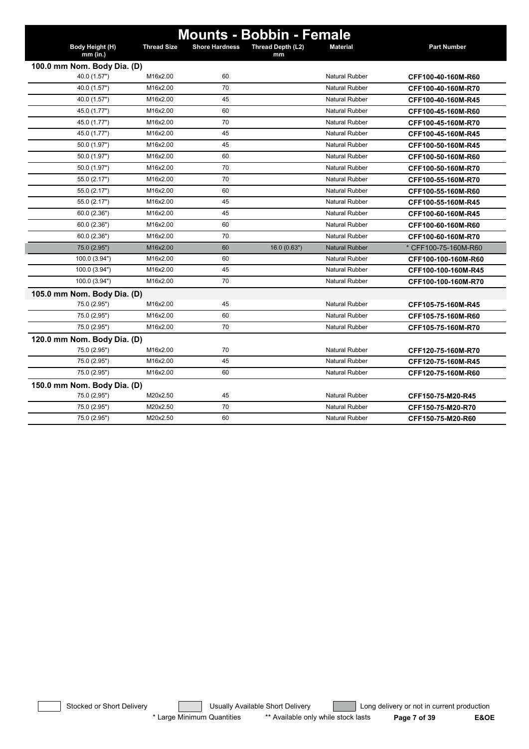# Mounts - Bobbin - Female

| Body Height (H) mm (in.) | Thread Size | Shore Hardness | Thread Depth (L2) mm | Material | Part Number |
|---|---|---|---|---|---|
| **100.0 mm Nom. Body Dia. (D)** | | | | | |
| 40.0 (1.57") | M16x2.00 | 60 | | Natural Rubber | **CFF100-40-160M-R60** |
| 40.0 (1.57") | M16x2.00 | 70 | | Natural Rubber | **CFF100-40-160M-R70** |
| 40.0 (1.57") | M16x2.00 | 45 | | Natural Rubber | **CFF100-40-160M-R45** |
| 45.0 (1.77") | M16x2.00 | 60 | | Natural Rubber | **CFF100-45-160M-R60** |
| 45.0 (1.77") | M16x2.00 | 70 | | Natural Rubber | **CFF100-45-160M-R70** |
| 45.0 (1.77") | M16x2.00 | 45 | | Natural Rubber | **CFF100-45-160M-R45** |
| 50.0 (1.97") | M16x2.00 | 45 | | Natural Rubber | **CFF100-50-160M-R45** |
| 50.0 (1.97") | M16x2.00 | 60 | | Natural Rubber | **CFF100-50-160M-R60** |
| 50.0 (1.97") | M16x2.00 | 70 | | Natural Rubber | **CFF100-50-160M-R70** |
| 55.0 (2.17") | M16x2.00 | 70 | | Natural Rubber | **CFF100-55-160M-R70** |
| 55.0 (2.17") | M16x2.00 | 60 | | Natural Rubber | **CFF100-55-160M-R60** |
| 55.0 (2.17") | M16x2.00 | 45 | | Natural Rubber | **CFF100-55-160M-R45** |
| 60.0 (2.36") | M16x2.00 | 45 | | Natural Rubber | **CFF100-60-160M-R45** |
| 60.0 (2.36") | M16x2.00 | 60 | | Natural Rubber | **CFF100-60-160M-R60** |
| 60.0 (2.36") | M16x2.00 | 70 | | Natural Rubber | **CFF100-60-160M-R70** |
| 75.0 (2.95") | M16x2.00 | 60 | 16.0 (0.63") | Natural Rubber | * CFF100-75-160M-R60 |
| 100.0 (3.94") | M16x2.00 | 60 | | Natural Rubber | **CFF100-100-160M-R60** |
| 100.0 (3.94") | M16x2.00 | 45 | | Natural Rubber | **CFF100-100-160M-R45** |
| 100.0 (3.94") | M16x2.00 | 70 | | Natural Rubber | **CFF100-100-160M-R70** |
| **105.0 mm Nom. Body Dia. (D)** | | | | | |
| 75.0 (2.95") | M16x2.00 | 45 | | Natural Rubber | **CFF105-75-160M-R45** |
| 75.0 (2.95") | M16x2.00 | 60 | | Natural Rubber | **CFF105-75-160M-R60** |
| 75.0 (2.95") | M16x2.00 | 70 | | Natural Rubber | **CFF105-75-160M-R70** |
| **120.0 mm Nom. Body Dia. (D)** | | | | | |
| 75.0 (2.95") | M16x2.00 | 70 | | Natural Rubber | **CFF120-75-160M-R70** |
| 75.0 (2.95") | M16x2.00 | 45 | | Natural Rubber | **CFF120-75-160M-R45** |
| 75.0 (2.95") | M16x2.00 | 60 | | Natural Rubber | **CFF120-75-160M-R60** |
| **150.0 mm Nom. Body Dia. (D)** | | | | | |
| 75.0 (2.95") | M20x2.50 | 45 | | Natural Rubber | **CFF150-75-M20-R45** |
| 75.0 (2.95") | M20x2.50 | 70 | | Natural Rubber | **CFF150-75-M20-R70** |
| 75.0 (2.95") | M20x2.50 | 60 | | Natural Rubber | **CFF150-75-M20-R60** |

Stocked or Short Delivery | Usually Available Short Delivery | Long delivery or not in current production

\* Large Minimum Quantities ** Available only while stock lasts

E&OE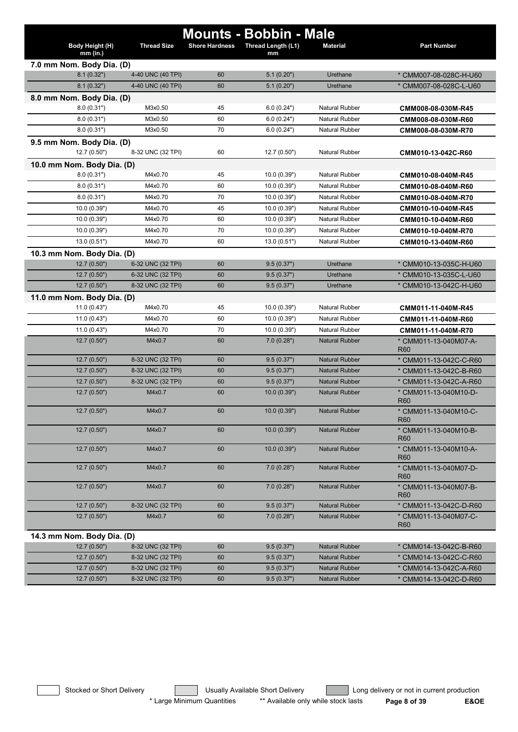# Mounts - Bobbin - Male

| Body Height (H) mm (in.) | Thread Size | Shore Hardness | Thread Length (L1) mm | Material | Part Number |
|---|---|---|---|---|---|
| **7.0 mm Nom. Body Dia. (D)** | | | | | |
| 8.1 (0.32") | 4-40 UNC (40 TPI) | 60 | 5.1 (0.20") | Urethane | * CMM007-08-028C-H-U60 |
| 8.1 (0.32") | 4-40 UNC (40 TPI) | 60 | 5.1 (0.20") | Urethane | * CMM007-08-028C-L-U60 |
| **8.0 mm Nom. Body Dia. (D)** | | | | | |
| 8.0 (0.31") | M3x0.50 | 45 | 6.0 (0.24") | Natural Rubber | **CMM008-08-030M-R45** |
| 8.0 (0.31") | M3x0.50 | 60 | 6.0 (0.24") | Natural Rubber | **CMM008-08-030M-R60** |
| 8.0 (0.31") | M3x0.50 | 70 | 6.0 (0.24") | Natural Rubber | **CMM008-08-030M-R70** |
| **9.5 mm Nom. Body Dia. (D)** | | | | | |
| 12.7 (0.50") | 8-32 UNC (32 TPI) | 60 | 12.7 (0.50") | Natural Rubber | **CMM010-13-042C-R60** |
| **10.0 mm Nom. Body Dia. (D)** | | | | | |
| 8.0 (0.31") | M4x0.70 | 45 | 10.0 (0.39") | Natural Rubber | **CMM010-08-040M-R45** |
| 8.0 (0.31") | M4x0.70 | 60 | 10.0 (0.39") | Natural Rubber | **CMM010-08-040M-R60** |
| 8.0 (0.31") | M4x0.70 | 70 | 10.0 (0.39") | Natural Rubber | **CMM010-08-040M-R70** |
| 10.0 (0.39") | M4x0.70 | 45 | 10.0 (0.39") | Natural Rubber | **CMM010-10-040M-R45** |
| 10.0 (0.39") | M4x0.70 | 60 | 10.0 (0.39") | Natural Rubber | **CMM010-10-040M-R60** |
| 10.0 (0.39") | M4x0.70 | 70 | 10.0 (0.39") | Natural Rubber | **CMM010-10-040M-R70** |
| 13.0 (0.51") | M4x0.70 | 60 | 13.0 (0.51") | Natural Rubber | **CMM010-13-040M-R60** |
| **10.3 mm Nom. Body Dia. (D)** | | | | | |
| 12.7 (0.50") | 6-32 UNC (32 TPI) | 60 | 9.5 (0.37") | Urethane | * CMM010-13-035C-H-U60 |
| 12.7 (0.50") | 6-32 UNC (32 TPI) | 60 | 9.5 (0.37") | Urethane | * CMM010-13-035C-L-U60 |
| 12.7 (0.50") | 8-32 UNC (32 TPI) | 60 | 9.5 (0.37") | Urethane | * CMM010-13-042C-H-U60 |
| **11.0 mm Nom. Body Dia. (D)** | | | | | |
| 11.0 (0.43") | M4x0.70 | 45 | 10.0 (0.39") | Natural Rubber | **CMM011-11-040M-R45** |
| 11.0 (0.43") | M4x0.70 | 60 | 10.0 (0.39") | Natural Rubber | **CMM011-11-040M-R60** |
| 11.0 (0.43") | M4x0.70 | 70 | 10.0 (0.39") | Natural Rubber | **CMM011-11-040M-R70** |
| 12.7 (0.50") | M4x0.7 | 60 | 7.0 (0.28") | Natural Rubber | * CMM011-13-040M07-A-R60 |
| 12.7 (0.50") | 8-32 UNC (32 TPI) | 60 | 9.5 (0.37") | Natural Rubber | * CMM011-13-042C-C-R60 |
| 12.7 (0.50") | 8-32 UNC (32 TPI) | 60 | 9.5 (0.37") | Natural Rubber | * CMM011-13-042C-B-R60 |
| 12.7 (0.50") | 8-32 UNC (32 TPI) | 60 | 9.5 (0.37") | Natural Rubber | * CMM011-13-042C-A-R60 |
| 12.7 (0.50") | M4x0.7 | 60 | 10.0 (0.39") | Natural Rubber | * CMM011-13-040M10-D-R60 |
| 12.7 (0.50") | M4x0.7 | 60 | 10.0 (0.39") | Natural Rubber | * CMM011-13-040M10-C-R60 |
| 12.7 (0.50") | M4x0.7 | 60 | 10.0 (0.39") | Natural Rubber | * CMM011-13-040M10-B-R60 |
| 12.7 (0.50") | M4x0.7 | 60 | 10.0 (0.39") | Natural Rubber | * CMM011-13-040M10-A-R60 |
| 12.7 (0.50") | M4x0.7 | 60 | 7.0 (0.28") | Natural Rubber | * CMM011-13-040M07-D-R60 |
| 12.7 (0.50") | M4x0.7 | 60 | 7.0 (0.28") | Natural Rubber | * CMM011-13-040M07-B-R60 |
| 12.7 (0.50") | 8-32 UNC (32 TPI) | 60 | 9.5 (0.37") | Natural Rubber | * CMM011-13-042C-D-R60 |
| 12.7 (0.50") | M4x0.7 | 60 | 7.0 (0.28") | Natural Rubber | * CMM011-13-040M07-C-R60 |
| **14.3 mm Nom. Body Dia. (D)** | | | | | |
| 12.7 (0.50") | 8-32 UNC (32 TPI) | 60 | 9.5 (0.37") | Natural Rubber | * CMM014-13-042C-B-R60 |
| 12.7 (0.50") | 8-32 UNC (32 TPI) | 60 | 9.5 (0.37") | Natural Rubber | * CMM014-13-042C-C-R60 |
| 12.7 (0.50") | 8-32 UNC (32 TPI) | 60 | 9.5 (0.37") | Natural Rubber | * CMM014-13-042C-A-R60 |
| 12.7 (0.50") | 8-32 UNC (32 TPI) | 60 | 9.5 (0.37") | Natural Rubber | * CMM014-13-042C-D-R60 |

Stocked or Short Delivery | Usually Available Short Delivery | Long delivery or not in current production

\* Large Minimum Quantities | ** Available only while stock lasts | E&OE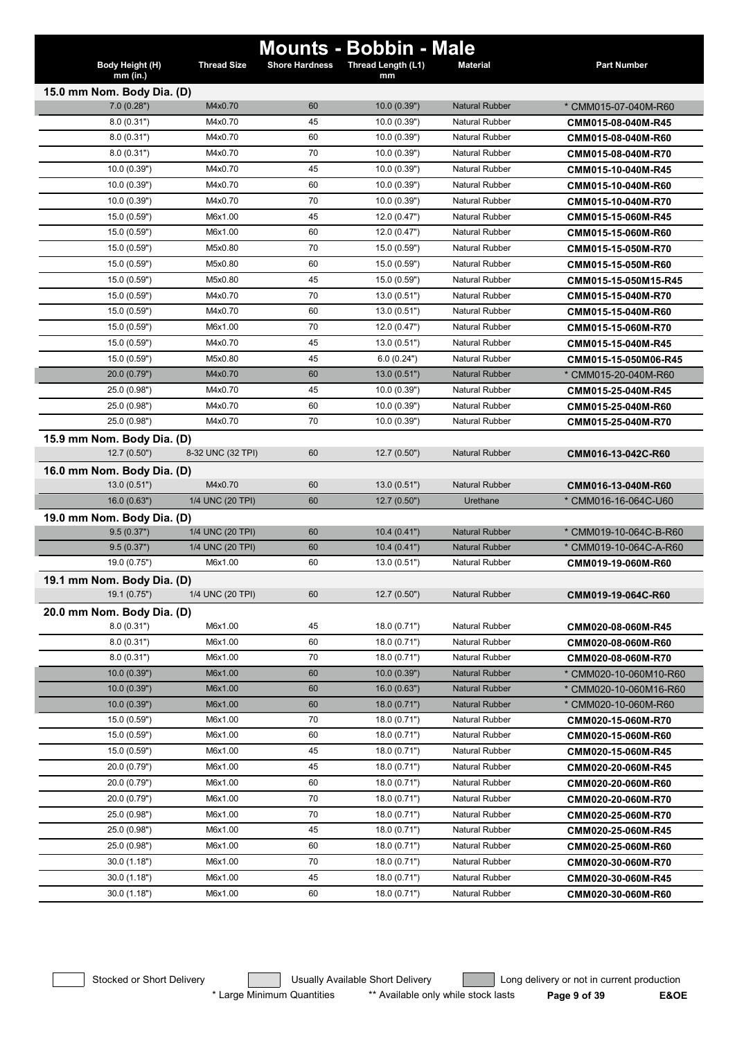# Mounts - Bobbin - Male

| Body Height (H) mm (in.) | Thread Size | Shore Hardness | Thread Length (L1) mm | Material | Part Number |
|---|---|---|---|---|---|
| **15.0 mm Nom. Body Dia. (D)** | | | | | |
| 7.0 (0.28") | M4x0.70 | 60 | 10.0 (0.39") | Natural Rubber | * CMM015-07-040M-R60 |
| 8.0 (0.31") | M4x0.70 | 45 | 10.0 (0.39") | Natural Rubber | **CMM015-08-040M-R45** |
| 8.0 (0.31") | M4x0.70 | 60 | 10.0 (0.39") | Natural Rubber | **CMM015-08-040M-R60** |
| 8.0 (0.31") | M4x0.70 | 70 | 10.0 (0.39") | Natural Rubber | **CMM015-08-040M-R70** |
| 10.0 (0.39") | M4x0.70 | 45 | 10.0 (0.39") | Natural Rubber | **CMM015-10-040M-R45** |
| 10.0 (0.39") | M4x0.70 | 60 | 10.0 (0.39") | Natural Rubber | **CMM015-10-040M-R60** |
| 10.0 (0.39") | M4x0.70 | 70 | 10.0 (0.39") | Natural Rubber | **CMM015-10-040M-R70** |
| 15.0 (0.59") | M6x1.00 | 45 | 12.0 (0.47") | Natural Rubber | **CMM015-15-060M-R45** |
| 15.0 (0.59") | M6x1.00 | 60 | 12.0 (0.47") | Natural Rubber | **CMM015-15-060M-R60** |
| 15.0 (0.59") | M5x0.80 | 70 | 15.0 (0.59") | Natural Rubber | **CMM015-15-050M-R70** |
| 15.0 (0.59") | M5x0.80 | 60 | 15.0 (0.59") | Natural Rubber | **CMM015-15-050M-R60** |
| 15.0 (0.59") | M5x0.80 | 45 | 15.0 (0.59") | Natural Rubber | **CMM015-15-050M15-R45** |
| 15.0 (0.59") | M4x0.70 | 70 | 13.0 (0.51") | Natural Rubber | **CMM015-15-040M-R70** |
| 15.0 (0.59") | M4x0.70 | 60 | 13.0 (0.51") | Natural Rubber | **CMM015-15-040M-R60** |
| 15.0 (0.59") | M6x1.00 | 70 | 12.0 (0.47") | Natural Rubber | **CMM015-15-060M-R70** |
| 15.0 (0.59") | M4x0.70 | 45 | 13.0 (0.51") | Natural Rubber | **CMM015-15-040M-R45** |
| 15.0 (0.59") | M5x0.80 | 45 | 6.0 (0.24") | Natural Rubber | **CMM015-15-050M06-R45** |
| 20.0 (0.79") | M4x0.70 | 60 | 13.0 (0.51") | Natural Rubber | * CMM015-20-040M-R60 |
| 25.0 (0.98") | M4x0.70 | 45 | 10.0 (0.39") | Natural Rubber | **CMM015-25-040M-R45** |
| 25.0 (0.98") | M4x0.70 | 60 | 10.0 (0.39") | Natural Rubber | **CMM015-25-040M-R60** |
| 25.0 (0.98") | M4x0.70 | 70 | 10.0 (0.39") | Natural Rubber | **CMM015-25-040M-R70** |
| **15.9 mm Nom. Body Dia. (D)** | | | | | |
| 12.7 (0.50") | 8-32 UNC (32 TPI) | 60 | 12.7 (0.50") | Natural Rubber | **CMM016-13-042C-R60** |
| **16.0 mm Nom. Body Dia. (D)** | | | | | |
| 13.0 (0.51") | M4x0.70 | 60 | 13.0 (0.51") | Natural Rubber | **CMM016-13-040M-R60** |
| 16.0 (0.63") | 1/4 UNC (20 TPI) | 60 | 12.7 (0.50") | Urethane | * CMM016-16-064C-U60 |
| **19.0 mm Nom. Body Dia. (D)** | | | | | |
| 9.5 (0.37") | 1/4 UNC (20 TPI) | 60 | 10.4 (0.41") | Natural Rubber | * CMM019-10-064C-B-R60 |
| 9.5 (0.37") | 1/4 UNC (20 TPI) | 60 | 10.4 (0.41") | Natural Rubber | * CMM019-10-064C-A-R60 |
| 19.0 (0.75") | M6x1.00 | 60 | 13.0 (0.51") | Natural Rubber | **CMM019-19-060M-R60** |
| **19.1 mm Nom. Body Dia. (D)** | | | | | |
| 19.1 (0.75") | 1/4 UNC (20 TPI) | 60 | 12.7 (0.50") | Natural Rubber | **CMM019-19-064C-R60** |
| **20.0 mm Nom. Body Dia. (D)** | | | | | |
| 8.0 (0.31") | M6x1.00 | 45 | 18.0 (0.71") | Natural Rubber | **CMM020-08-060M-R45** |
| 8.0 (0.31") | M6x1.00 | 60 | 18.0 (0.71") | Natural Rubber | **CMM020-08-060M-R60** |
| 8.0 (0.31") | M6x1.00 | 70 | 18.0 (0.71") | Natural Rubber | **CMM020-08-060M-R70** |
| 10.0 (0.39") | M6x1.00 | 60 | 10.0 (0.39") | Natural Rubber | * CMM020-10-060M10-R60 |
| 10.0 (0.39") | M6x1.00 | 60 | 16.0 (0.63") | Natural Rubber | * CMM020-10-060M16-R60 |
| 10.0 (0.39") | M6x1.00 | 60 | 18.0 (0.71") | Natural Rubber | * CMM020-10-060M-R60 |
| 15.0 (0.59") | M6x1.00 | 70 | 18.0 (0.71") | Natural Rubber | **CMM020-15-060M-R70** |
| 15.0 (0.59") | M6x1.00 | 60 | 18.0 (0.71") | Natural Rubber | **CMM020-15-060M-R60** |
| 15.0 (0.59") | M6x1.00 | 45 | 18.0 (0.71") | Natural Rubber | **CMM020-15-060M-R45** |
| 20.0 (0.79") | M6x1.00 | 45 | 18.0 (0.71") | Natural Rubber | **CMM020-20-060M-R45** |
| 20.0 (0.79") | M6x1.00 | 60 | 18.0 (0.71") | Natural Rubber | **CMM020-20-060M-R60** |
| 20.0 (0.79") | M6x1.00 | 70 | 18.0 (0.71") | Natural Rubber | **CMM020-20-060M-R70** |
| 25.0 (0.98") | M6x1.00 | 70 | 18.0 (0.71") | Natural Rubber | **CMM020-25-060M-R70** |
| 25.0 (0.98") | M6x1.00 | 45 | 18.0 (0.71") | Natural Rubber | **CMM020-25-060M-R45** |
| 25.0 (0.98") | M6x1.00 | 60 | 18.0 (0.71") | Natural Rubber | **CMM020-25-060M-R60** |
| 30.0 (1.18") | M6x1.00 | 70 | 18.0 (0.71") | Natural Rubber | **CMM020-30-060M-R70** |
| 30.0 (1.18") | M6x1.00 | 45 | 18.0 (0.71") | Natural Rubber | **CMM020-30-060M-R45** |
| 30.0 (1.18") | M6x1.00 | 60 | 18.0 (0.71") | Natural Rubber | **CMM020-30-060M-R60** |

Stocked or Short Delivery | Usually Available Short Delivery | Long delivery or not in current production

* Large Minimum Quantities ** Available only while stock lasts

E&OE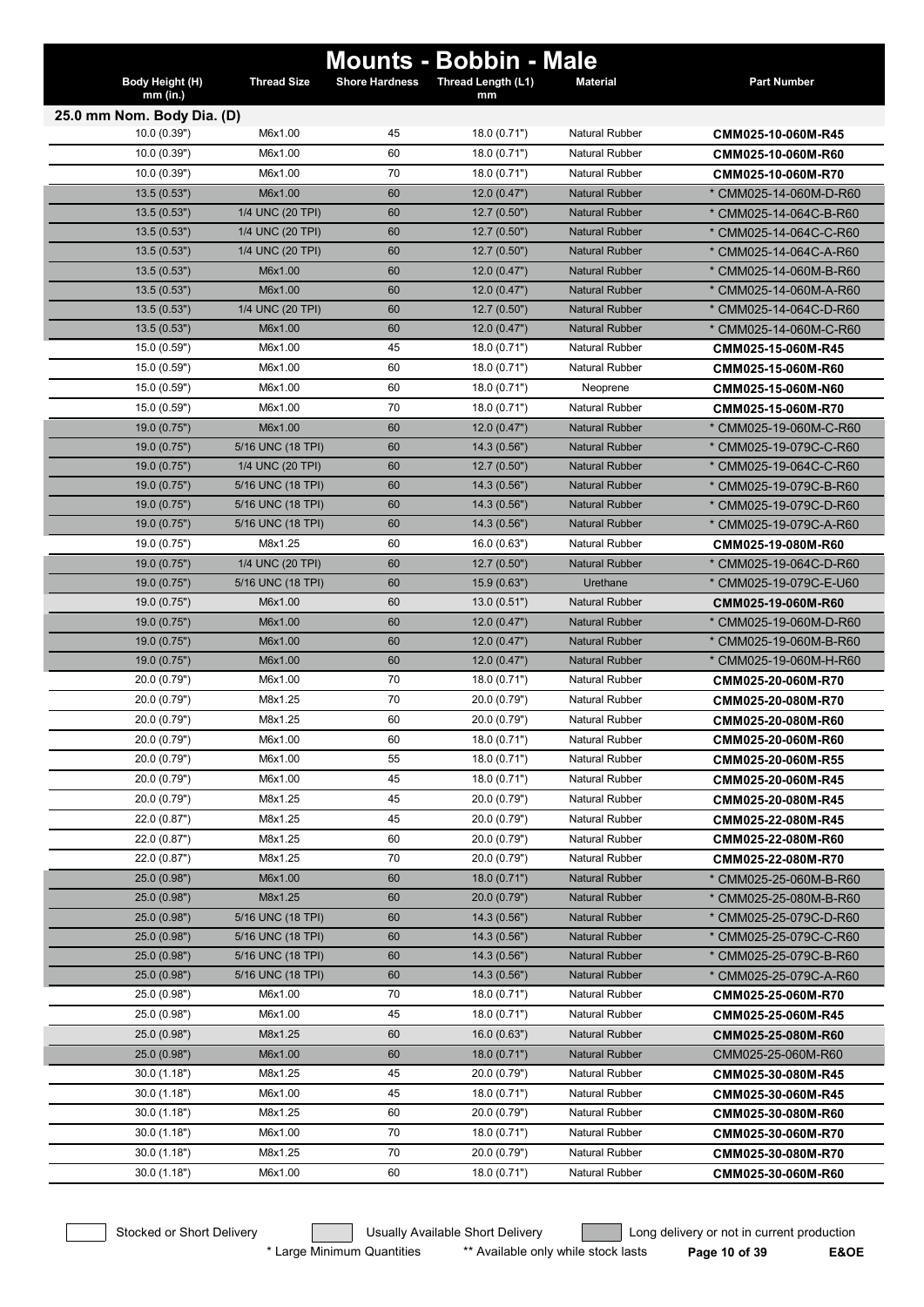# Mounts - Bobbin - Male

| Body Height (H) mm (in.) | Thread Size | Shore Hardness | Thread Length (L1) mm | Material | Part Number |
|---|---|---|---|---|---|
| **25.0 mm Nom. Body Dia. (D)** | | | | | |
| 10.0 (0.39") | M6x1.00 | 45 | 18.0 (0.71") | Natural Rubber | **CMM025-10-060M-R45** |
| 10.0 (0.39") | M6x1.00 | 60 | 18.0 (0.71") | Natural Rubber | **CMM025-10-060M-R60** |
| 10.0 (0.39") | M6x1.00 | 70 | 18.0 (0.71") | Natural Rubber | **CMM025-10-060M-R70** |
| 13.5 (0.53") | M6x1.00 | 60 | 12.0 (0.47") | Natural Rubber | * CMM025-14-060M-D-R60 |
| 13.5 (0.53") | 1/4 UNC (20 TPI) | 60 | 12.7 (0.50") | Natural Rubber | * CMM025-14-064C-B-R60 |
| 13.5 (0.53") | 1/4 UNC (20 TPI) | 60 | 12.7 (0.50") | Natural Rubber | * CMM025-14-064C-C-R60 |
| 13.5 (0.53") | 1/4 UNC (20 TPI) | 60 | 12.7 (0.50") | Natural Rubber | * CMM025-14-064C-A-R60 |
| 13.5 (0.53") | M6x1.00 | 60 | 12.0 (0.47") | Natural Rubber | * CMM025-14-060M-B-R60 |
| 13.5 (0.53") | M6x1.00 | 60 | 12.0 (0.47") | Natural Rubber | * CMM025-14-060M-A-R60 |
| 13.5 (0.53") | 1/4 UNC (20 TPI) | 60 | 12.7 (0.50") | Natural Rubber | * CMM025-14-064C-D-R60 |
| 13.5 (0.53") | M6x1.00 | 60 | 12.0 (0.47") | Natural Rubber | * CMM025-14-060M-C-R60 |
| 15.0 (0.59") | M6x1.00 | 45 | 18.0 (0.71") | Natural Rubber | **CMM025-15-060M-R45** |
| 15.0 (0.59") | M6x1.00 | 60 | 18.0 (0.71") | Natural Rubber | **CMM025-15-060M-R60** |
| 15.0 (0.59") | M6x1.00 | 60 | 18.0 (0.71") | Neoprene | **CMM025-15-060M-N60** |
| 15.0 (0.59") | M6x1.00 | 70 | 18.0 (0.71") | Natural Rubber | **CMM025-15-060M-R70** |
| 19.0 (0.75") | M6x1.00 | 60 | 12.0 (0.47") | Natural Rubber | * CMM025-19-060M-C-R60 |
| 19.0 (0.75") | 5/16 UNC (18 TPI) | 60 | 14.3 (0.56") | Natural Rubber | * CMM025-19-079C-C-R60 |
| 19.0 (0.75") | 1/4 UNC (20 TPI) | 60 | 12.7 (0.50") | Natural Rubber | * CMM025-19-064C-C-R60 |
| 19.0 (0.75") | 5/16 UNC (18 TPI) | 60 | 14.3 (0.56") | Natural Rubber | * CMM025-19-079C-B-R60 |
| 19.0 (0.75") | 5/16 UNC (18 TPI) | 60 | 14.3 (0.56") | Natural Rubber | * CMM025-19-079C-D-R60 |
| 19.0 (0.75") | 5/16 UNC (18 TPI) | 60 | 14.3 (0.56") | Natural Rubber | * CMM025-19-079C-A-R60 |
| 19.0 (0.75") | M8x1.25 | 60 | 16.0 (0.63") | Natural Rubber | **CMM025-19-080M-R60** |
| 19.0 (0.75") | 1/4 UNC (20 TPI) | 60 | 12.7 (0.50") | Natural Rubber | * CMM025-19-064C-D-R60 |
| 19.0 (0.75") | 5/16 UNC (18 TPI) | 60 | 15.9 (0.63") | Urethane | * CMM025-19-079C-E-U60 |
| 19.0 (0.75") | M6x1.00 | 60 | 13.0 (0.51") | Natural Rubber | **CMM025-19-060M-R60** |
| 19.0 (0.75") | M6x1.00 | 60 | 12.0 (0.47") | Natural Rubber | * CMM025-19-060M-D-R60 |
| 19.0 (0.75") | M6x1.00 | 60 | 12.0 (0.47") | Natural Rubber | * CMM025-19-060M-B-R60 |
| 19.0 (0.75") | M6x1.00 | 60 | 12.0 (0.47") | Natural Rubber | * CMM025-19-060M-H-R60 |
| 20.0 (0.79") | M6x1.00 | 70 | 18.0 (0.71") | Natural Rubber | **CMM025-20-060M-R70** |
| 20.0 (0.79") | M8x1.25 | 70 | 20.0 (0.79") | Natural Rubber | **CMM025-20-080M-R70** |
| 20.0 (0.79") | M8x1.25 | 60 | 20.0 (0.79") | Natural Rubber | **CMM025-20-080M-R60** |
| 20.0 (0.79") | M6x1.00 | 60 | 18.0 (0.71") | Natural Rubber | **CMM025-20-060M-R60** |
| 20.0 (0.79") | M6x1.00 | 55 | 18.0 (0.71") | Natural Rubber | **CMM025-20-060M-R55** |
| 20.0 (0.79") | M6x1.00 | 45 | 18.0 (0.71") | Natural Rubber | **CMM025-20-060M-R45** |
| 20.0 (0.79") | M8x1.25 | 45 | 20.0 (0.79") | Natural Rubber | **CMM025-20-080M-R45** |
| 22.0 (0.87") | M8x1.25 | 45 | 20.0 (0.79") | Natural Rubber | **CMM025-22-080M-R45** |
| 22.0 (0.87") | M8x1.25 | 60 | 20.0 (0.79") | Natural Rubber | **CMM025-22-080M-R60** |
| 22.0 (0.87") | M8x1.25 | 70 | 20.0 (0.79") | Natural Rubber | **CMM025-22-080M-R70** |
| 25.0 (0.98") | M6x1.00 | 60 | 18.0 (0.71") | Natural Rubber | * CMM025-25-060M-B-R60 |
| 25.0 (0.98") | M8x1.25 | 60 | 20.0 (0.79") | Natural Rubber | * CMM025-25-080M-B-R60 |
| 25.0 (0.98") | 5/16 UNC (18 TPI) | 60 | 14.3 (0.56") | Natural Rubber | * CMM025-25-079C-D-R60 |
| 25.0 (0.98") | 5/16 UNC (18 TPI) | 60 | 14.3 (0.56") | Natural Rubber | * CMM025-25-079C-C-R60 |
| 25.0 (0.98") | 5/16 UNC (18 TPI) | 60 | 14.3 (0.56") | Natural Rubber | * CMM025-25-079C-B-R60 |
| 25.0 (0.98") | 5/16 UNC (18 TPI) | 60 | 14.3 (0.56") | Natural Rubber | * CMM025-25-079C-A-R60 |
| 25.0 (0.98") | M6x1.00 | 70 | 18.0 (0.71") | Natural Rubber | **CMM025-25-060M-R70** |
| 25.0 (0.98") | M6x1.00 | 45 | 18.0 (0.71") | Natural Rubber | **CMM025-25-060M-R45** |
| 25.0 (0.98") | M8x1.25 | 60 | 16.0 (0.63") | Natural Rubber | **CMM025-25-080M-R60** |
| 25.0 (0.98") | M6x1.00 | 60 | 18.0 (0.71") | Natural Rubber | CMM025-25-060M-R60 |
| 30.0 (1.18") | M8x1.25 | 45 | 20.0 (0.79") | Natural Rubber | **CMM025-30-080M-R45** |
| 30.0 (1.18") | M6x1.00 | 45 | 18.0 (0.71") | Natural Rubber | **CMM025-30-060M-R45** |
| 30.0 (1.18") | M8x1.25 | 60 | 20.0 (0.79") | Natural Rubber | **CMM025-30-080M-R60** |
| 30.0 (1.18") | M6x1.00 | 70 | 18.0 (0.71") | Natural Rubber | **CMM025-30-060M-R70** |
| 30.0 (1.18") | M8x1.25 | 70 | 20.0 (0.79") | Natural Rubber | **CMM025-30-080M-R70** |
| 30.0 (1.18") | M6x1.00 | 60 | 18.0 (0.71") | Natural Rubber | **CMM025-30-060M-R60** |

Stocked or Short Delivery | Usually Available Short Delivery | Long delivery or not in current production

\* Large Minimum Quantities | ** Available only while stock lasts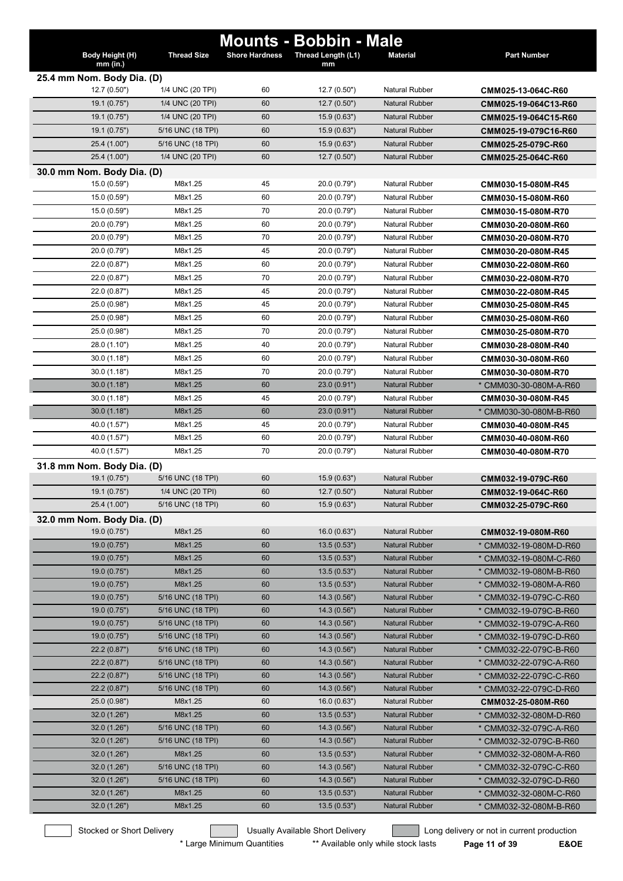# Mounts - Bobbin - Male

| Body Height (H) mm (in.) | Thread Size | Shore Hardness | Thread Length (L1) mm | Material | Part Number |
|---|---|---|---|---|---|
| **25.4 mm Nom. Body Dia. (D)** | | | | | |
| 12.7 (0.50") | 1/4 UNC (20 TPI) | 60 | 12.7 (0.50") | Natural Rubber | **CMM025-13-064C-R60** |
| 19.1 (0.75") | 1/4 UNC (20 TPI) | 60 | 12.7 (0.50") | Natural Rubber | **CMM025-19-064C13-R60** |
| 19.1 (0.75") | 1/4 UNC (20 TPI) | 60 | 15.9 (0.63") | Natural Rubber | **CMM025-19-064C15-R60** |
| 19.1 (0.75") | 5/16 UNC (18 TPI) | 60 | 15.9 (0.63") | Natural Rubber | **CMM025-19-079C16-R60** |
| 25.4 (1.00") | 5/16 UNC (18 TPI) | 60 | 15.9 (0.63") | Natural Rubber | **CMM025-25-079C-R60** |
| 25.4 (1.00") | 1/4 UNC (20 TPI) | 60 | 12.7 (0.50") | Natural Rubber | **CMM025-25-064C-R60** |
| **30.0 mm Nom. Body Dia. (D)** | | | | | |
| 15.0 (0.59") | M8x1.25 | 45 | 20.0 (0.79") | Natural Rubber | **CMM030-15-080M-R45** |
| 15.0 (0.59") | M8x1.25 | 60 | 20.0 (0.79") | Natural Rubber | **CMM030-15-080M-R60** |
| 15.0 (0.59") | M8x1.25 | 70 | 20.0 (0.79") | Natural Rubber | **CMM030-15-080M-R70** |
| 20.0 (0.79") | M8x1.25 | 60 | 20.0 (0.79") | Natural Rubber | **CMM030-20-080M-R60** |
| 20.0 (0.79") | M8x1.25 | 70 | 20.0 (0.79") | Natural Rubber | **CMM030-20-080M-R70** |
| 20.0 (0.79") | M8x1.25 | 45 | 20.0 (0.79") | Natural Rubber | **CMM030-20-080M-R45** |
| 22.0 (0.87") | M8x1.25 | 60 | 20.0 (0.79") | Natural Rubber | **CMM030-22-080M-R60** |
| 22.0 (0.87") | M8x1.25 | 70 | 20.0 (0.79") | Natural Rubber | **CMM030-22-080M-R70** |
| 22.0 (0.87") | M8x1.25 | 45 | 20.0 (0.79") | Natural Rubber | **CMM030-22-080M-R45** |
| 25.0 (0.98") | M8x1.25 | 45 | 20.0 (0.79") | Natural Rubber | **CMM030-25-080M-R45** |
| 25.0 (0.98") | M8x1.25 | 60 | 20.0 (0.79") | Natural Rubber | **CMM030-25-080M-R60** |
| 25.0 (0.98") | M8x1.25 | 70 | 20.0 (0.79") | Natural Rubber | **CMM030-25-080M-R70** |
| 28.0 (1.10") | M8x1.25 | 40 | 20.0 (0.79") | Natural Rubber | **CMM030-28-080M-R40** |
| 30.0 (1.18") | M8x1.25 | 60 | 20.0 (0.79") | Natural Rubber | **CMM030-30-080M-R60** |
| 30.0 (1.18") | M8x1.25 | 70 | 20.0 (0.79") | Natural Rubber | **CMM030-30-080M-R70** |
| 30.0 (1.18") | M8x1.25 | 60 | 23.0 (0.91") | Natural Rubber | * CMM030-30-080M-A-R60 |
| 30.0 (1.18") | M8x1.25 | 45 | 20.0 (0.79") | Natural Rubber | **CMM030-30-080M-R45** |
| 30.0 (1.18") | M8x1.25 | 60 | 23.0 (0.91") | Natural Rubber | * CMM030-30-080M-B-R60 |
| 40.0 (1.57") | M8x1.25 | 45 | 20.0 (0.79") | Natural Rubber | **CMM030-40-080M-R45** |
| 40.0 (1.57") | M8x1.25 | 60 | 20.0 (0.79") | Natural Rubber | **CMM030-40-080M-R60** |
| 40.0 (1.57") | M8x1.25 | 70 | 20.0 (0.79") | Natural Rubber | **CMM030-40-080M-R70** |
| **31.8 mm Nom. Body Dia. (D)** | | | | | |
| 19.1 (0.75") | 5/16 UNC (18 TPI) | 60 | 15.9 (0.63") | Natural Rubber | **CMM032-19-079C-R60** |
| 19.1 (0.75") | 1/4 UNC (20 TPI) | 60 | 12.7 (0.50") | Natural Rubber | **CMM032-19-064C-R60** |
| 25.4 (1.00") | 5/16 UNC (18 TPI) | 60 | 15.9 (0.63") | Natural Rubber | **CMM032-25-079C-R60** |
| **32.0 mm Nom. Body Dia. (D)** | | | | | |
| 19.0 (0.75") | M8x1.25 | 60 | 16.0 (0.63") | Natural Rubber | **CMM032-19-080M-R60** |
| 19.0 (0.75") | M8x1.25 | 60 | 13.5 (0.53") | Natural Rubber | * CMM032-19-080M-D-R60 |
| 19.0 (0.75") | M8x1.25 | 60 | 13.5 (0.53") | Natural Rubber | * CMM032-19-080M-C-R60 |
| 19.0 (0.75") | M8x1.25 | 60 | 13.5 (0.53") | Natural Rubber | * CMM032-19-080M-B-R60 |
| 19.0 (0.75") | M8x1.25 | 60 | 13.5 (0.53") | Natural Rubber | * CMM032-19-080M-A-R60 |
| 19.0 (0.75") | 5/16 UNC (18 TPI) | 60 | 14.3 (0.56") | Natural Rubber | * CMM032-19-079C-C-R60 |
| 19.0 (0.75") | 5/16 UNC (18 TPI) | 60 | 14.3 (0.56") | Natural Rubber | * CMM032-19-079C-B-R60 |
| 19.0 (0.75") | 5/16 UNC (18 TPI) | 60 | 14.3 (0.56") | Natural Rubber | * CMM032-19-079C-A-R60 |
| 19.0 (0.75") | 5/16 UNC (18 TPI) | 60 | 14.3 (0.56") | Natural Rubber | * CMM032-19-079C-D-R60 |
| 22.2 (0.87") | 5/16 UNC (18 TPI) | 60 | 14.3 (0.56") | Natural Rubber | * CMM032-22-079C-B-R60 |
| 22.2 (0.87") | 5/16 UNC (18 TPI) | 60 | 14.3 (0.56") | Natural Rubber | * CMM032-22-079C-A-R60 |
| 22.2 (0.87") | 5/16 UNC (18 TPI) | 60 | 14.3 (0.56") | Natural Rubber | * CMM032-22-079C-C-R60 |
| 22.2 (0.87") | 5/16 UNC (18 TPI) | 60 | 14.3 (0.56") | Natural Rubber | * CMM032-22-079C-D-R60 |
| 25.0 (0.98") | M8x1.25 | 60 | 16.0 (0.63") | Natural Rubber | **CMM032-25-080M-R60** |
| 32.0 (1.26") | M8x1.25 | 60 | 13.5 (0.53") | Natural Rubber | * CMM032-32-080M-D-R60 |
| 32.0 (1.26") | 5/16 UNC (18 TPI) | 60 | 14.3 (0.56") | Natural Rubber | * CMM032-32-079C-A-R60 |
| 32.0 (1.26") | 5/16 UNC (18 TPI) | 60 | 14.3 (0.56") | Natural Rubber | * CMM032-32-079C-B-R60 |
| 32.0 (1.26") | M8x1.25 | 60 | 13.5 (0.53") | Natural Rubber | * CMM032-32-080M-A-R60 |
| 32.0 (1.26") | 5/16 UNC (18 TPI) | 60 | 14.3 (0.56") | Natural Rubber | * CMM032-32-079C-C-R60 |
| 32.0 (1.26") | 5/16 UNC (18 TPI) | 60 | 14.3 (0.56") | Natural Rubber | * CMM032-32-079C-D-R60 |
| 32.0 (1.26") | M8x1.25 | 60 | 13.5 (0.53") | Natural Rubber | * CMM032-32-080M-C-R60 |
| 32.0 (1.26") | M8x1.25 | 60 | 13.5 (0.53") | Natural Rubber | * CMM032-32-080M-B-R60 |

Stocked or Short Delivery | Usually Available Short Delivery | Long delivery or not in current production

\* Large Minimum Quantities  ** Available only while stock lasts  E&OE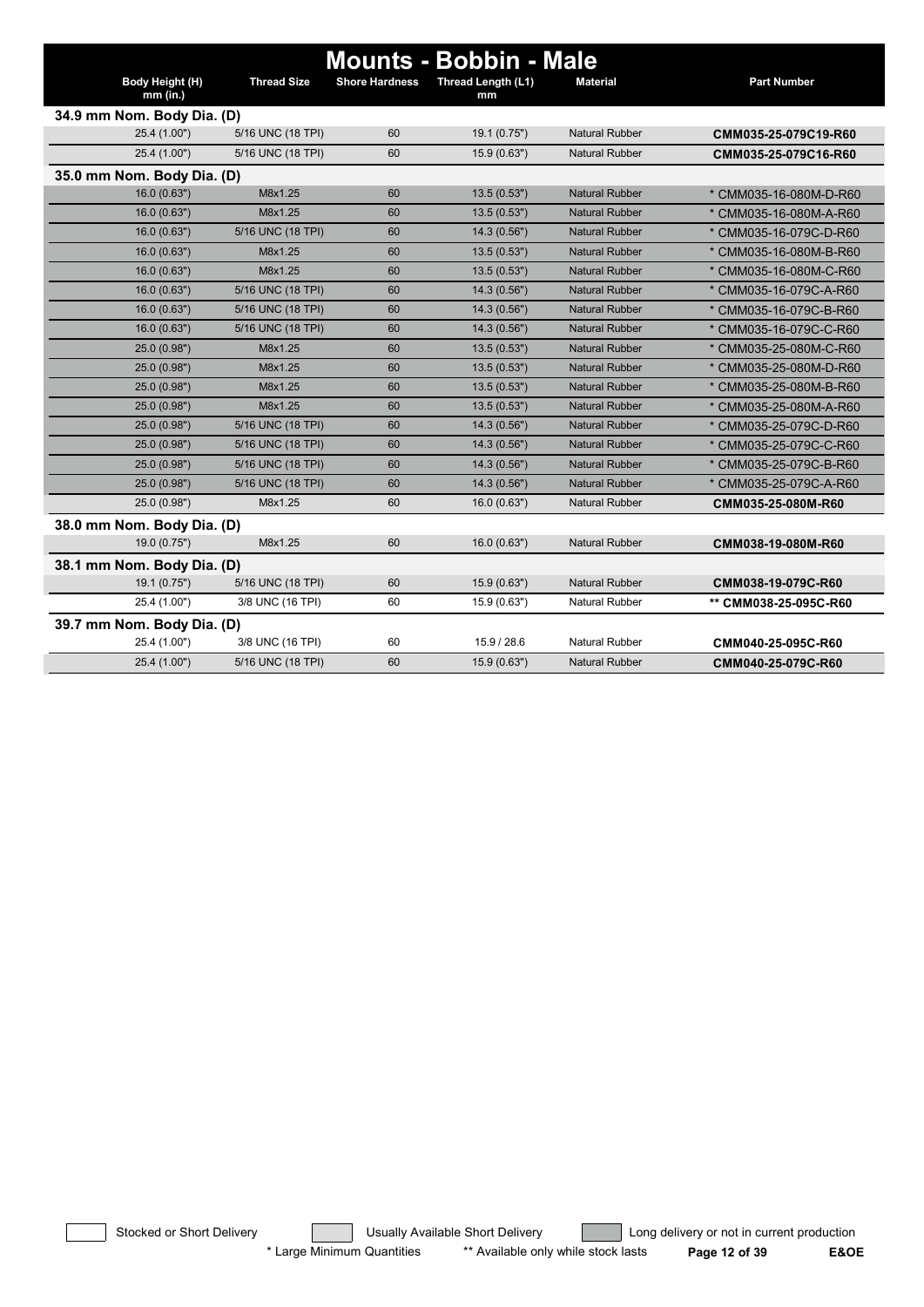# Mounts - Bobbin - Male

| Body Height (H) mm (in.) | Thread Size | Shore Hardness | Thread Length (L1) mm | Material | Part Number |
|---|---|---|---|---|---|
| **34.9 mm Nom. Body Dia. (D)** | | | | | |
| 25.4 (1.00") | 5/16 UNC (18 TPI) | 60 | 19.1 (0.75") | Natural Rubber | **CMM035-25-079C19-R60** |
| 25.4 (1.00") | 5/16 UNC (18 TPI) | 60 | 15.9 (0.63") | Natural Rubber | **CMM035-25-079C16-R60** |
| **35.0 mm Nom. Body Dia. (D)** | | | | | |
| 16.0 (0.63") | M8x1.25 | 60 | 13.5 (0.53") | Natural Rubber | * CMM035-16-080M-D-R60 |
| 16.0 (0.63") | M8x1.25 | 60 | 13.5 (0.53") | Natural Rubber | * CMM035-16-080M-A-R60 |
| 16.0 (0.63") | 5/16 UNC (18 TPI) | 60 | 14.3 (0.56") | Natural Rubber | * CMM035-16-079C-D-R60 |
| 16.0 (0.63") | M8x1.25 | 60 | 13.5 (0.53") | Natural Rubber | * CMM035-16-080M-B-R60 |
| 16.0 (0.63") | M8x1.25 | 60 | 13.5 (0.53") | Natural Rubber | * CMM035-16-080M-C-R60 |
| 16.0 (0.63") | 5/16 UNC (18 TPI) | 60 | 14.3 (0.56") | Natural Rubber | * CMM035-16-079C-A-R60 |
| 16.0 (0.63") | 5/16 UNC (18 TPI) | 60 | 14.3 (0.56") | Natural Rubber | * CMM035-16-079C-B-R60 |
| 16.0 (0.63") | 5/16 UNC (18 TPI) | 60 | 14.3 (0.56") | Natural Rubber | * CMM035-16-079C-C-R60 |
| 25.0 (0.98") | M8x1.25 | 60 | 13.5 (0.53") | Natural Rubber | * CMM035-25-080M-C-R60 |
| 25.0 (0.98") | M8x1.25 | 60 | 13.5 (0.53") | Natural Rubber | * CMM035-25-080M-D-R60 |
| 25.0 (0.98") | M8x1.25 | 60 | 13.5 (0.53") | Natural Rubber | * CMM035-25-080M-B-R60 |
| 25.0 (0.98") | M8x1.25 | 60 | 13.5 (0.53") | Natural Rubber | * CMM035-25-080M-A-R60 |
| 25.0 (0.98") | 5/16 UNC (18 TPI) | 60 | 14.3 (0.56") | Natural Rubber | * CMM035-25-079C-D-R60 |
| 25.0 (0.98") | 5/16 UNC (18 TPI) | 60 | 14.3 (0.56") | Natural Rubber | * CMM035-25-079C-C-R60 |
| 25.0 (0.98") | 5/16 UNC (18 TPI) | 60 | 14.3 (0.56") | Natural Rubber | * CMM035-25-079C-B-R60 |
| 25.0 (0.98") | 5/16 UNC (18 TPI) | 60 | 14.3 (0.56") | Natural Rubber | * CMM035-25-079C-A-R60 |
| 25.0 (0.98") | M8x1.25 | 60 | 16.0 (0.63") | Natural Rubber | **CMM035-25-080M-R60** |
| **38.0 mm Nom. Body Dia. (D)** | | | | | |
| 19.0 (0.75") | M8x1.25 | 60 | 16.0 (0.63") | Natural Rubber | **CMM038-19-080M-R60** |
| **38.1 mm Nom. Body Dia. (D)** | | | | | |
| 19.1 (0.75") | 5/16 UNC (18 TPI) | 60 | 15.9 (0.63") | Natural Rubber | **CMM038-19-079C-R60** |
| 25.4 (1.00") | 3/8 UNC (16 TPI) | 60 | 15.9 (0.63") | Natural Rubber | **\*\* CMM038-25-095C-R60** |
| **39.7 mm Nom. Body Dia. (D)** | | | | | |
| 25.4 (1.00") | 3/8 UNC (16 TPI) | 60 | 15.9 / 28.6 | Natural Rubber | **CMM040-25-095C-R60** |
| 25.4 (1.00") | 5/16 UNC (18 TPI) | 60 | 15.9 (0.63") | Natural Rubber | **CMM040-25-079C-R60** |

Stocked or Short Delivery | Usually Available Short Delivery | Long delivery or not in current production

* Large Minimum Quantities  ** Available only while stock lasts

E&OE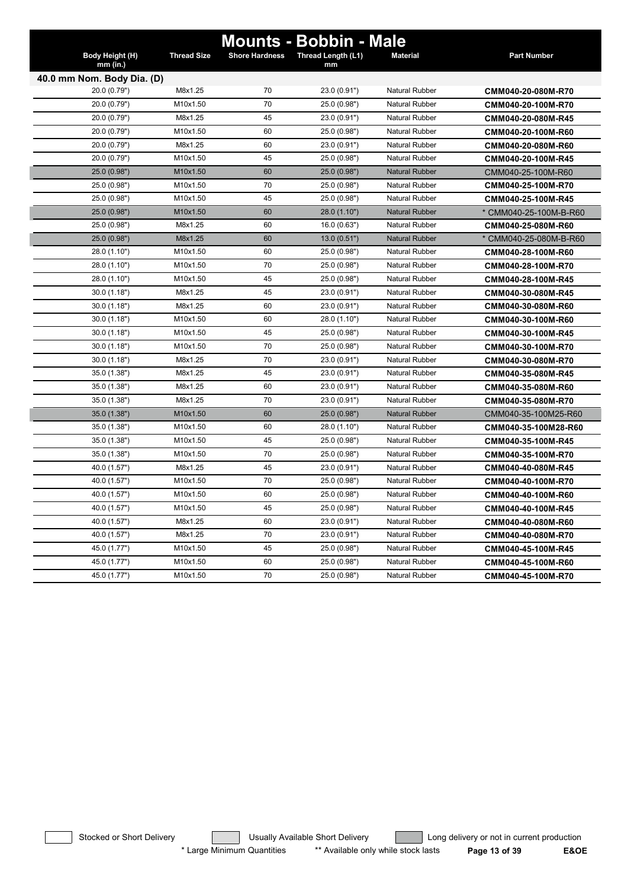# Mounts - Bobbin - Male

| Body Height (H) mm (in.) | Thread Size | Shore Hardness | Thread Length (L1) mm | Material | Part Number |
|---|---|---|---|---|---|
| **40.0 mm Nom. Body Dia. (D)** | | | | | |
| 20.0 (0.79") | M8x1.25 | 70 | 23.0 (0.91") | Natural Rubber | **CMM040-20-080M-R70** |
| 20.0 (0.79") | M10x1.50 | 70 | 25.0 (0.98") | Natural Rubber | **CMM040-20-100M-R70** |
| 20.0 (0.79") | M8x1.25 | 45 | 23.0 (0.91") | Natural Rubber | **CMM040-20-080M-R45** |
| 20.0 (0.79") | M10x1.50 | 60 | 25.0 (0.98") | Natural Rubber | **CMM040-20-100M-R60** |
| 20.0 (0.79") | M8x1.25 | 60 | 23.0 (0.91") | Natural Rubber | **CMM040-20-080M-R60** |
| 20.0 (0.79") | M10x1.50 | 45 | 25.0 (0.98") | Natural Rubber | **CMM040-20-100M-R45** |
| 25.0 (0.98") | M10x1.50 | 60 | 25.0 (0.98") | Natural Rubber | CMM040-25-100M-R60 |
| 25.0 (0.98") | M10x1.50 | 70 | 25.0 (0.98") | Natural Rubber | **CMM040-25-100M-R70** |
| 25.0 (0.98") | M10x1.50 | 45 | 25.0 (0.98") | Natural Rubber | **CMM040-25-100M-R45** |
| 25.0 (0.98") | M10x1.50 | 60 | 28.0 (1.10") | Natural Rubber | * CMM040-25-100M-B-R60 |
| 25.0 (0.98") | M8x1.25 | 60 | 16.0 (0.63") | Natural Rubber | **CMM040-25-080M-R60** |
| 25.0 (0.98") | M8x1.25 | 60 | 13.0 (0.51") | Natural Rubber | * CMM040-25-080M-B-R60 |
| 28.0 (1.10") | M10x1.50 | 60 | 25.0 (0.98") | Natural Rubber | **CMM040-28-100M-R60** |
| 28.0 (1.10") | M10x1.50 | 70 | 25.0 (0.98") | Natural Rubber | **CMM040-28-100M-R70** |
| 28.0 (1.10") | M10x1.50 | 45 | 25.0 (0.98") | Natural Rubber | **CMM040-28-100M-R45** |
| 30.0 (1.18") | M8x1.25 | 45 | 23.0 (0.91") | Natural Rubber | **CMM040-30-080M-R45** |
| 30.0 (1.18") | M8x1.25 | 60 | 23.0 (0.91") | Natural Rubber | **CMM040-30-080M-R60** |
| 30.0 (1.18") | M10x1.50 | 60 | 28.0 (1.10") | Natural Rubber | **CMM040-30-100M-R60** |
| 30.0 (1.18") | M10x1.50 | 45 | 25.0 (0.98") | Natural Rubber | **CMM040-30-100M-R45** |
| 30.0 (1.18") | M10x1.50 | 70 | 25.0 (0.98") | Natural Rubber | **CMM040-30-100M-R70** |
| 30.0 (1.18") | M8x1.25 | 70 | 23.0 (0.91") | Natural Rubber | **CMM040-30-080M-R70** |
| 35.0 (1.38") | M8x1.25 | 45 | 23.0 (0.91") | Natural Rubber | **CMM040-35-080M-R45** |
| 35.0 (1.38") | M8x1.25 | 60 | 23.0 (0.91") | Natural Rubber | **CMM040-35-080M-R60** |
| 35.0 (1.38") | M8x1.25 | 70 | 23.0 (0.91") | Natural Rubber | **CMM040-35-080M-R70** |
| 35.0 (1.38") | M10x1.50 | 60 | 25.0 (0.98") | Natural Rubber | CMM040-35-100M25-R60 |
| 35.0 (1.38") | M10x1.50 | 60 | 28.0 (1.10") | Natural Rubber | **CMM040-35-100M28-R60** |
| 35.0 (1.38") | M10x1.50 | 45 | 25.0 (0.98") | Natural Rubber | **CMM040-35-100M-R45** |
| 35.0 (1.38") | M10x1.50 | 70 | 25.0 (0.98") | Natural Rubber | **CMM040-35-100M-R70** |
| 40.0 (1.57") | M8x1.25 | 45 | 23.0 (0.91") | Natural Rubber | **CMM040-40-080M-R45** |
| 40.0 (1.57") | M10x1.50 | 70 | 25.0 (0.98") | Natural Rubber | **CMM040-40-100M-R70** |
| 40.0 (1.57") | M10x1.50 | 60 | 25.0 (0.98") | Natural Rubber | **CMM040-40-100M-R60** |
| 40.0 (1.57") | M10x1.50 | 45 | 25.0 (0.98") | Natural Rubber | **CMM040-40-100M-R45** |
| 40.0 (1.57") | M8x1.25 | 60 | 23.0 (0.91") | Natural Rubber | **CMM040-40-080M-R60** |
| 40.0 (1.57") | M8x1.25 | 70 | 23.0 (0.91") | Natural Rubber | **CMM040-40-080M-R70** |
| 45.0 (1.77") | M10x1.50 | 45 | 25.0 (0.98") | Natural Rubber | **CMM040-45-100M-R45** |
| 45.0 (1.77") | M10x1.50 | 60 | 25.0 (0.98") | Natural Rubber | **CMM040-45-100M-R60** |
| 45.0 (1.77") | M10x1.50 | 70 | 25.0 (0.98") | Natural Rubber | **CMM040-45-100M-R70** |

Stocked or Short Delivery | Usually Available Short Delivery | Long delivery or not in current production

\* Large Minimum Quantities  ** Available only while stock lasts  E&OE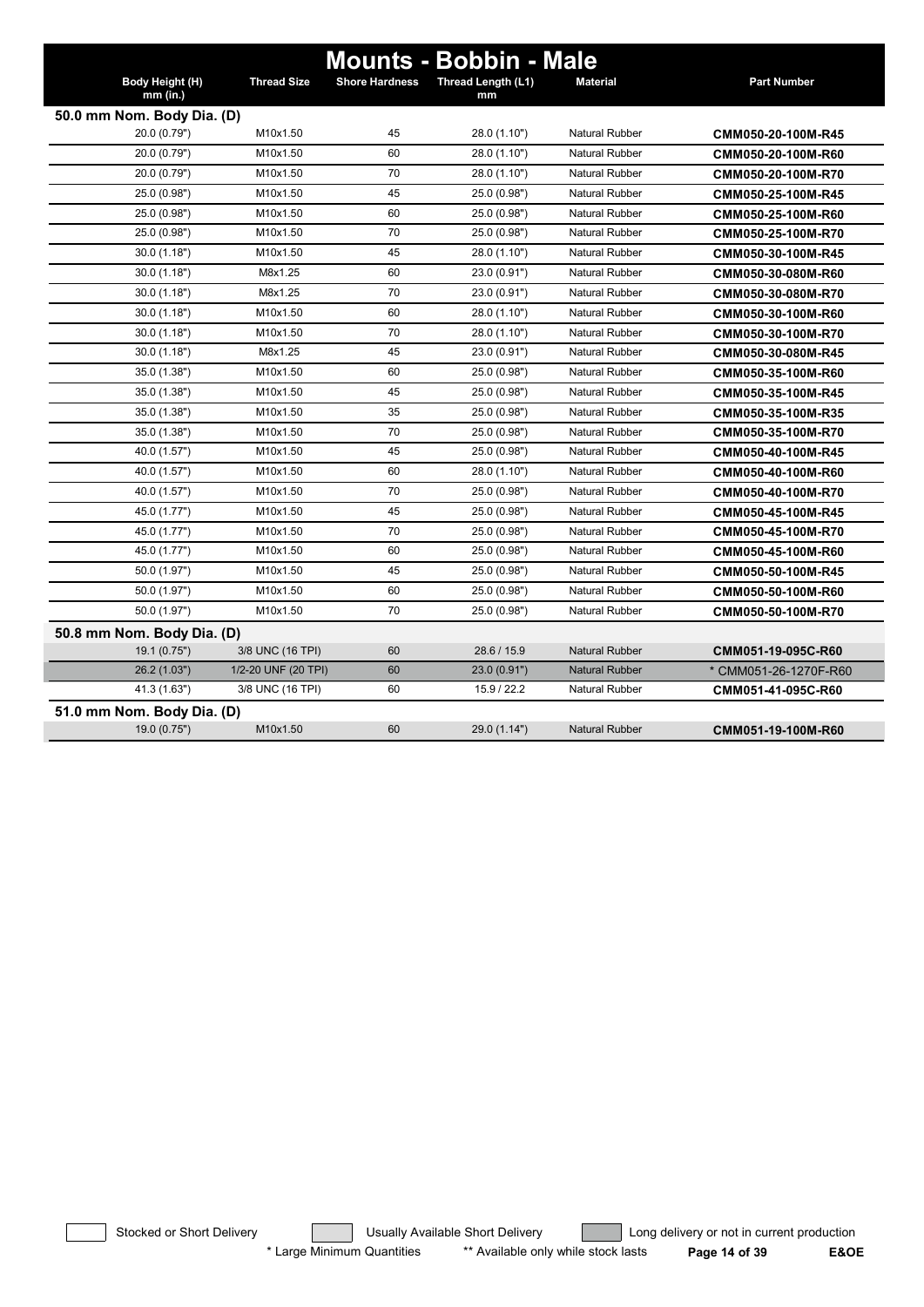# Mounts - Bobbin - Male

| Body Height (H) mm (in.) | Thread Size | Shore Hardness | Thread Length (L1) mm | Material | Part Number |
|---|---|---|---|---|---|
| **50.0 mm Nom. Body Dia. (D)** | | | | | |
| 20.0 (0.79") | M10x1.50 | 45 | 28.0 (1.10") | Natural Rubber | **CMM050-20-100M-R45** |
| 20.0 (0.79") | M10x1.50 | 60 | 28.0 (1.10") | Natural Rubber | **CMM050-20-100M-R60** |
| 20.0 (0.79") | M10x1.50 | 70 | 28.0 (1.10") | Natural Rubber | **CMM050-20-100M-R70** |
| 25.0 (0.98") | M10x1.50 | 45 | 25.0 (0.98") | Natural Rubber | **CMM050-25-100M-R45** |
| 25.0 (0.98") | M10x1.50 | 60 | 25.0 (0.98") | Natural Rubber | **CMM050-25-100M-R60** |
| 25.0 (0.98") | M10x1.50 | 70 | 25.0 (0.98") | Natural Rubber | **CMM050-25-100M-R70** |
| 30.0 (1.18") | M10x1.50 | 45 | 28.0 (1.10") | Natural Rubber | **CMM050-30-100M-R45** |
| 30.0 (1.18") | M8x1.25 | 60 | 23.0 (0.91") | Natural Rubber | **CMM050-30-080M-R60** |
| 30.0 (1.18") | M8x1.25 | 70 | 23.0 (0.91") | Natural Rubber | **CMM050-30-080M-R70** |
| 30.0 (1.18") | M10x1.50 | 60 | 28.0 (1.10") | Natural Rubber | **CMM050-30-100M-R60** |
| 30.0 (1.18") | M10x1.50 | 70 | 28.0 (1.10") | Natural Rubber | **CMM050-30-100M-R70** |
| 30.0 (1.18") | M8x1.25 | 45 | 23.0 (0.91") | Natural Rubber | **CMM050-30-080M-R45** |
| 35.0 (1.38") | M10x1.50 | 60 | 25.0 (0.98") | Natural Rubber | **CMM050-35-100M-R60** |
| 35.0 (1.38") | M10x1.50 | 45 | 25.0 (0.98") | Natural Rubber | **CMM050-35-100M-R45** |
| 35.0 (1.38") | M10x1.50 | 35 | 25.0 (0.98") | Natural Rubber | **CMM050-35-100M-R35** |
| 35.0 (1.38") | M10x1.50 | 70 | 25.0 (0.98") | Natural Rubber | **CMM050-35-100M-R70** |
| 40.0 (1.57") | M10x1.50 | 45 | 25.0 (0.98") | Natural Rubber | **CMM050-40-100M-R45** |
| 40.0 (1.57") | M10x1.50 | 60 | 28.0 (1.10") | Natural Rubber | **CMM050-40-100M-R60** |
| 40.0 (1.57") | M10x1.50 | 70 | 25.0 (0.98") | Natural Rubber | **CMM050-40-100M-R70** |
| 45.0 (1.77") | M10x1.50 | 45 | 25.0 (0.98") | Natural Rubber | **CMM050-45-100M-R45** |
| 45.0 (1.77") | M10x1.50 | 70 | 25.0 (0.98") | Natural Rubber | **CMM050-45-100M-R70** |
| 45.0 (1.77") | M10x1.50 | 60 | 25.0 (0.98") | Natural Rubber | **CMM050-45-100M-R60** |
| 50.0 (1.97") | M10x1.50 | 45 | 25.0 (0.98") | Natural Rubber | **CMM050-50-100M-R45** |
| 50.0 (1.97") | M10x1.50 | 60 | 25.0 (0.98") | Natural Rubber | **CMM050-50-100M-R60** |
| 50.0 (1.97") | M10x1.50 | 70 | 25.0 (0.98") | Natural Rubber | **CMM050-50-100M-R70** |
| **50.8 mm Nom. Body Dia. (D)** | | | | | |
| 19.1 (0.75") | 3/8 UNC (16 TPI) | 60 | 28.6 / 15.9 | Natural Rubber | **CMM051-19-095C-R60** |
| 26.2 (1.03") | 1/2-20 UNF (20 TPI) | 60 | 23.0 (0.91") | Natural Rubber | * CMM051-26-1270F-R60 |
| 41.3 (1.63") | 3/8 UNC (16 TPI) | 60 | 15.9 / 22.2 | Natural Rubber | **CMM051-41-095C-R60** |
| **51.0 mm Nom. Body Dia. (D)** | | | | | |
| 19.0 (0.75") | M10x1.50 | 60 | 29.0 (1.14") | Natural Rubber | **CMM051-19-100M-R60** |

Stocked or Short Delivery | Usually Available Short Delivery | Long delivery or not in current production

\* Large Minimum Quantities ** Available only while stock lasts E&OE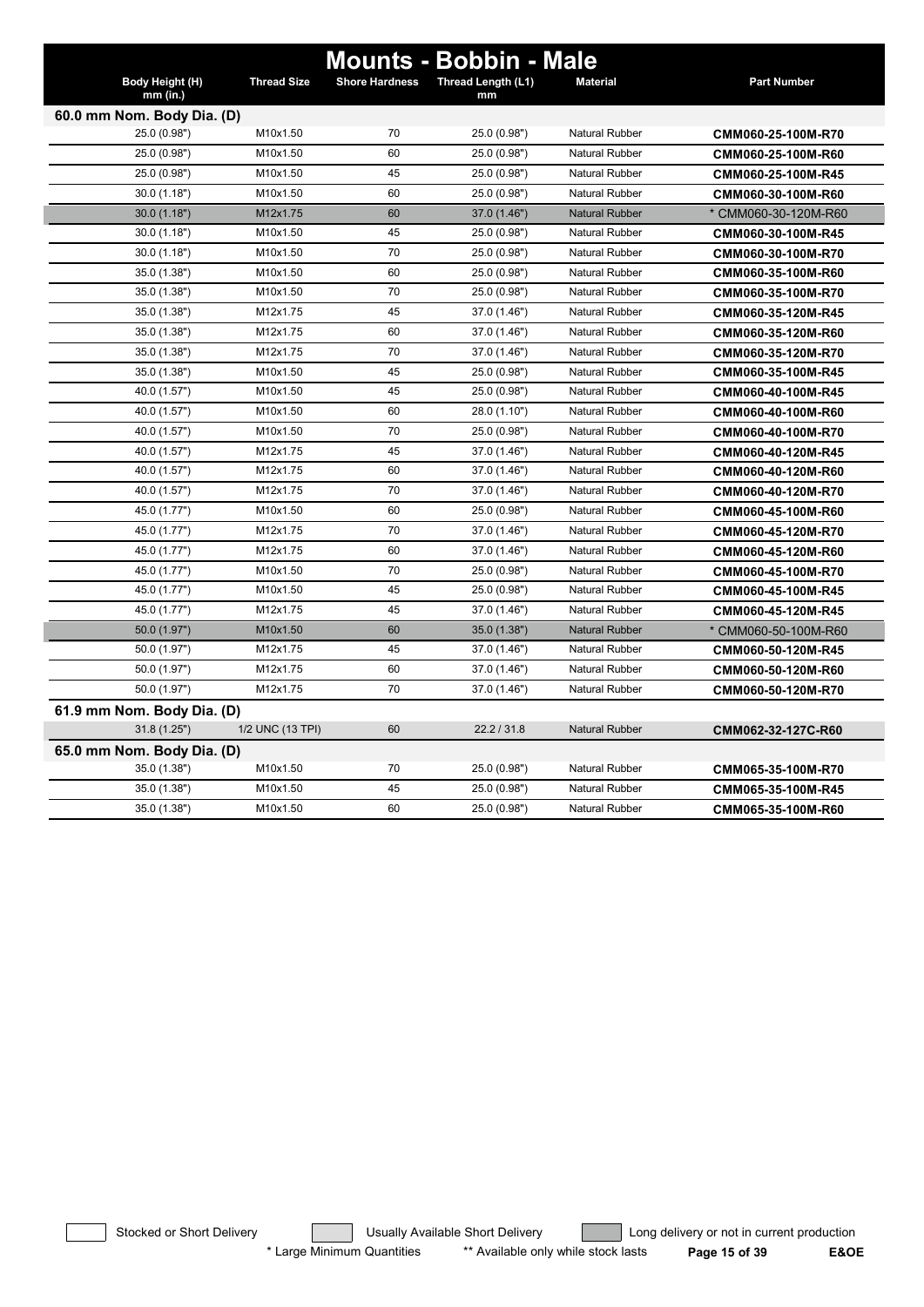# Mounts - Bobbin - Male

| Body Height (H) mm (in.) | Thread Size | Shore Hardness | Thread Length (L1) mm | Material | Part Number |
|---|---|---|---|---|---|
| **60.0 mm Nom. Body Dia. (D)** | | | | | |
| 25.0 (0.98") | M10x1.50 | 70 | 25.0 (0.98") | Natural Rubber | **CMM060-25-100M-R70** |
| 25.0 (0.98") | M10x1.50 | 60 | 25.0 (0.98") | Natural Rubber | **CMM060-25-100M-R60** |
| 25.0 (0.98") | M10x1.50 | 45 | 25.0 (0.98") | Natural Rubber | **CMM060-25-100M-R45** |
| 30.0 (1.18") | M10x1.50 | 60 | 25.0 (0.98") | Natural Rubber | **CMM060-30-100M-R60** |
| 30.0 (1.18") | M12x1.75 | 60 | 37.0 (1.46") | Natural Rubber | * CMM060-30-120M-R60 |
| 30.0 (1.18") | M10x1.50 | 45 | 25.0 (0.98") | Natural Rubber | **CMM060-30-100M-R45** |
| 30.0 (1.18") | M10x1.50 | 70 | 25.0 (0.98") | Natural Rubber | **CMM060-30-100M-R70** |
| 35.0 (1.38") | M10x1.50 | 60 | 25.0 (0.98") | Natural Rubber | **CMM060-35-100M-R60** |
| 35.0 (1.38") | M10x1.50 | 70 | 25.0 (0.98") | Natural Rubber | **CMM060-35-100M-R70** |
| 35.0 (1.38") | M12x1.75 | 45 | 37.0 (1.46") | Natural Rubber | **CMM060-35-120M-R45** |
| 35.0 (1.38") | M12x1.75 | 60 | 37.0 (1.46") | Natural Rubber | **CMM060-35-120M-R60** |
| 35.0 (1.38") | M12x1.75 | 70 | 37.0 (1.46") | Natural Rubber | **CMM060-35-120M-R70** |
| 35.0 (1.38") | M10x1.50 | 45 | 25.0 (0.98") | Natural Rubber | **CMM060-35-100M-R45** |
| 40.0 (1.57") | M10x1.50 | 45 | 25.0 (0.98") | Natural Rubber | **CMM060-40-100M-R45** |
| 40.0 (1.57") | M10x1.50 | 60 | 28.0 (1.10") | Natural Rubber | **CMM060-40-100M-R60** |
| 40.0 (1.57") | M10x1.50 | 70 | 25.0 (0.98") | Natural Rubber | **CMM060-40-100M-R70** |
| 40.0 (1.57") | M12x1.75 | 45 | 37.0 (1.46") | Natural Rubber | **CMM060-40-120M-R45** |
| 40.0 (1.57") | M12x1.75 | 60 | 37.0 (1.46") | Natural Rubber | **CMM060-40-120M-R60** |
| 40.0 (1.57") | M12x1.75 | 70 | 37.0 (1.46") | Natural Rubber | **CMM060-40-120M-R70** |
| 45.0 (1.77") | M10x1.50 | 60 | 25.0 (0.98") | Natural Rubber | **CMM060-45-100M-R60** |
| 45.0 (1.77") | M12x1.75 | 70 | 37.0 (1.46") | Natural Rubber | **CMM060-45-120M-R70** |
| 45.0 (1.77") | M12x1.75 | 60 | 37.0 (1.46") | Natural Rubber | **CMM060-45-120M-R60** |
| 45.0 (1.77") | M10x1.50 | 70 | 25.0 (0.98") | Natural Rubber | **CMM060-45-100M-R70** |
| 45.0 (1.77") | M10x1.50 | 45 | 25.0 (0.98") | Natural Rubber | **CMM060-45-100M-R45** |
| 45.0 (1.77") | M12x1.75 | 45 | 37.0 (1.46") | Natural Rubber | **CMM060-45-120M-R45** |
| 50.0 (1.97") | M10x1.50 | 60 | 35.0 (1.38") | Natural Rubber | * CMM060-50-100M-R60 |
| 50.0 (1.97") | M12x1.75 | 45 | 37.0 (1.46") | Natural Rubber | **CMM060-50-120M-R45** |
| 50.0 (1.97") | M12x1.75 | 60 | 37.0 (1.46") | Natural Rubber | **CMM060-50-120M-R60** |
| 50.0 (1.97") | M12x1.75 | 70 | 37.0 (1.46") | Natural Rubber | **CMM060-50-120M-R70** |
| **61.9 mm Nom. Body Dia. (D)** | | | | | |
| 31.8 (1.25") | 1/2 UNC (13 TPI) | 60 | 22.2 / 31.8 | Natural Rubber | **CMM062-32-127C-R60** |
| **65.0 mm Nom. Body Dia. (D)** | | | | | |
| 35.0 (1.38") | M10x1.50 | 70 | 25.0 (0.98") | Natural Rubber | **CMM065-35-100M-R70** |
| 35.0 (1.38") | M10x1.50 | 45 | 25.0 (0.98") | Natural Rubber | **CMM065-35-100M-R45** |
| 35.0 (1.38") | M10x1.50 | 60 | 25.0 (0.98") | Natural Rubber | **CMM065-35-100M-R60** |

Stocked or Short Delivery | Usually Available Short Delivery | Long delivery or not in current production

\* Large Minimum Quantities ** Available only while stock lasts E&OE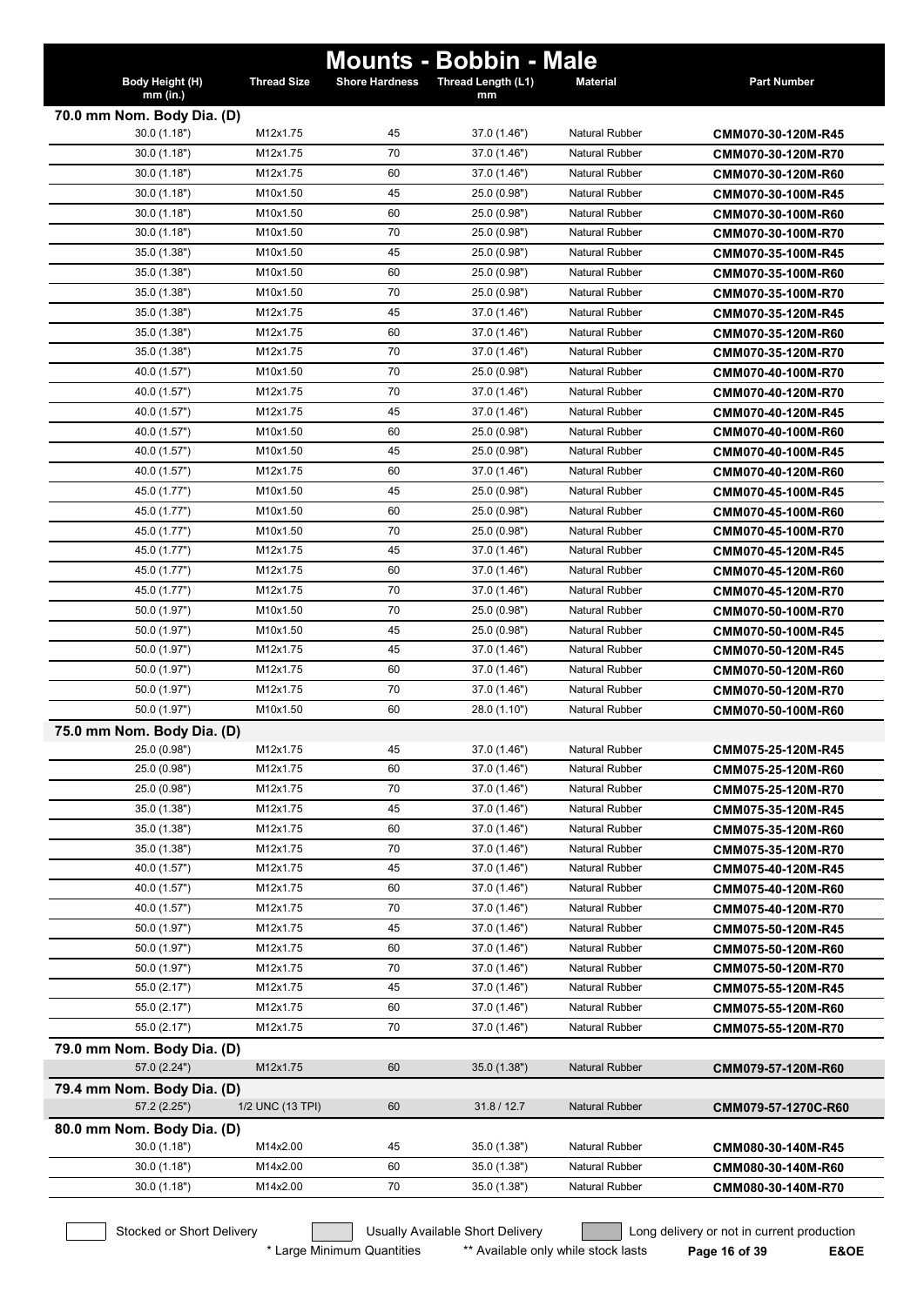# Mounts - Bobbin - Male

| Body Height (H) mm (in.) | Thread Size | Shore Hardness | Thread Length (L1) mm | Material | Part Number |
|---|---|---|---|---|---|
| **70.0 mm Nom. Body Dia. (D)** | | | | | |
| 30.0 (1.18") | M12x1.75 | 45 | 37.0 (1.46") | Natural Rubber | **CMM070-30-120M-R45** |
| 30.0 (1.18") | M12x1.75 | 70 | 37.0 (1.46") | Natural Rubber | **CMM070-30-120M-R70** |
| 30.0 (1.18") | M12x1.75 | 60 | 37.0 (1.46") | Natural Rubber | **CMM070-30-120M-R60** |
| 30.0 (1.18") | M10x1.50 | 45 | 25.0 (0.98") | Natural Rubber | **CMM070-30-100M-R45** |
| 30.0 (1.18") | M10x1.50 | 60 | 25.0 (0.98") | Natural Rubber | **CMM070-30-100M-R60** |
| 30.0 (1.18") | M10x1.50 | 70 | 25.0 (0.98") | Natural Rubber | **CMM070-30-100M-R70** |
| 35.0 (1.38") | M10x1.50 | 45 | 25.0 (0.98") | Natural Rubber | **CMM070-35-100M-R45** |
| 35.0 (1.38") | M10x1.50 | 60 | 25.0 (0.98") | Natural Rubber | **CMM070-35-100M-R60** |
| 35.0 (1.38") | M10x1.50 | 70 | 25.0 (0.98") | Natural Rubber | **CMM070-35-100M-R70** |
| 35.0 (1.38") | M12x1.75 | 45 | 37.0 (1.46") | Natural Rubber | **CMM070-35-120M-R45** |
| 35.0 (1.38") | M12x1.75 | 60 | 37.0 (1.46") | Natural Rubber | **CMM070-35-120M-R60** |
| 35.0 (1.38") | M12x1.75 | 70 | 37.0 (1.46") | Natural Rubber | **CMM070-35-120M-R70** |
| 40.0 (1.57") | M10x1.50 | 70 | 25.0 (0.98") | Natural Rubber | **CMM070-40-100M-R70** |
| 40.0 (1.57") | M12x1.75 | 70 | 37.0 (1.46") | Natural Rubber | **CMM070-40-120M-R70** |
| 40.0 (1.57") | M12x1.75 | 45 | 37.0 (1.46") | Natural Rubber | **CMM070-40-120M-R45** |
| 40.0 (1.57") | M10x1.50 | 60 | 25.0 (0.98") | Natural Rubber | **CMM070-40-100M-R60** |
| 40.0 (1.57") | M10x1.50 | 45 | 25.0 (0.98") | Natural Rubber | **CMM070-40-100M-R45** |
| 40.0 (1.57") | M12x1.75 | 60 | 37.0 (1.46") | Natural Rubber | **CMM070-40-120M-R60** |
| 45.0 (1.77") | M10x1.50 | 45 | 25.0 (0.98") | Natural Rubber | **CMM070-45-100M-R45** |
| 45.0 (1.77") | M10x1.50 | 60 | 25.0 (0.98") | Natural Rubber | **CMM070-45-100M-R60** |
| 45.0 (1.77") | M10x1.50 | 70 | 25.0 (0.98") | Natural Rubber | **CMM070-45-100M-R70** |
| 45.0 (1.77") | M12x1.75 | 45 | 37.0 (1.46") | Natural Rubber | **CMM070-45-120M-R45** |
| 45.0 (1.77") | M12x1.75 | 60 | 37.0 (1.46") | Natural Rubber | **CMM070-45-120M-R60** |
| 45.0 (1.77") | M12x1.75 | 70 | 37.0 (1.46") | Natural Rubber | **CMM070-45-120M-R70** |
| 50.0 (1.97") | M10x1.50 | 70 | 25.0 (0.98") | Natural Rubber | **CMM070-50-100M-R70** |
| 50.0 (1.97") | M10x1.50 | 45 | 25.0 (0.98") | Natural Rubber | **CMM070-50-100M-R45** |
| 50.0 (1.97") | M12x1.75 | 45 | 37.0 (1.46") | Natural Rubber | **CMM070-50-120M-R45** |
| 50.0 (1.97") | M12x1.75 | 60 | 37.0 (1.46") | Natural Rubber | **CMM070-50-120M-R60** |
| 50.0 (1.97") | M12x1.75 | 70 | 37.0 (1.46") | Natural Rubber | **CMM070-50-120M-R70** |
| 50.0 (1.97") | M10x1.50 | 60 | 28.0 (1.10") | Natural Rubber | **CMM070-50-100M-R60** |
| **75.0 mm Nom. Body Dia. (D)** | | | | | |
| 25.0 (0.98") | M12x1.75 | 45 | 37.0 (1.46") | Natural Rubber | **CMM075-25-120M-R45** |
| 25.0 (0.98") | M12x1.75 | 60 | 37.0 (1.46") | Natural Rubber | **CMM075-25-120M-R60** |
| 25.0 (0.98") | M12x1.75 | 70 | 37.0 (1.46") | Natural Rubber | **CMM075-25-120M-R70** |
| 35.0 (1.38") | M12x1.75 | 45 | 37.0 (1.46") | Natural Rubber | **CMM075-35-120M-R45** |
| 35.0 (1.38") | M12x1.75 | 60 | 37.0 (1.46") | Natural Rubber | **CMM075-35-120M-R60** |
| 35.0 (1.38") | M12x1.75 | 70 | 37.0 (1.46") | Natural Rubber | **CMM075-35-120M-R70** |
| 40.0 (1.57") | M12x1.75 | 45 | 37.0 (1.46") | Natural Rubber | **CMM075-40-120M-R45** |
| 40.0 (1.57") | M12x1.75 | 60 | 37.0 (1.46") | Natural Rubber | **CMM075-40-120M-R60** |
| 40.0 (1.57") | M12x1.75 | 70 | 37.0 (1.46") | Natural Rubber | **CMM075-40-120M-R70** |
| 50.0 (1.97") | M12x1.75 | 45 | 37.0 (1.46") | Natural Rubber | **CMM075-50-120M-R45** |
| 50.0 (1.97") | M12x1.75 | 60 | 37.0 (1.46") | Natural Rubber | **CMM075-50-120M-R60** |
| 50.0 (1.97") | M12x1.75 | 70 | 37.0 (1.46") | Natural Rubber | **CMM075-50-120M-R70** |
| 55.0 (2.17") | M12x1.75 | 45 | 37.0 (1.46") | Natural Rubber | **CMM075-55-120M-R45** |
| 55.0 (2.17") | M12x1.75 | 60 | 37.0 (1.46") | Natural Rubber | **CMM075-55-120M-R60** |
| 55.0 (2.17") | M12x1.75 | 70 | 37.0 (1.46") | Natural Rubber | **CMM075-55-120M-R70** |
| **79.0 mm Nom. Body Dia. (D)** | | | | | |
| 57.0 (2.24") | M12x1.75 | 60 | 35.0 (1.38") | Natural Rubber | **CMM079-57-120M-R60** |
| **79.4 mm Nom. Body Dia. (D)** | | | | | |
| 57.2 (2.25") | 1/2 UNC (13 TPI) | 60 | 31.8 / 12.7 | Natural Rubber | **CMM079-57-1270C-R60** |
| **80.0 mm Nom. Body Dia. (D)** | | | | | |
| 30.0 (1.18") | M14x2.00 | 45 | 35.0 (1.38") | Natural Rubber | **CMM080-30-140M-R45** |
| 30.0 (1.18") | M14x2.00 | 60 | 35.0 (1.38") | Natural Rubber | **CMM080-30-140M-R60** |
| 30.0 (1.18") | M14x2.00 | 70 | 35.0 (1.38") | Natural Rubber | **CMM080-30-140M-R70** |

Stocked or Short Delivery — Usually Available Short Delivery — Long delivery or not in current production

\* Large Minimum Quantities ** Available only while stock lasts

E&OE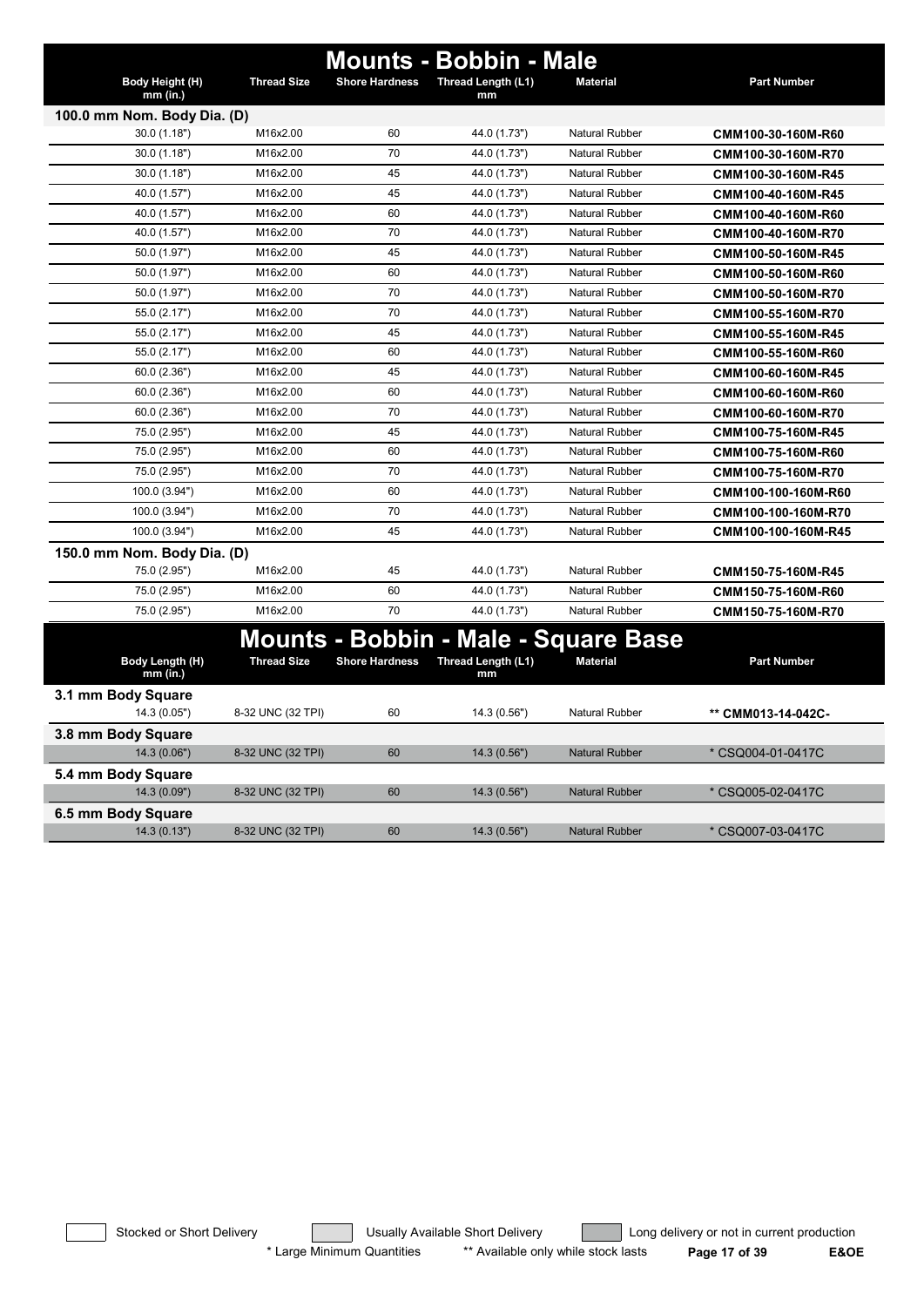# Mounts - Bobbin - Male

| Body Height (H) mm (in.) | Thread Size | Shore Hardness | Thread Length (L1) mm | Material | Part Number |
|---|---|---|---|---|---|
| **100.0 mm Nom. Body Dia. (D)** | | | | | |
| 30.0 (1.18") | M16x2.00 | 60 | 44.0 (1.73") | Natural Rubber | **CMM100-30-160M-R60** |
| 30.0 (1.18") | M16x2.00 | 70 | 44.0 (1.73") | Natural Rubber | **CMM100-30-160M-R70** |
| 30.0 (1.18") | M16x2.00 | 45 | 44.0 (1.73") | Natural Rubber | **CMM100-30-160M-R45** |
| 40.0 (1.57") | M16x2.00 | 45 | 44.0 (1.73") | Natural Rubber | **CMM100-40-160M-R45** |
| 40.0 (1.57") | M16x2.00 | 60 | 44.0 (1.73") | Natural Rubber | **CMM100-40-160M-R60** |
| 40.0 (1.57") | M16x2.00 | 70 | 44.0 (1.73") | Natural Rubber | **CMM100-40-160M-R70** |
| 50.0 (1.97") | M16x2.00 | 45 | 44.0 (1.73") | Natural Rubber | **CMM100-50-160M-R45** |
| 50.0 (1.97") | M16x2.00 | 60 | 44.0 (1.73") | Natural Rubber | **CMM100-50-160M-R60** |
| 50.0 (1.97") | M16x2.00 | 70 | 44.0 (1.73") | Natural Rubber | **CMM100-50-160M-R70** |
| 55.0 (2.17") | M16x2.00 | 70 | 44.0 (1.73") | Natural Rubber | **CMM100-55-160M-R70** |
| 55.0 (2.17") | M16x2.00 | 45 | 44.0 (1.73") | Natural Rubber | **CMM100-55-160M-R45** |
| 55.0 (2.17") | M16x2.00 | 60 | 44.0 (1.73") | Natural Rubber | **CMM100-55-160M-R60** |
| 60.0 (2.36") | M16x2.00 | 45 | 44.0 (1.73") | Natural Rubber | **CMM100-60-160M-R45** |
| 60.0 (2.36") | M16x2.00 | 60 | 44.0 (1.73") | Natural Rubber | **CMM100-60-160M-R60** |
| 60.0 (2.36") | M16x2.00 | 70 | 44.0 (1.73") | Natural Rubber | **CMM100-60-160M-R70** |
| 75.0 (2.95") | M16x2.00 | 45 | 44.0 (1.73") | Natural Rubber | **CMM100-75-160M-R45** |
| 75.0 (2.95") | M16x2.00 | 60 | 44.0 (1.73") | Natural Rubber | **CMM100-75-160M-R60** |
| 75.0 (2.95") | M16x2.00 | 70 | 44.0 (1.73") | Natural Rubber | **CMM100-75-160M-R70** |
| 100.0 (3.94") | M16x2.00 | 60 | 44.0 (1.73") | Natural Rubber | **CMM100-100-160M-R60** |
| 100.0 (3.94") | M16x2.00 | 70 | 44.0 (1.73") | Natural Rubber | **CMM100-100-160M-R70** |
| 100.0 (3.94") | M16x2.00 | 45 | 44.0 (1.73") | Natural Rubber | **CMM100-100-160M-R45** |
| **150.0 mm Nom. Body Dia. (D)** | | | | | |
| 75.0 (2.95") | M16x2.00 | 45 | 44.0 (1.73") | Natural Rubber | **CMM150-75-160M-R45** |
| 75.0 (2.95") | M16x2.00 | 60 | 44.0 (1.73") | Natural Rubber | **CMM150-75-160M-R60** |
| 75.0 (2.95") | M16x2.00 | 70 | 44.0 (1.73") | Natural Rubber | **CMM150-75-160M-R70** |

# Mounts - Bobbin - Male - Square Base

| Body Length (H) mm (in.) | Thread Size | Shore Hardness | Thread Length (L1) mm | Material | Part Number |
|---|---|---|---|---|---|
| **3.1 mm Body Square** | | | | | |
| 14.3 (0.05") | 8-32 UNC (32 TPI) | 60 | 14.3 (0.56") | Natural Rubber | ** CMM013-14-042C- |
| **3.8 mm Body Square** | | | | | |
| 14.3 (0.06") | 8-32 UNC (32 TPI) | 60 | 14.3 (0.56") | Natural Rubber | * CSQ004-01-0417C |
| **5.4 mm Body Square** | | | | | |
| 14.3 (0.09") | 8-32 UNC (32 TPI) | 60 | 14.3 (0.56") | Natural Rubber | * CSQ005-02-0417C |
| **6.5 mm Body Square** | | | | | |
| 14.3 (0.13") | 8-32 UNC (32 TPI) | 60 | 14.3 (0.56") | Natural Rubber | * CSQ007-03-0417C |

Stocked or Short Delivery | Usually Available Short Delivery | Long delivery or not in current production

* Large Minimum Quantities ** Available only while stock lasts

E&OE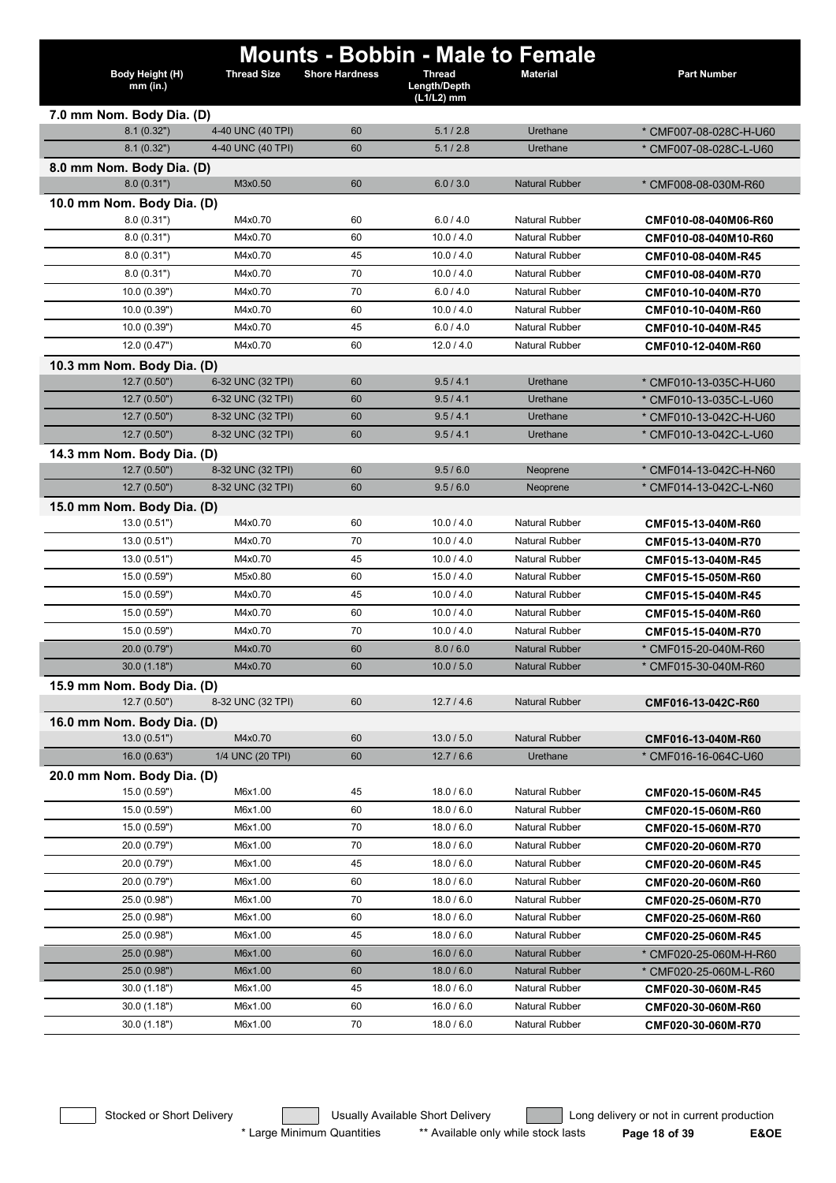# Mounts - Bobbin - Male to Female

| Body Height (H) mm (in.) | Thread Size | Shore Hardness | Thread Length/Depth (L1/L2) mm | Material | Part Number |
|---|---|---|---|---|---|
| **7.0 mm Nom. Body Dia. (D)** | | | | | |
| 8.1 (0.32") | 4-40 UNC (40 TPI) | 60 | 5.1 / 2.8 | Urethane | * CMF007-08-028C-H-U60 |
| 8.1 (0.32") | 4-40 UNC (40 TPI) | 60 | 5.1 / 2.8 | Urethane | * CMF007-08-028C-L-U60 |
| **8.0 mm Nom. Body Dia. (D)** | | | | | |
| 8.0 (0.31") | M3x0.50 | 60 | 6.0 / 3.0 | Natural Rubber | * CMF008-08-030M-R60 |
| **10.0 mm Nom. Body Dia. (D)** | | | | | |
| 8.0 (0.31") | M4x0.70 | 60 | 6.0 / 4.0 | Natural Rubber | **CMF010-08-040M06-R60** |
| 8.0 (0.31") | M4x0.70 | 60 | 10.0 / 4.0 | Natural Rubber | **CMF010-08-040M10-R60** |
| 8.0 (0.31") | M4x0.70 | 45 | 10.0 / 4.0 | Natural Rubber | **CMF010-08-040M-R45** |
| 8.0 (0.31") | M4x0.70 | 70 | 10.0 / 4.0 | Natural Rubber | **CMF010-08-040M-R70** |
| 10.0 (0.39") | M4x0.70 | 70 | 6.0 / 4.0 | Natural Rubber | **CMF010-10-040M-R70** |
| 10.0 (0.39") | M4x0.70 | 60 | 10.0 / 4.0 | Natural Rubber | **CMF010-10-040M-R60** |
| 10.0 (0.39") | M4x0.70 | 45 | 6.0 / 4.0 | Natural Rubber | **CMF010-10-040M-R45** |
| 12.0 (0.47") | M4x0.70 | 60 | 12.0 / 4.0 | Natural Rubber | **CMF010-12-040M-R60** |
| **10.3 mm Nom. Body Dia. (D)** | | | | | |
| 12.7 (0.50") | 6-32 UNC (32 TPI) | 60 | 9.5 / 4.1 | Urethane | * CMF010-13-035C-H-U60 |
| 12.7 (0.50") | 6-32 UNC (32 TPI) | 60 | 9.5 / 4.1 | Urethane | * CMF010-13-035C-L-U60 |
| 12.7 (0.50") | 8-32 UNC (32 TPI) | 60 | 9.5 / 4.1 | Urethane | * CMF010-13-042C-H-U60 |
| 12.7 (0.50") | 8-32 UNC (32 TPI) | 60 | 9.5 / 4.1 | Urethane | * CMF010-13-042C-L-U60 |
| **14.3 mm Nom. Body Dia. (D)** | | | | | |
| 12.7 (0.50") | 8-32 UNC (32 TPI) | 60 | 9.5 / 6.0 | Neoprene | * CMF014-13-042C-H-N60 |
| 12.7 (0.50") | 8-32 UNC (32 TPI) | 60 | 9.5 / 6.0 | Neoprene | * CMF014-13-042C-L-N60 |
| **15.0 mm Nom. Body Dia. (D)** | | | | | |
| 13.0 (0.51") | M4x0.70 | 60 | 10.0 / 4.0 | Natural Rubber | **CMF015-13-040M-R60** |
| 13.0 (0.51") | M4x0.70 | 70 | 10.0 / 4.0 | Natural Rubber | **CMF015-13-040M-R70** |
| 13.0 (0.51") | M4x0.70 | 45 | 10.0 / 4.0 | Natural Rubber | **CMF015-13-040M-R45** |
| 15.0 (0.59") | M5x0.80 | 60 | 15.0 / 4.0 | Natural Rubber | **CMF015-15-050M-R60** |
| 15.0 (0.59") | M4x0.70 | 45 | 10.0 / 4.0 | Natural Rubber | **CMF015-15-040M-R45** |
| 15.0 (0.59") | M4x0.70 | 60 | 10.0 / 4.0 | Natural Rubber | **CMF015-15-040M-R60** |
| 15.0 (0.59") | M4x0.70 | 70 | 10.0 / 4.0 | Natural Rubber | **CMF015-15-040M-R70** |
| 20.0 (0.79") | M4x0.70 | 60 | 8.0 / 6.0 | Natural Rubber | * CMF015-20-040M-R60 |
| 30.0 (1.18") | M4x0.70 | 60 | 10.0 / 5.0 | Natural Rubber | * CMF015-30-040M-R60 |
| **15.9 mm Nom. Body Dia. (D)** | | | | | |
| 12.7 (0.50") | 8-32 UNC (32 TPI) | 60 | 12.7 / 4.6 | Natural Rubber | **CMF016-13-042C-R60** |
| **16.0 mm Nom. Body Dia. (D)** | | | | | |
| 13.0 (0.51") | M4x0.70 | 60 | 13.0 / 5.0 | Natural Rubber | **CMF016-13-040M-R60** |
| 16.0 (0.63") | 1/4 UNC (20 TPI) | 60 | 12.7 / 6.6 | Urethane | * CMF016-16-064C-U60 |
| **20.0 mm Nom. Body Dia. (D)** | | | | | |
| 15.0 (0.59") | M6x1.00 | 45 | 18.0 / 6.0 | Natural Rubber | **CMF020-15-060M-R45** |
| 15.0 (0.59") | M6x1.00 | 60 | 18.0 / 6.0 | Natural Rubber | **CMF020-15-060M-R60** |
| 15.0 (0.59") | M6x1.00 | 70 | 18.0 / 6.0 | Natural Rubber | **CMF020-15-060M-R70** |
| 20.0 (0.79") | M6x1.00 | 70 | 18.0 / 6.0 | Natural Rubber | **CMF020-20-060M-R70** |
| 20.0 (0.79") | M6x1.00 | 45 | 18.0 / 6.0 | Natural Rubber | **CMF020-20-060M-R45** |
| 20.0 (0.79") | M6x1.00 | 60 | 18.0 / 6.0 | Natural Rubber | **CMF020-20-060M-R60** |
| 25.0 (0.98") | M6x1.00 | 70 | 18.0 / 6.0 | Natural Rubber | **CMF020-25-060M-R70** |
| 25.0 (0.98") | M6x1.00 | 60 | 18.0 / 6.0 | Natural Rubber | **CMF020-25-060M-R60** |
| 25.0 (0.98") | M6x1.00 | 45 | 18.0 / 6.0 | Natural Rubber | **CMF020-25-060M-R45** |
| 25.0 (0.98") | M6x1.00 | 60 | 16.0 / 6.0 | Natural Rubber | * CMF020-25-060M-H-R60 |
| 25.0 (0.98") | M6x1.00 | 60 | 18.0 / 6.0 | Natural Rubber | * CMF020-25-060M-L-R60 |
| 30.0 (1.18") | M6x1.00 | 45 | 18.0 / 6.0 | Natural Rubber | **CMF020-30-060M-R45** |
| 30.0 (1.18") | M6x1.00 | 60 | 16.0 / 6.0 | Natural Rubber | **CMF020-30-060M-R60** |
| 30.0 (1.18") | M6x1.00 | 70 | 18.0 / 6.0 | Natural Rubber | **CMF020-30-060M-R70** |

Stocked or Short Delivery — Usually Available Short Delivery — Long delivery or not in current production

\* Large Minimum Quantities — ** Available only while stock lasts

E&OE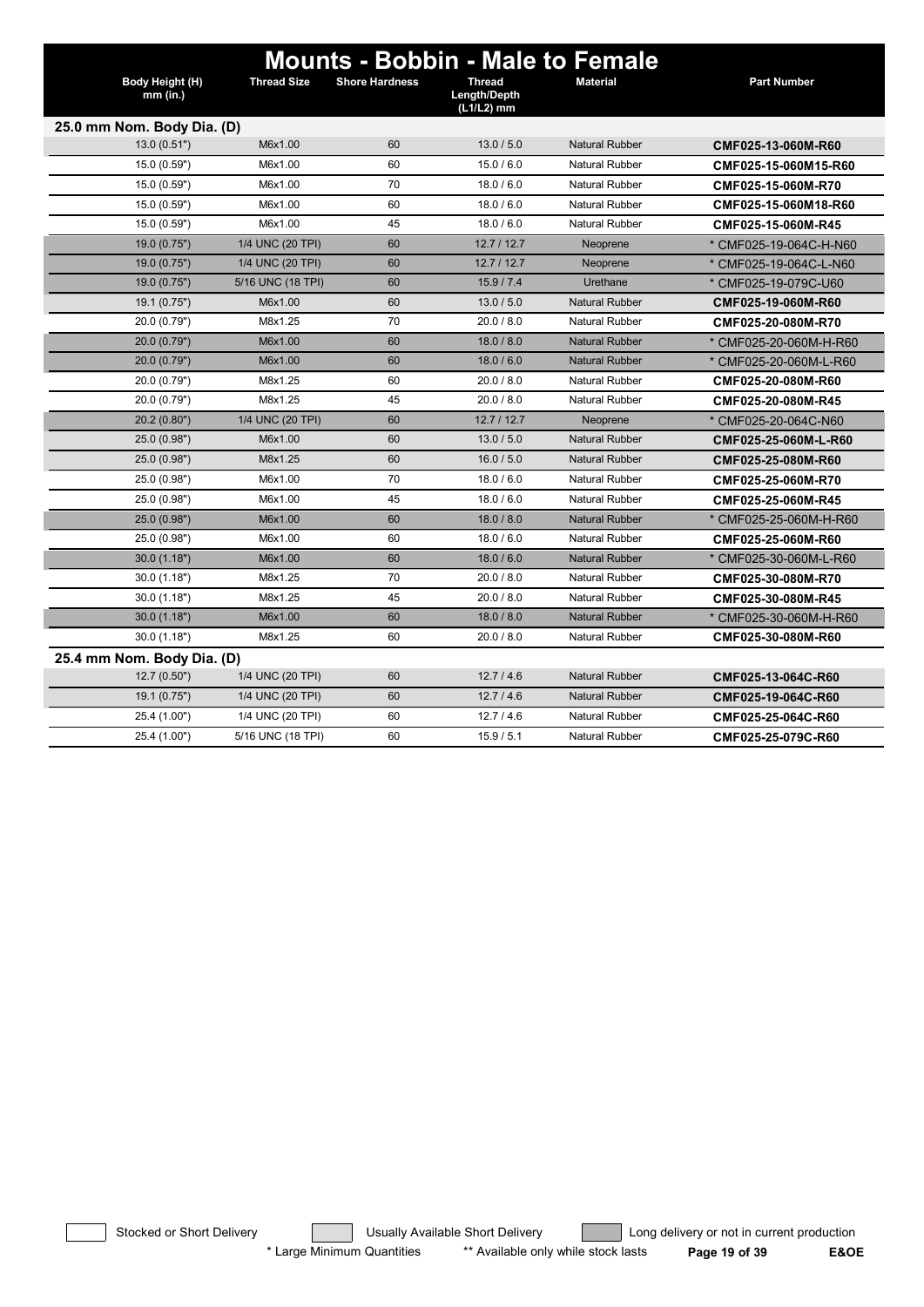# Mounts - Bobbin - Male to Female

| Body Height (H) mm (in.) | Thread Size | Shore Hardness | Thread Length/Depth (L1/L2) mm | Material | Part Number |
|---|---|---|---|---|---|
| **25.0 mm Nom. Body Dia. (D)** | | | | | |
| 13.0 (0.51") | M6x1.00 | 60 | 13.0 / 5.0 | Natural Rubber | **CMF025-13-060M-R60** |
| 15.0 (0.59") | M6x1.00 | 60 | 15.0 / 6.0 | Natural Rubber | **CMF025-15-060M15-R60** |
| 15.0 (0.59") | M6x1.00 | 70 | 18.0 / 6.0 | Natural Rubber | **CMF025-15-060M-R70** |
| 15.0 (0.59") | M6x1.00 | 60 | 18.0 / 6.0 | Natural Rubber | **CMF025-15-060M18-R60** |
| 15.0 (0.59") | M6x1.00 | 45 | 18.0 / 6.0 | Natural Rubber | **CMF025-15-060M-R45** |
| 19.0 (0.75") | 1/4 UNC (20 TPI) | 60 | 12.7 / 12.7 | Neoprene | * CMF025-19-064C-H-N60 |
| 19.0 (0.75") | 1/4 UNC (20 TPI) | 60 | 12.7 / 12.7 | Neoprene | * CMF025-19-064C-L-N60 |
| 19.0 (0.75") | 5/16 UNC (18 TPI) | 60 | 15.9 / 7.4 | Urethane | * CMF025-19-079C-U60 |
| 19.1 (0.75") | M6x1.00 | 60 | 13.0 / 5.0 | Natural Rubber | **CMF025-19-060M-R60** |
| 20.0 (0.79") | M8x1.25 | 70 | 20.0 / 8.0 | Natural Rubber | **CMF025-20-080M-R70** |
| 20.0 (0.79") | M6x1.00 | 60 | 18.0 / 8.0 | Natural Rubber | * CMF025-20-060M-H-R60 |
| 20.0 (0.79") | M6x1.00 | 60 | 18.0 / 6.0 | Natural Rubber | * CMF025-20-060M-L-R60 |
| 20.0 (0.79") | M8x1.25 | 60 | 20.0 / 8.0 | Natural Rubber | **CMF025-20-080M-R60** |
| 20.0 (0.79") | M8x1.25 | 45 | 20.0 / 8.0 | Natural Rubber | **CMF025-20-080M-R45** |
| 20.2 (0.80") | 1/4 UNC (20 TPI) | 60 | 12.7 / 12.7 | Neoprene | * CMF025-20-064C-N60 |
| 25.0 (0.98") | M6x1.00 | 60 | 13.0 / 5.0 | Natural Rubber | **CMF025-25-060M-L-R60** |
| 25.0 (0.98") | M8x1.25 | 60 | 16.0 / 5.0 | Natural Rubber | **CMF025-25-080M-R60** |
| 25.0 (0.98") | M6x1.00 | 70 | 18.0 / 6.0 | Natural Rubber | **CMF025-25-060M-R70** |
| 25.0 (0.98") | M6x1.00 | 45 | 18.0 / 6.0 | Natural Rubber | **CMF025-25-060M-R45** |
| 25.0 (0.98") | M6x1.00 | 60 | 18.0 / 8.0 | Natural Rubber | * CMF025-25-060M-H-R60 |
| 25.0 (0.98") | M6x1.00 | 60 | 18.0 / 6.0 | Natural Rubber | **CMF025-25-060M-R60** |
| 30.0 (1.18") | M6x1.00 | 60 | 18.0 / 6.0 | Natural Rubber | * CMF025-30-060M-L-R60 |
| 30.0 (1.18") | M8x1.25 | 70 | 20.0 / 8.0 | Natural Rubber | **CMF025-30-080M-R70** |
| 30.0 (1.18") | M8x1.25 | 45 | 20.0 / 8.0 | Natural Rubber | **CMF025-30-080M-R45** |
| 30.0 (1.18") | M6x1.00 | 60 | 18.0 / 8.0 | Natural Rubber | * CMF025-30-060M-H-R60 |
| 30.0 (1.18") | M8x1.25 | 60 | 20.0 / 8.0 | Natural Rubber | **CMF025-30-080M-R60** |
| **25.4 mm Nom. Body Dia. (D)** | | | | | |
| 12.7 (0.50") | 1/4 UNC (20 TPI) | 60 | 12.7 / 4.6 | Natural Rubber | **CMF025-13-064C-R60** |
| 19.1 (0.75") | 1/4 UNC (20 TPI) | 60 | 12.7 / 4.6 | Natural Rubber | **CMF025-19-064C-R60** |
| 25.4 (1.00") | 1/4 UNC (20 TPI) | 60 | 12.7 / 4.6 | Natural Rubber | **CMF025-25-064C-R60** |
| 25.4 (1.00") | 5/16 UNC (18 TPI) | 60 | 15.9 / 5.1 | Natural Rubber | **CMF025-25-079C-R60** |

Stocked or Short Delivery — Usually Available Short Delivery — Long delivery or not in current production

\* Large Minimum Quantities — ** Available only while stock lasts

E&OE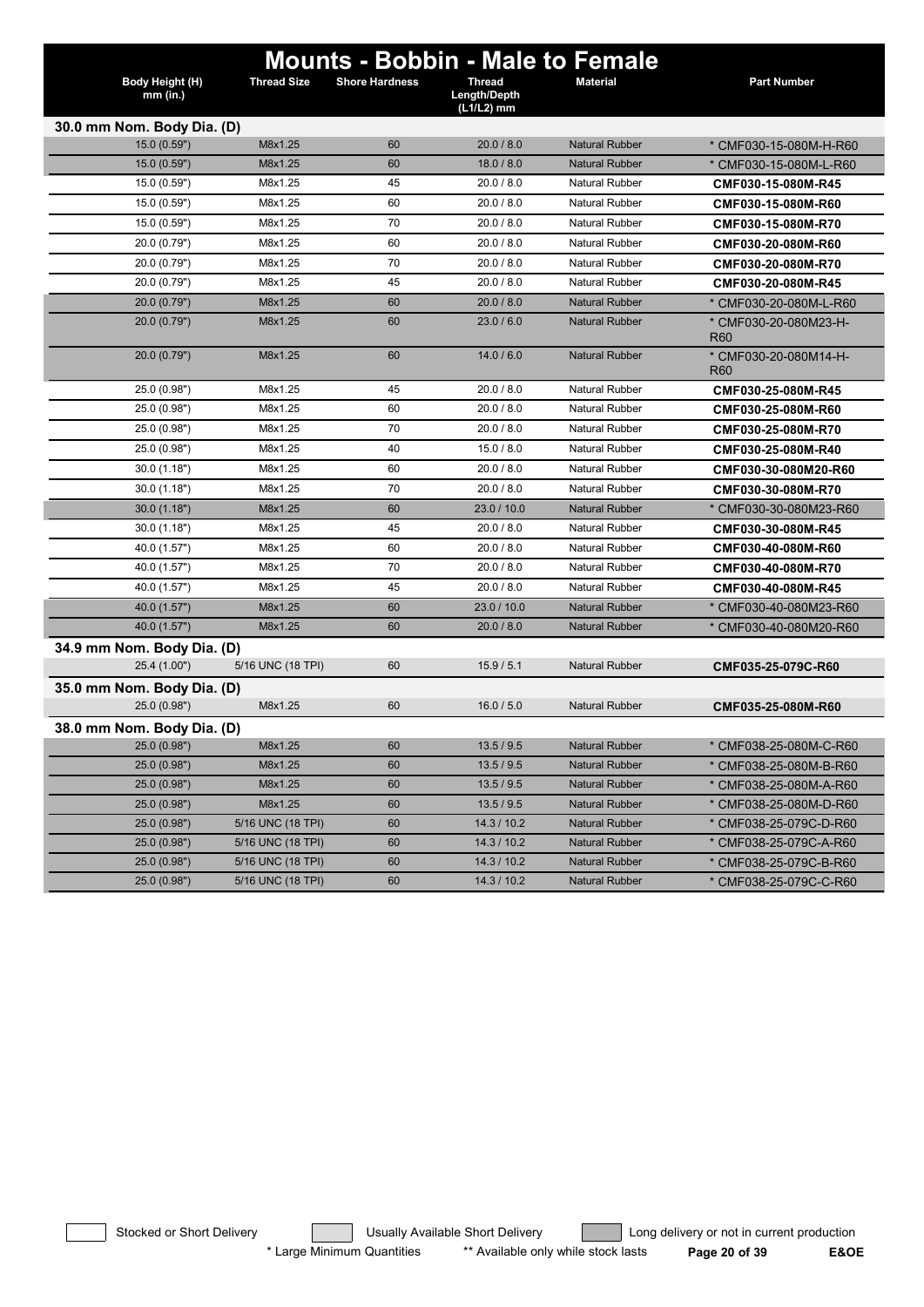# Mounts - Bobbin - Male to Female

| Body Height (H) mm (in.) | Thread Size | Shore Hardness | Thread Length/Depth (L1/L2) mm | Material | Part Number |
|---|---|---|---|---|---|
| **30.0 mm Nom. Body Dia. (D)** | | | | | |
| 15.0 (0.59") | M8x1.25 | 60 | 20.0 / 8.0 | Natural Rubber | * CMF030-15-080M-H-R60 |
| 15.0 (0.59") | M8x1.25 | 60 | 18.0 / 8.0 | Natural Rubber | * CMF030-15-080M-L-R60 |
| 15.0 (0.59") | M8x1.25 | 45 | 20.0 / 8.0 | Natural Rubber | **CMF030-15-080M-R45** |
| 15.0 (0.59") | M8x1.25 | 60 | 20.0 / 8.0 | Natural Rubber | **CMF030-15-080M-R60** |
| 15.0 (0.59") | M8x1.25 | 70 | 20.0 / 8.0 | Natural Rubber | **CMF030-15-080M-R70** |
| 20.0 (0.79") | M8x1.25 | 60 | 20.0 / 8.0 | Natural Rubber | **CMF030-20-080M-R60** |
| 20.0 (0.79") | M8x1.25 | 70 | 20.0 / 8.0 | Natural Rubber | **CMF030-20-080M-R70** |
| 20.0 (0.79") | M8x1.25 | 45 | 20.0 / 8.0 | Natural Rubber | **CMF030-20-080M-R45** |
| 20.0 (0.79") | M8x1.25 | 60 | 20.0 / 8.0 | Natural Rubber | * CMF030-20-080M-L-R60 |
| 20.0 (0.79") | M8x1.25 | 60 | 23.0 / 6.0 | Natural Rubber | * CMF030-20-080M23-H-R60 |
| 20.0 (0.79") | M8x1.25 | 60 | 14.0 / 6.0 | Natural Rubber | * CMF030-20-080M14-H-R60 |
| 25.0 (0.98") | M8x1.25 | 45 | 20.0 / 8.0 | Natural Rubber | **CMF030-25-080M-R45** |
| 25.0 (0.98") | M8x1.25 | 60 | 20.0 / 8.0 | Natural Rubber | **CMF030-25-080M-R60** |
| 25.0 (0.98") | M8x1.25 | 70 | 20.0 / 8.0 | Natural Rubber | **CMF030-25-080M-R70** |
| 25.0 (0.98") | M8x1.25 | 40 | 15.0 / 8.0 | Natural Rubber | **CMF030-25-080M-R40** |
| 30.0 (1.18") | M8x1.25 | 60 | 20.0 / 8.0 | Natural Rubber | **CMF030-30-080M20-R60** |
| 30.0 (1.18") | M8x1.25 | 70 | 20.0 / 8.0 | Natural Rubber | **CMF030-30-080M-R70** |
| 30.0 (1.18") | M8x1.25 | 60 | 23.0 / 10.0 | Natural Rubber | * CMF030-30-080M23-R60 |
| 30.0 (1.18") | M8x1.25 | 45 | 20.0 / 8.0 | Natural Rubber | **CMF030-30-080M-R45** |
| 40.0 (1.57") | M8x1.25 | 60 | 20.0 / 8.0 | Natural Rubber | **CMF030-40-080M-R60** |
| 40.0 (1.57") | M8x1.25 | 70 | 20.0 / 8.0 | Natural Rubber | **CMF030-40-080M-R70** |
| 40.0 (1.57") | M8x1.25 | 45 | 20.0 / 8.0 | Natural Rubber | **CMF030-40-080M-R45** |
| 40.0 (1.57") | M8x1.25 | 60 | 23.0 / 10.0 | Natural Rubber | * CMF030-40-080M23-R60 |
| 40.0 (1.57") | M8x1.25 | 60 | 20.0 / 8.0 | Natural Rubber | * CMF030-40-080M20-R60 |
| **34.9 mm Nom. Body Dia. (D)** | | | | | |
| 25.4 (1.00") | 5/16 UNC (18 TPI) | 60 | 15.9 / 5.1 | Natural Rubber | **CMF035-25-079C-R60** |
| **35.0 mm Nom. Body Dia. (D)** | | | | | |
| 25.0 (0.98") | M8x1.25 | 60 | 16.0 / 5.0 | Natural Rubber | **CMF035-25-080M-R60** |
| **38.0 mm Nom. Body Dia. (D)** | | | | | |
| 25.0 (0.98") | M8x1.25 | 60 | 13.5 / 9.5 | Natural Rubber | * CMF038-25-080M-C-R60 |
| 25.0 (0.98") | M8x1.25 | 60 | 13.5 / 9.5 | Natural Rubber | * CMF038-25-080M-B-R60 |
| 25.0 (0.98") | M8x1.25 | 60 | 13.5 / 9.5 | Natural Rubber | * CMF038-25-080M-A-R60 |
| 25.0 (0.98") | M8x1.25 | 60 | 13.5 / 9.5 | Natural Rubber | * CMF038-25-080M-D-R60 |
| 25.0 (0.98") | 5/16 UNC (18 TPI) | 60 | 14.3 / 10.2 | Natural Rubber | * CMF038-25-079C-D-R60 |
| 25.0 (0.98") | 5/16 UNC (18 TPI) | 60 | 14.3 / 10.2 | Natural Rubber | * CMF038-25-079C-A-R60 |
| 25.0 (0.98") | 5/16 UNC (18 TPI) | 60 | 14.3 / 10.2 | Natural Rubber | * CMF038-25-079C-B-R60 |
| 25.0 (0.98") | 5/16 UNC (18 TPI) | 60 | 14.3 / 10.2 | Natural Rubber | * CMF038-25-079C-C-R60 |

Stocked or Short Delivery | Usually Available Short Delivery | Long delivery or not in current production

* Large Minimum Quantities ** Available only while stock lasts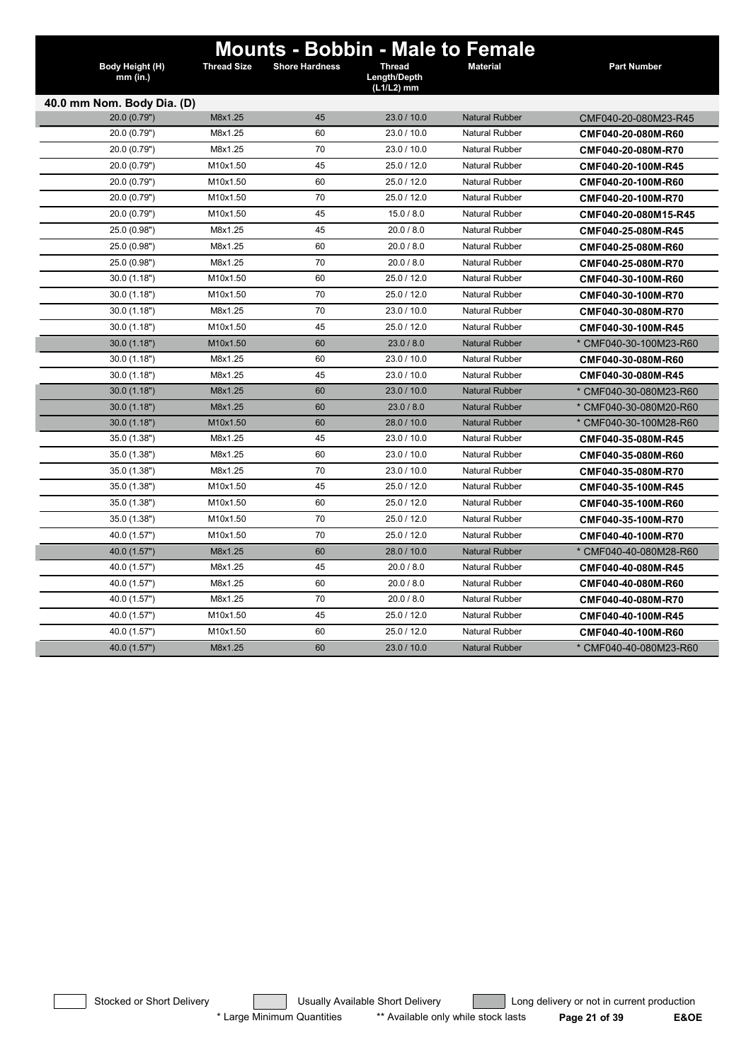# Mounts - Bobbin - Male to Female

| Body Height (H) mm (in.) | Thread Size | Shore Hardness | Thread Length/Depth (L1/L2) mm | Material | Part Number |
|---|---|---|---|---|---|
| **40.0 mm Nom. Body Dia. (D)** | | | | | |
| 20.0 (0.79") | M8x1.25 | 45 | 23.0 / 10.0 | Natural Rubber | CMF040-20-080M23-R45 |
| 20.0 (0.79") | M8x1.25 | 60 | 23.0 / 10.0 | Natural Rubber | **CMF040-20-080M-R60** |
| 20.0 (0.79") | M8x1.25 | 70 | 23.0 / 10.0 | Natural Rubber | **CMF040-20-080M-R70** |
| 20.0 (0.79") | M10x1.50 | 45 | 25.0 / 12.0 | Natural Rubber | **CMF040-20-100M-R45** |
| 20.0 (0.79") | M10x1.50 | 60 | 25.0 / 12.0 | Natural Rubber | **CMF040-20-100M-R60** |
| 20.0 (0.79") | M10x1.50 | 70 | 25.0 / 12.0 | Natural Rubber | **CMF040-20-100M-R70** |
| 20.0 (0.79") | M10x1.50 | 45 | 15.0 / 8.0 | Natural Rubber | **CMF040-20-080M15-R45** |
| 25.0 (0.98") | M8x1.25 | 45 | 20.0 / 8.0 | Natural Rubber | **CMF040-25-080M-R45** |
| 25.0 (0.98") | M8x1.25 | 60 | 20.0 / 8.0 | Natural Rubber | **CMF040-25-080M-R60** |
| 25.0 (0.98") | M8x1.25 | 70 | 20.0 / 8.0 | Natural Rubber | **CMF040-25-080M-R70** |
| 30.0 (1.18") | M10x1.50 | 60 | 25.0 / 12.0 | Natural Rubber | **CMF040-30-100M-R60** |
| 30.0 (1.18") | M10x1.50 | 70 | 25.0 / 12.0 | Natural Rubber | **CMF040-30-100M-R70** |
| 30.0 (1.18") | M8x1.25 | 70 | 23.0 / 10.0 | Natural Rubber | **CMF040-30-080M-R70** |
| 30.0 (1.18") | M10x1.50 | 45 | 25.0 / 12.0 | Natural Rubber | **CMF040-30-100M-R45** |
| 30.0 (1.18") | M10x1.50 | 60 | 23.0 / 8.0 | Natural Rubber | * CMF040-30-100M23-R60 |
| 30.0 (1.18") | M8x1.25 | 60 | 23.0 / 10.0 | Natural Rubber | **CMF040-30-080M-R60** |
| 30.0 (1.18") | M8x1.25 | 45 | 23.0 / 10.0 | Natural Rubber | **CMF040-30-080M-R45** |
| 30.0 (1.18") | M8x1.25 | 60 | 23.0 / 10.0 | Natural Rubber | * CMF040-30-080M23-R60 |
| 30.0 (1.18") | M8x1.25 | 60 | 23.0 / 8.0 | Natural Rubber | * CMF040-30-080M20-R60 |
| 30.0 (1.18") | M10x1.50 | 60 | 28.0 / 10.0 | Natural Rubber | * CMF040-30-100M28-R60 |
| 35.0 (1.38") | M8x1.25 | 45 | 23.0 / 10.0 | Natural Rubber | **CMF040-35-080M-R45** |
| 35.0 (1.38") | M8x1.25 | 60 | 23.0 / 10.0 | Natural Rubber | **CMF040-35-080M-R60** |
| 35.0 (1.38") | M8x1.25 | 70 | 23.0 / 10.0 | Natural Rubber | **CMF040-35-080M-R70** |
| 35.0 (1.38") | M10x1.50 | 45 | 25.0 / 12.0 | Natural Rubber | **CMF040-35-100M-R45** |
| 35.0 (1.38") | M10x1.50 | 60 | 25.0 / 12.0 | Natural Rubber | **CMF040-35-100M-R60** |
| 35.0 (1.38") | M10x1.50 | 70 | 25.0 / 12.0 | Natural Rubber | **CMF040-35-100M-R70** |
| 40.0 (1.57") | M10x1.50 | 70 | 25.0 / 12.0 | Natural Rubber | **CMF040-40-100M-R70** |
| 40.0 (1.57") | M8x1.25 | 60 | 28.0 / 10.0 | Natural Rubber | * CMF040-40-080M28-R60 |
| 40.0 (1.57") | M8x1.25 | 45 | 20.0 / 8.0 | Natural Rubber | **CMF040-40-080M-R45** |
| 40.0 (1.57") | M8x1.25 | 60 | 20.0 / 8.0 | Natural Rubber | **CMF040-40-080M-R60** |
| 40.0 (1.57") | M8x1.25 | 70 | 20.0 / 8.0 | Natural Rubber | **CMF040-40-080M-R70** |
| 40.0 (1.57") | M10x1.50 | 45 | 25.0 / 12.0 | Natural Rubber | **CMF040-40-100M-R45** |
| 40.0 (1.57") | M10x1.50 | 60 | 25.0 / 12.0 | Natural Rubber | **CMF040-40-100M-R60** |
| 40.0 (1.57") | M8x1.25 | 60 | 23.0 / 10.0 | Natural Rubber | * CMF040-40-080M23-R60 |

Stocked or Short Delivery | Usually Available Short Delivery | Long delivery or not in current production

* Large Minimum Quantities ** Available only while stock lasts

E&OE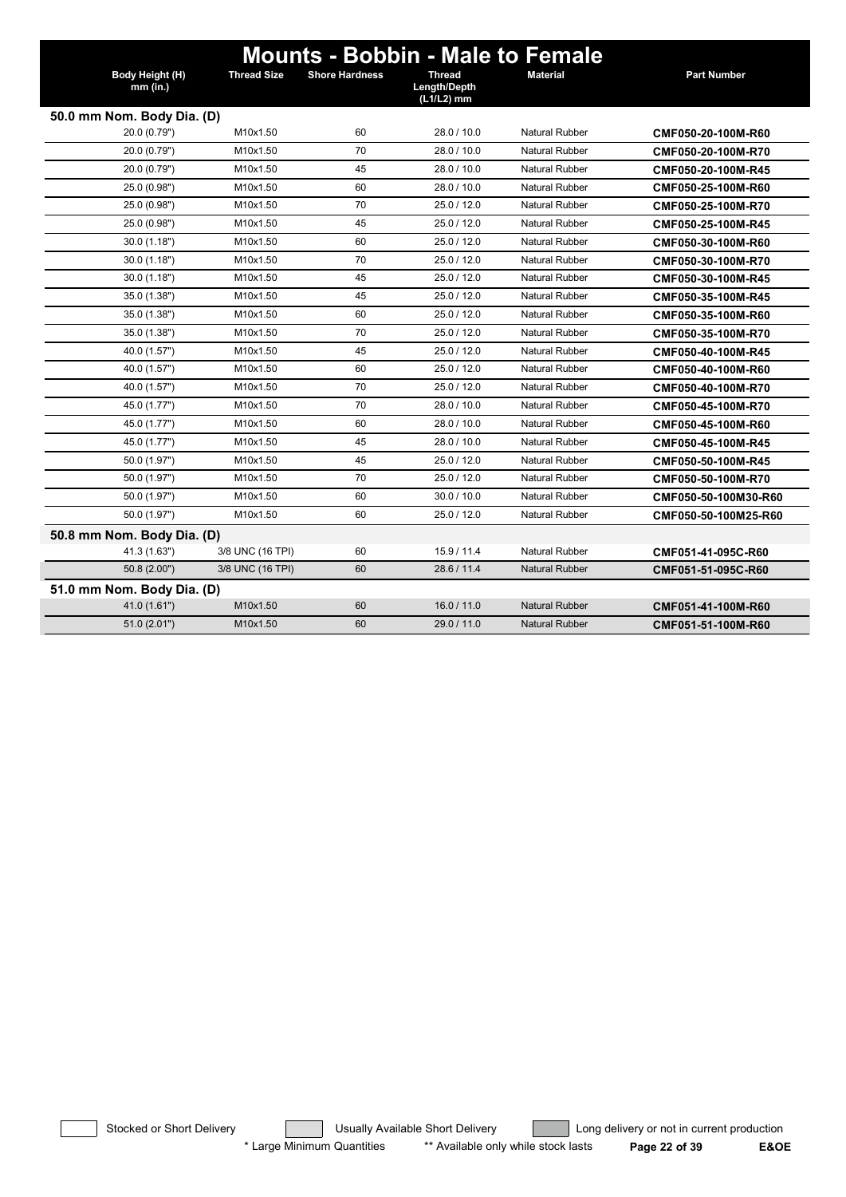# Mounts - Bobbin - Male to Female

| Body Height (H) mm (in.) | Thread Size | Shore Hardness | Thread Length/Depth (L1/L2) mm | Material | Part Number |
|---|---|---|---|---|---|
| **50.0 mm Nom. Body Dia. (D)** | | | | | |
| 20.0 (0.79") | M10x1.50 | 60 | 28.0 / 10.0 | Natural Rubber | **CMF050-20-100M-R60** |
| 20.0 (0.79") | M10x1.50 | 70 | 28.0 / 10.0 | Natural Rubber | **CMF050-20-100M-R70** |
| 20.0 (0.79") | M10x1.50 | 45 | 28.0 / 10.0 | Natural Rubber | **CMF050-20-100M-R45** |
| 25.0 (0.98") | M10x1.50 | 60 | 28.0 / 10.0 | Natural Rubber | **CMF050-25-100M-R60** |
| 25.0 (0.98") | M10x1.50 | 70 | 25.0 / 12.0 | Natural Rubber | **CMF050-25-100M-R70** |
| 25.0 (0.98") | M10x1.50 | 45 | 25.0 / 12.0 | Natural Rubber | **CMF050-25-100M-R45** |
| 30.0 (1.18") | M10x1.50 | 60 | 25.0 / 12.0 | Natural Rubber | **CMF050-30-100M-R60** |
| 30.0 (1.18") | M10x1.50 | 70 | 25.0 / 12.0 | Natural Rubber | **CMF050-30-100M-R70** |
| 30.0 (1.18") | M10x1.50 | 45 | 25.0 / 12.0 | Natural Rubber | **CMF050-30-100M-R45** |
| 35.0 (1.38") | M10x1.50 | 45 | 25.0 / 12.0 | Natural Rubber | **CMF050-35-100M-R45** |
| 35.0 (1.38") | M10x1.50 | 60 | 25.0 / 12.0 | Natural Rubber | **CMF050-35-100M-R60** |
| 35.0 (1.38") | M10x1.50 | 70 | 25.0 / 12.0 | Natural Rubber | **CMF050-35-100M-R70** |
| 40.0 (1.57") | M10x1.50 | 45 | 25.0 / 12.0 | Natural Rubber | **CMF050-40-100M-R45** |
| 40.0 (1.57") | M10x1.50 | 60 | 25.0 / 12.0 | Natural Rubber | **CMF050-40-100M-R60** |
| 40.0 (1.57") | M10x1.50 | 70 | 25.0 / 12.0 | Natural Rubber | **CMF050-40-100M-R70** |
| 45.0 (1.77") | M10x1.50 | 70 | 28.0 / 10.0 | Natural Rubber | **CMF050-45-100M-R70** |
| 45.0 (1.77") | M10x1.50 | 60 | 28.0 / 10.0 | Natural Rubber | **CMF050-45-100M-R60** |
| 45.0 (1.77") | M10x1.50 | 45 | 28.0 / 10.0 | Natural Rubber | **CMF050-45-100M-R45** |
| 50.0 (1.97") | M10x1.50 | 45 | 25.0 / 12.0 | Natural Rubber | **CMF050-50-100M-R45** |
| 50.0 (1.97") | M10x1.50 | 70 | 25.0 / 12.0 | Natural Rubber | **CMF050-50-100M-R70** |
| 50.0 (1.97") | M10x1.50 | 60 | 30.0 / 10.0 | Natural Rubber | **CMF050-50-100M30-R60** |
| 50.0 (1.97") | M10x1.50 | 60 | 25.0 / 12.0 | Natural Rubber | **CMF050-50-100M25-R60** |
| **50.8 mm Nom. Body Dia. (D)** | | | | | |
| 41.3 (1.63") | 3/8 UNC (16 TPI) | 60 | 15.9 / 11.4 | Natural Rubber | **CMF051-41-095C-R60** |
| 50.8 (2.00") | 3/8 UNC (16 TPI) | 60 | 28.6 / 11.4 | Natural Rubber | **CMF051-51-095C-R60** |
| **51.0 mm Nom. Body Dia. (D)** | | | | | |
| 41.0 (1.61") | M10x1.50 | 60 | 16.0 / 11.0 | Natural Rubber | **CMF051-41-100M-R60** |
| 51.0 (2.01") | M10x1.50 | 60 | 29.0 / 11.0 | Natural Rubber | **CMF051-51-100M-R60** |

Stocked or Short Delivery | Usually Available Short Delivery | Long delivery or not in current production

\* Large Minimum Quantities ** Available only while stock lasts E&OE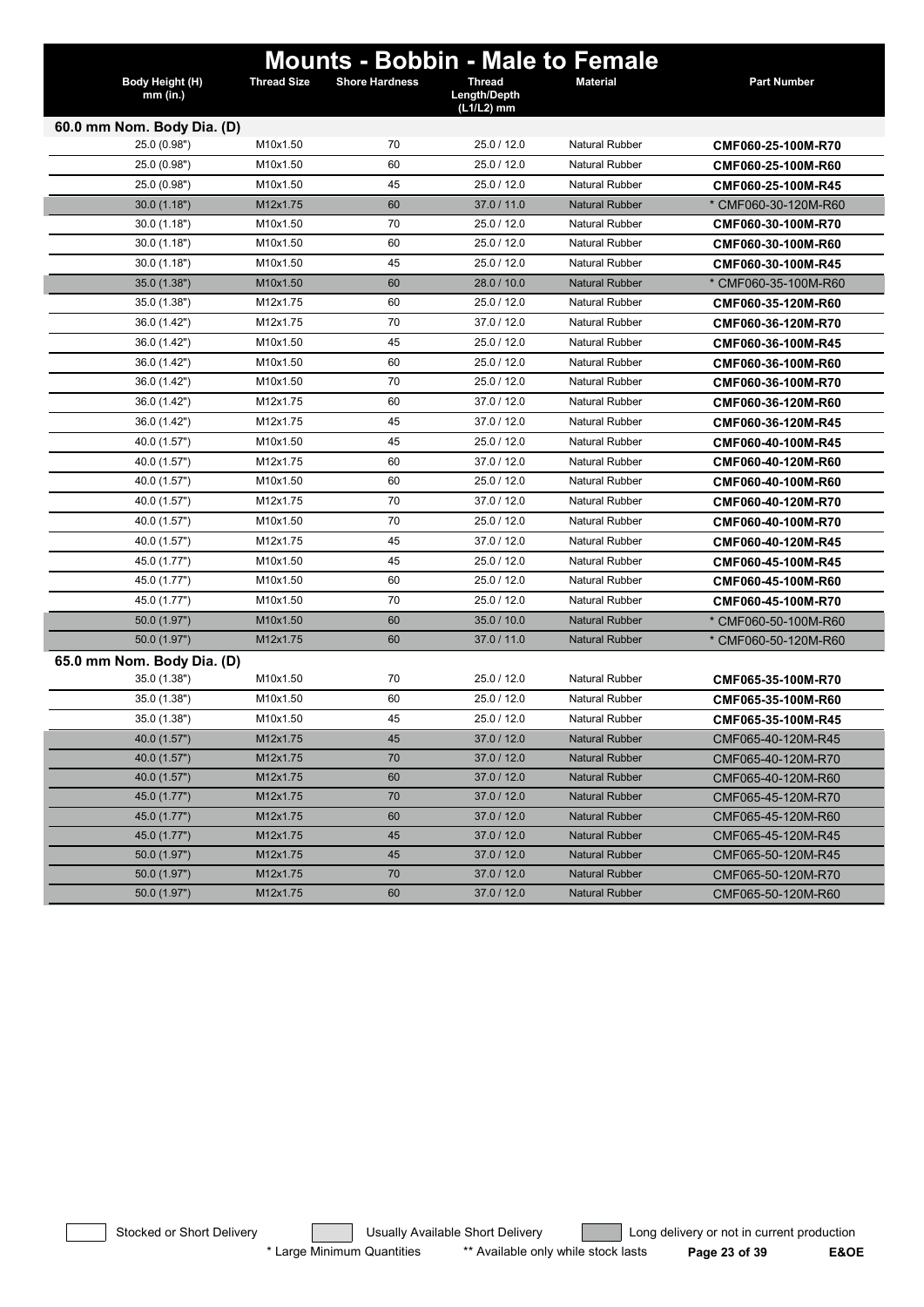# Mounts - Bobbin - Male to Female

| Body Height (H) mm (in.) | Thread Size | Shore Hardness | Thread Length/Depth (L1/L2) mm | Material | Part Number |
|---|---|---|---|---|---|
| **60.0 mm Nom. Body Dia. (D)** | | | | | |
| 25.0 (0.98") | M10x1.50 | 70 | 25.0 / 12.0 | Natural Rubber | **CMF060-25-100M-R70** |
| 25.0 (0.98") | M10x1.50 | 60 | 25.0 / 12.0 | Natural Rubber | **CMF060-25-100M-R60** |
| 25.0 (0.98") | M10x1.50 | 45 | 25.0 / 12.0 | Natural Rubber | **CMF060-25-100M-R45** |
| 30.0 (1.18") | M12x1.75 | 60 | 37.0 / 11.0 | Natural Rubber | * CMF060-30-120M-R60 |
| 30.0 (1.18") | M10x1.50 | 70 | 25.0 / 12.0 | Natural Rubber | **CMF060-30-100M-R70** |
| 30.0 (1.18") | M10x1.50 | 60 | 25.0 / 12.0 | Natural Rubber | **CMF060-30-100M-R60** |
| 30.0 (1.18") | M10x1.50 | 45 | 25.0 / 12.0 | Natural Rubber | **CMF060-30-100M-R45** |
| 35.0 (1.38") | M10x1.50 | 60 | 28.0 / 10.0 | Natural Rubber | * CMF060-35-100M-R60 |
| 35.0 (1.38") | M12x1.75 | 60 | 25.0 / 12.0 | Natural Rubber | **CMF060-35-120M-R60** |
| 36.0 (1.42") | M12x1.75 | 70 | 37.0 / 12.0 | Natural Rubber | **CMF060-36-120M-R70** |
| 36.0 (1.42") | M10x1.50 | 45 | 25.0 / 12.0 | Natural Rubber | **CMF060-36-100M-R45** |
| 36.0 (1.42") | M10x1.50 | 60 | 25.0 / 12.0 | Natural Rubber | **CMF060-36-100M-R60** |
| 36.0 (1.42") | M10x1.50 | 70 | 25.0 / 12.0 | Natural Rubber | **CMF060-36-100M-R70** |
| 36.0 (1.42") | M12x1.75 | 60 | 37.0 / 12.0 | Natural Rubber | **CMF060-36-120M-R60** |
| 36.0 (1.42") | M12x1.75 | 45 | 37.0 / 12.0 | Natural Rubber | **CMF060-36-120M-R45** |
| 40.0 (1.57") | M10x1.50 | 45 | 25.0 / 12.0 | Natural Rubber | **CMF060-40-100M-R45** |
| 40.0 (1.57") | M12x1.75 | 60 | 37.0 / 12.0 | Natural Rubber | **CMF060-40-120M-R60** |
| 40.0 (1.57") | M10x1.50 | 60 | 25.0 / 12.0 | Natural Rubber | **CMF060-40-100M-R60** |
| 40.0 (1.57") | M12x1.75 | 70 | 37.0 / 12.0 | Natural Rubber | **CMF060-40-120M-R70** |
| 40.0 (1.57") | M10x1.50 | 70 | 25.0 / 12.0 | Natural Rubber | **CMF060-40-100M-R70** |
| 40.0 (1.57") | M12x1.75 | 45 | 37.0 / 12.0 | Natural Rubber | **CMF060-40-120M-R45** |
| 45.0 (1.77") | M10x1.50 | 45 | 25.0 / 12.0 | Natural Rubber | **CMF060-45-100M-R45** |
| 45.0 (1.77") | M10x1.50 | 60 | 25.0 / 12.0 | Natural Rubber | **CMF060-45-100M-R60** |
| 45.0 (1.77") | M10x1.50 | 70 | 25.0 / 12.0 | Natural Rubber | **CMF060-45-100M-R70** |
| 50.0 (1.97") | M10x1.50 | 60 | 35.0 / 10.0 | Natural Rubber | * CMF060-50-100M-R60 |
| 50.0 (1.97") | M12x1.75 | 60 | 37.0 / 11.0 | Natural Rubber | * CMF060-50-120M-R60 |
| **65.0 mm Nom. Body Dia. (D)** | | | | | |
| 35.0 (1.38") | M10x1.50 | 70 | 25.0 / 12.0 | Natural Rubber | **CMF065-35-100M-R70** |
| 35.0 (1.38") | M10x1.50 | 60 | 25.0 / 12.0 | Natural Rubber | **CMF065-35-100M-R60** |
| 35.0 (1.38") | M10x1.50 | 45 | 25.0 / 12.0 | Natural Rubber | **CMF065-35-100M-R45** |
| 40.0 (1.57") | M12x1.75 | 45 | 37.0 / 12.0 | Natural Rubber | CMF065-40-120M-R45 |
| 40.0 (1.57") | M12x1.75 | 70 | 37.0 / 12.0 | Natural Rubber | CMF065-40-120M-R70 |
| 40.0 (1.57") | M12x1.75 | 60 | 37.0 / 12.0 | Natural Rubber | CMF065-40-120M-R60 |
| 45.0 (1.77") | M12x1.75 | 70 | 37.0 / 12.0 | Natural Rubber | CMF065-45-120M-R70 |
| 45.0 (1.77") | M12x1.75 | 60 | 37.0 / 12.0 | Natural Rubber | CMF065-45-120M-R60 |
| 45.0 (1.77") | M12x1.75 | 45 | 37.0 / 12.0 | Natural Rubber | CMF065-45-120M-R45 |
| 50.0 (1.97") | M12x1.75 | 45 | 37.0 / 12.0 | Natural Rubber | CMF065-50-120M-R45 |
| 50.0 (1.97") | M12x1.75 | 70 | 37.0 / 12.0 | Natural Rubber | CMF065-50-120M-R70 |
| 50.0 (1.97") | M12x1.75 | 60 | 37.0 / 12.0 | Natural Rubber | CMF065-50-120M-R60 |

Stocked or Short Delivery | Usually Available Short Delivery | Long delivery or not in current production

\* Large Minimum Quantities ** Available only while stock lasts E&OE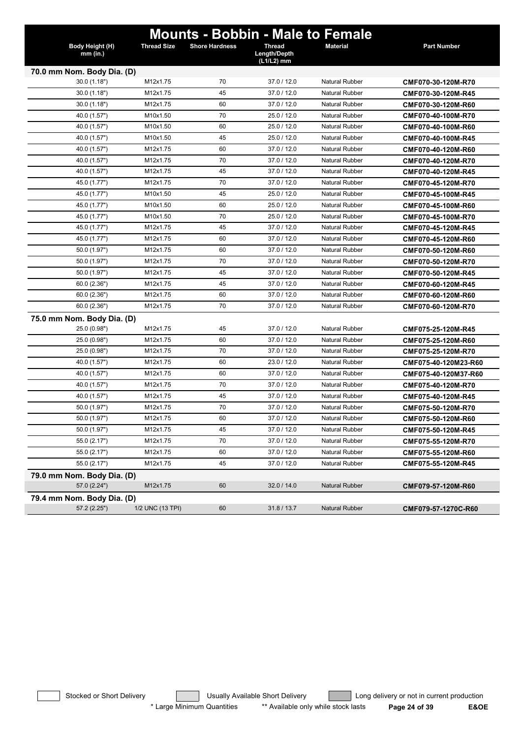# Mounts - Bobbin - Male to Female

| Body Height (H) mm (in.) | Thread Size | Shore Hardness | Thread Length/Depth (L1/L2) mm | Material | Part Number |
|---|---|---|---|---|---|
| **70.0 mm Nom. Body Dia. (D)** | | | | | |
| 30.0 (1.18") | M12x1.75 | 70 | 37.0 / 12.0 | Natural Rubber | **CMF070-30-120M-R70** |
| 30.0 (1.18") | M12x1.75 | 45 | 37.0 / 12.0 | Natural Rubber | **CMF070-30-120M-R45** |
| 30.0 (1.18") | M12x1.75 | 60 | 37.0 / 12.0 | Natural Rubber | **CMF070-30-120M-R60** |
| 40.0 (1.57") | M10x1.50 | 70 | 25.0 / 12.0 | Natural Rubber | **CMF070-40-100M-R70** |
| 40.0 (1.57") | M10x1.50 | 60 | 25.0 / 12.0 | Natural Rubber | **CMF070-40-100M-R60** |
| 40.0 (1.57") | M10x1.50 | 45 | 25.0 / 12.0 | Natural Rubber | **CMF070-40-100M-R45** |
| 40.0 (1.57") | M12x1.75 | 60 | 37.0 / 12.0 | Natural Rubber | **CMF070-40-120M-R60** |
| 40.0 (1.57") | M12x1.75 | 70 | 37.0 / 12.0 | Natural Rubber | **CMF070-40-120M-R70** |
| 40.0 (1.57") | M12x1.75 | 45 | 37.0 / 12.0 | Natural Rubber | **CMF070-40-120M-R45** |
| 45.0 (1.77") | M12x1.75 | 70 | 37.0 / 12.0 | Natural Rubber | **CMF070-45-120M-R70** |
| 45.0 (1.77") | M10x1.50 | 45 | 25.0 / 12.0 | Natural Rubber | **CMF070-45-100M-R45** |
| 45.0 (1.77") | M10x1.50 | 60 | 25.0 / 12.0 | Natural Rubber | **CMF070-45-100M-R60** |
| 45.0 (1.77") | M10x1.50 | 70 | 25.0 / 12.0 | Natural Rubber | **CMF070-45-100M-R70** |
| 45.0 (1.77") | M12x1.75 | 45 | 37.0 / 12.0 | Natural Rubber | **CMF070-45-120M-R45** |
| 45.0 (1.77") | M12x1.75 | 60 | 37.0 / 12.0 | Natural Rubber | **CMF070-45-120M-R60** |
| 50.0 (1.97") | M12x1.75 | 60 | 37.0 / 12.0 | Natural Rubber | **CMF070-50-120M-R60** |
| 50.0 (1.97") | M12x1.75 | 70 | 37.0 / 12.0 | Natural Rubber | **CMF070-50-120M-R70** |
| 50.0 (1.97") | M12x1.75 | 45 | 37.0 / 12.0 | Natural Rubber | **CMF070-50-120M-R45** |
| 60.0 (2.36") | M12x1.75 | 45 | 37.0 / 12.0 | Natural Rubber | **CMF070-60-120M-R45** |
| 60.0 (2.36") | M12x1.75 | 60 | 37.0 / 12.0 | Natural Rubber | **CMF070-60-120M-R60** |
| 60.0 (2.36") | M12x1.75 | 70 | 37.0 / 12.0 | Natural Rubber | **CMF070-60-120M-R70** |
| **75.0 mm Nom. Body Dia. (D)** | | | | | |
| 25.0 (0.98") | M12x1.75 | 45 | 37.0 / 12.0 | Natural Rubber | **CMF075-25-120M-R45** |
| 25.0 (0.98") | M12x1.75 | 60 | 37.0 / 12.0 | Natural Rubber | **CMF075-25-120M-R60** |
| 25.0 (0.98") | M12x1.75 | 70 | 37.0 / 12.0 | Natural Rubber | **CMF075-25-120M-R70** |
| 40.0 (1.57") | M12x1.75 | 60 | 23.0 / 12.0 | Natural Rubber | **CMF075-40-120M23-R60** |
| 40.0 (1.57") | M12x1.75 | 60 | 37.0 / 12.0 | Natural Rubber | **CMF075-40-120M37-R60** |
| 40.0 (1.57") | M12x1.75 | 70 | 37.0 / 12.0 | Natural Rubber | **CMF075-40-120M-R70** |
| 40.0 (1.57") | M12x1.75 | 45 | 37.0 / 12.0 | Natural Rubber | **CMF075-40-120M-R45** |
| 50.0 (1.97") | M12x1.75 | 70 | 37.0 / 12.0 | Natural Rubber | **CMF075-50-120M-R70** |
| 50.0 (1.97") | M12x1.75 | 60 | 37.0 / 12.0 | Natural Rubber | **CMF075-50-120M-R60** |
| 50.0 (1.97") | M12x1.75 | 45 | 37.0 / 12.0 | Natural Rubber | **CMF075-50-120M-R45** |
| 55.0 (2.17") | M12x1.75 | 70 | 37.0 / 12.0 | Natural Rubber | **CMF075-55-120M-R70** |
| 55.0 (2.17") | M12x1.75 | 60 | 37.0 / 12.0 | Natural Rubber | **CMF075-55-120M-R60** |
| 55.0 (2.17") | M12x1.75 | 45 | 37.0 / 12.0 | Natural Rubber | **CMF075-55-120M-R45** |
| **79.0 mm Nom. Body Dia. (D)** | | | | | |
| 57.0 (2.24") | M12x1.75 | 60 | 32.0 / 14.0 | Natural Rubber | **CMF079-57-120M-R60** |
| **79.4 mm Nom. Body Dia. (D)** | | | | | |
| 57.2 (2.25") | 1/2 UNC (13 TPI) | 60 | 31.8 / 13.7 | Natural Rubber | **CMF079-57-1270C-R60** |

Stocked or Short Delivery | Usually Available Short Delivery | Long delivery or not in current production

\* Large Minimum Quantities ** Available only while stock lasts E&OE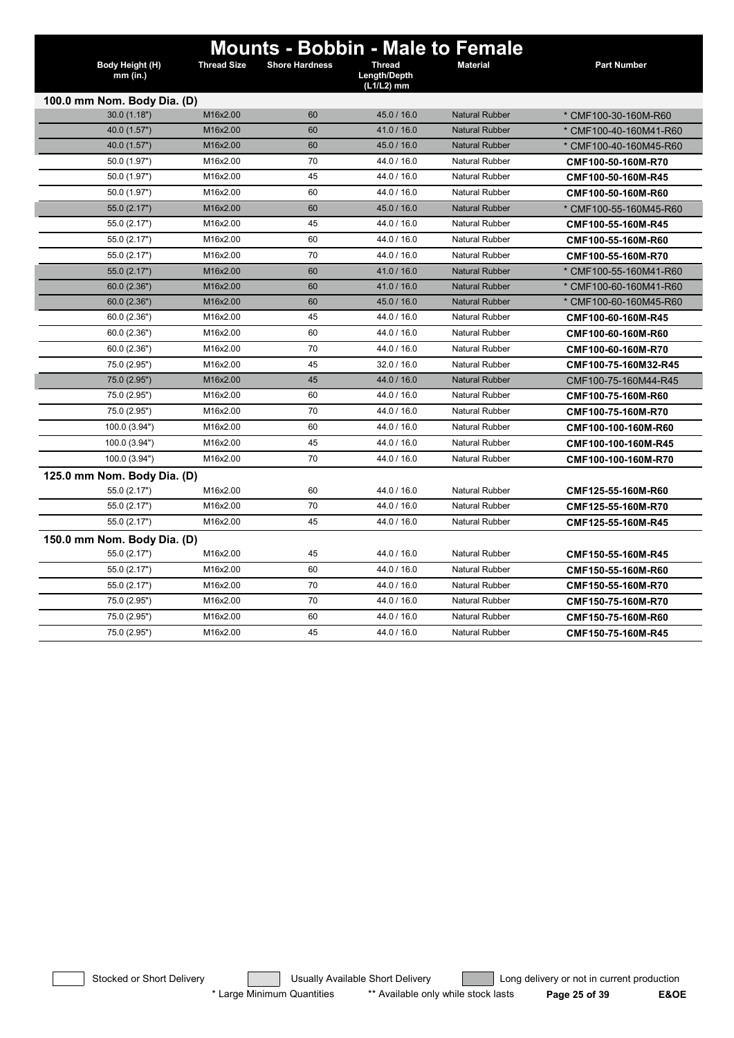# Mounts - Bobbin - Male to Female

| Body Height (H) mm (in.) | Thread Size | Shore Hardness | Thread Length/Depth (L1/L2) mm | Material | Part Number |
|---|---|---|---|---|---|
| **100.0 mm Nom. Body Dia. (D)** | | | | | |
| 30.0 (1.18") | M16x2.00 | 60 | 45.0 / 16.0 | Natural Rubber | * CMF100-30-160M-R60 |
| 40.0 (1.57") | M16x2.00 | 60 | 41.0 / 16.0 | Natural Rubber | * CMF100-40-160M41-R60 |
| 40.0 (1.57") | M16x2.00 | 60 | 45.0 / 16.0 | Natural Rubber | * CMF100-40-160M45-R60 |
| 50.0 (1.97") | M16x2.00 | 70 | 44.0 / 16.0 | Natural Rubber | **CMF100-50-160M-R70** |
| 50.0 (1.97") | M16x2.00 | 45 | 44.0 / 16.0 | Natural Rubber | **CMF100-50-160M-R45** |
| 50.0 (1.97") | M16x2.00 | 60 | 44.0 / 16.0 | Natural Rubber | **CMF100-50-160M-R60** |
| 55.0 (2.17") | M16x2.00 | 60 | 45.0 / 16.0 | Natural Rubber | * CMF100-55-160M45-R60 |
| 55.0 (2.17") | M16x2.00 | 45 | 44.0 / 16.0 | Natural Rubber | **CMF100-55-160M-R45** |
| 55.0 (2.17") | M16x2.00 | 60 | 44.0 / 16.0 | Natural Rubber | **CMF100-55-160M-R60** |
| 55.0 (2.17") | M16x2.00 | 70 | 44.0 / 16.0 | Natural Rubber | **CMF100-55-160M-R70** |
| 55.0 (2.17") | M16x2.00 | 60 | 41.0 / 16.0 | Natural Rubber | * CMF100-55-160M41-R60 |
| 60.0 (2.36") | M16x2.00 | 60 | 41.0 / 16.0 | Natural Rubber | * CMF100-60-160M41-R60 |
| 60.0 (2.36") | M16x2.00 | 60 | 45.0 / 16.0 | Natural Rubber | * CMF100-60-160M45-R60 |
| 60.0 (2.36") | M16x2.00 | 45 | 44.0 / 16.0 | Natural Rubber | **CMF100-60-160M-R45** |
| 60.0 (2.36") | M16x2.00 | 60 | 44.0 / 16.0 | Natural Rubber | **CMF100-60-160M-R60** |
| 60.0 (2.36") | M16x2.00 | 70 | 44.0 / 16.0 | Natural Rubber | **CMF100-60-160M-R70** |
| 75.0 (2.95") | M16x2.00 | 45 | 32.0 / 16.0 | Natural Rubber | **CMF100-75-160M32-R45** |
| 75.0 (2.95") | M16x2.00 | 45 | 44.0 / 16.0 | Natural Rubber | CMF100-75-160M44-R45 |
| 75.0 (2.95") | M16x2.00 | 60 | 44.0 / 16.0 | Natural Rubber | **CMF100-75-160M-R60** |
| 75.0 (2.95") | M16x2.00 | 70 | 44.0 / 16.0 | Natural Rubber | **CMF100-75-160M-R70** |
| 100.0 (3.94") | M16x2.00 | 60 | 44.0 / 16.0 | Natural Rubber | **CMF100-100-160M-R60** |
| 100.0 (3.94") | M16x2.00 | 45 | 44.0 / 16.0 | Natural Rubber | **CMF100-100-160M-R45** |
| 100.0 (3.94") | M16x2.00 | 70 | 44.0 / 16.0 | Natural Rubber | **CMF100-100-160M-R70** |
| **125.0 mm Nom. Body Dia. (D)** | | | | | |
| 55.0 (2.17") | M16x2.00 | 60 | 44.0 / 16.0 | Natural Rubber | **CMF125-55-160M-R60** |
| 55.0 (2.17") | M16x2.00 | 70 | 44.0 / 16.0 | Natural Rubber | **CMF125-55-160M-R70** |
| 55.0 (2.17") | M16x2.00 | 45 | 44.0 / 16.0 | Natural Rubber | **CMF125-55-160M-R45** |
| **150.0 mm Nom. Body Dia. (D)** | | | | | |
| 55.0 (2.17") | M16x2.00 | 45 | 44.0 / 16.0 | Natural Rubber | **CMF150-55-160M-R45** |
| 55.0 (2.17") | M16x2.00 | 60 | 44.0 / 16.0 | Natural Rubber | **CMF150-55-160M-R60** |
| 55.0 (2.17") | M16x2.00 | 70 | 44.0 / 16.0 | Natural Rubber | **CMF150-55-160M-R70** |
| 75.0 (2.95") | M16x2.00 | 70 | 44.0 / 16.0 | Natural Rubber | **CMF150-75-160M-R70** |
| 75.0 (2.95") | M16x2.00 | 60 | 44.0 / 16.0 | Natural Rubber | **CMF150-75-160M-R60** |
| 75.0 (2.95") | M16x2.00 | 45 | 44.0 / 16.0 | Natural Rubber | **CMF150-75-160M-R45** |

Stocked or Short Delivery | Usually Available Short Delivery | Long delivery or not in current production

* Large Minimum Quantities ** Available only while stock lasts

E&OE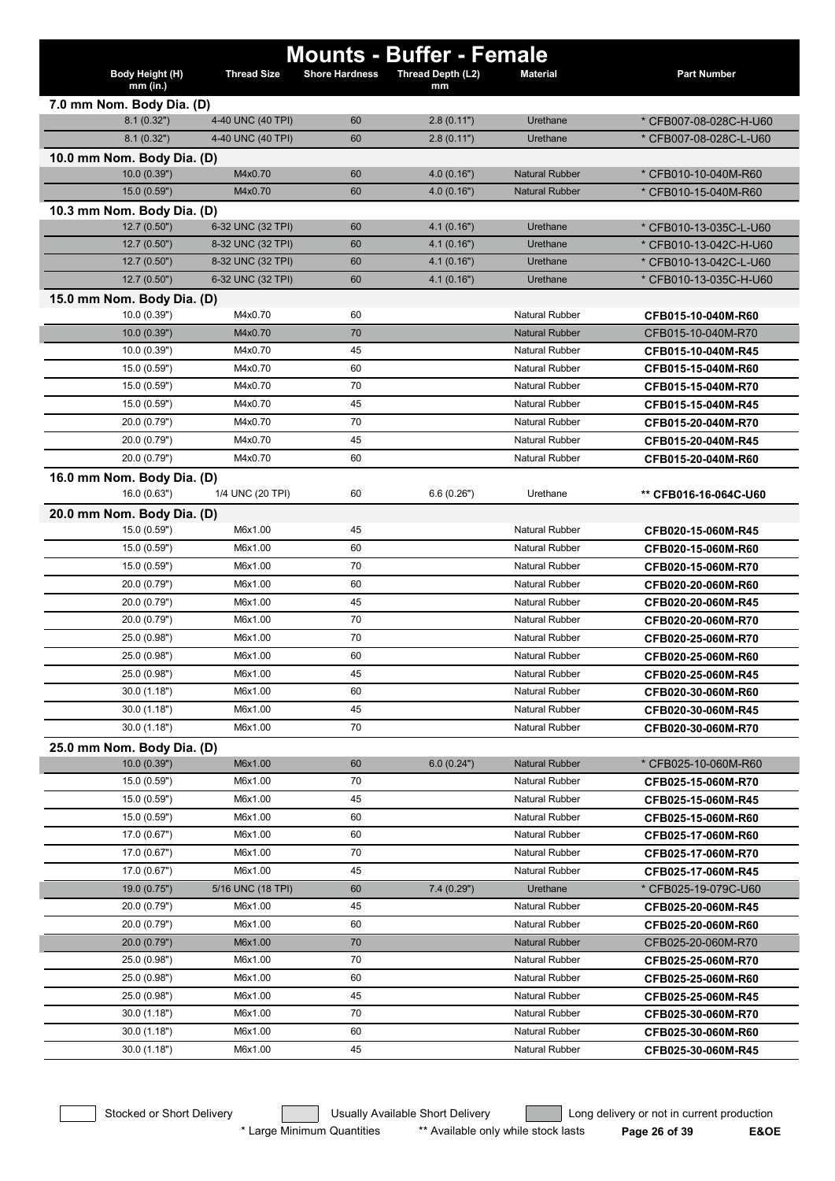# Mounts - Buffer - Female

| Body Height (H) mm (in.) | Thread Size | Shore Hardness | Thread Depth (L2) mm | Material | Part Number |
|---|---|---|---|---|---|
| **7.0 mm Nom. Body Dia. (D)** | | | | | |
| 8.1 (0.32") | 4-40 UNC (40 TPI) | 60 | 2.8 (0.11") | Urethane | * CFB007-08-028C-H-U60 |
| 8.1 (0.32") | 4-40 UNC (40 TPI) | 60 | 2.8 (0.11") | Urethane | * CFB007-08-028C-L-U60 |
| **10.0 mm Nom. Body Dia. (D)** | | | | | |
| 10.0 (0.39") | M4x0.70 | 60 | 4.0 (0.16") | Natural Rubber | * CFB010-10-040M-R60 |
| 15.0 (0.59") | M4x0.70 | 60 | 4.0 (0.16") | Natural Rubber | * CFB010-15-040M-R60 |
| **10.3 mm Nom. Body Dia. (D)** | | | | | |
| 12.7 (0.50") | 6-32 UNC (32 TPI) | 60 | 4.1 (0.16") | Urethane | * CFB010-13-035C-L-U60 |
| 12.7 (0.50") | 8-32 UNC (32 TPI) | 60 | 4.1 (0.16") | Urethane | * CFB010-13-042C-H-U60 |
| 12.7 (0.50") | 8-32 UNC (32 TPI) | 60 | 4.1 (0.16") | Urethane | * CFB010-13-042C-L-U60 |
| 12.7 (0.50") | 6-32 UNC (32 TPI) | 60 | 4.1 (0.16") | Urethane | * CFB010-13-035C-H-U60 |
| **15.0 mm Nom. Body Dia. (D)** | | | | | |
| 10.0 (0.39") | M4x0.70 | 60 | | Natural Rubber | **CFB015-10-040M-R60** |
| 10.0 (0.39") | M4x0.70 | 70 | | Natural Rubber | CFB015-10-040M-R70 |
| 10.0 (0.39") | M4x0.70 | 45 | | Natural Rubber | **CFB015-10-040M-R45** |
| 15.0 (0.59") | M4x0.70 | 60 | | Natural Rubber | **CFB015-15-040M-R60** |
| 15.0 (0.59") | M4x0.70 | 70 | | Natural Rubber | **CFB015-15-040M-R70** |
| 15.0 (0.59") | M4x0.70 | 45 | | Natural Rubber | **CFB015-15-040M-R45** |
| 20.0 (0.79") | M4x0.70 | 70 | | Natural Rubber | **CFB015-20-040M-R70** |
| 20.0 (0.79") | M4x0.70 | 45 | | Natural Rubber | **CFB015-20-040M-R45** |
| 20.0 (0.79") | M4x0.70 | 60 | | Natural Rubber | **CFB015-20-040M-R60** |
| **16.0 mm Nom. Body Dia. (D)** | | | | | |
| 16.0 (0.63") | 1/4 UNC (20 TPI) | 60 | 6.6 (0.26") | Urethane | ** **CFB016-16-064C-U60** |
| **20.0 mm Nom. Body Dia. (D)** | | | | | |
| 15.0 (0.59") | M6x1.00 | 45 | | Natural Rubber | **CFB020-15-060M-R45** |
| 15.0 (0.59") | M6x1.00 | 60 | | Natural Rubber | **CFB020-15-060M-R60** |
| 15.0 (0.59") | M6x1.00 | 70 | | Natural Rubber | **CFB020-15-060M-R70** |
| 20.0 (0.79") | M6x1.00 | 60 | | Natural Rubber | **CFB020-20-060M-R60** |
| 20.0 (0.79") | M6x1.00 | 45 | | Natural Rubber | **CFB020-20-060M-R45** |
| 20.0 (0.79") | M6x1.00 | 70 | | Natural Rubber | **CFB020-20-060M-R70** |
| 25.0 (0.98") | M6x1.00 | 70 | | Natural Rubber | **CFB020-25-060M-R70** |
| 25.0 (0.98") | M6x1.00 | 60 | | Natural Rubber | **CFB020-25-060M-R60** |
| 25.0 (0.98") | M6x1.00 | 45 | | Natural Rubber | **CFB020-25-060M-R45** |
| 30.0 (1.18") | M6x1.00 | 60 | | Natural Rubber | **CFB020-30-060M-R60** |
| 30.0 (1.18") | M6x1.00 | 45 | | Natural Rubber | **CFB020-30-060M-R45** |
| 30.0 (1.18") | M6x1.00 | 70 | | Natural Rubber | **CFB020-30-060M-R70** |
| **25.0 mm Nom. Body Dia. (D)** | | | | | |
| 10.0 (0.39") | M6x1.00 | 60 | 6.0 (0.24") | Natural Rubber | * CFB025-10-060M-R60 |
| 15.0 (0.59") | M6x1.00 | 70 | | Natural Rubber | **CFB025-15-060M-R70** |
| 15.0 (0.59") | M6x1.00 | 45 | | Natural Rubber | **CFB025-15-060M-R45** |
| 15.0 (0.59") | M6x1.00 | 60 | | Natural Rubber | **CFB025-15-060M-R60** |
| 17.0 (0.67") | M6x1.00 | 60 | | Natural Rubber | **CFB025-17-060M-R60** |
| 17.0 (0.67") | M6x1.00 | 70 | | Natural Rubber | **CFB025-17-060M-R70** |
| 17.0 (0.67") | M6x1.00 | 45 | | Natural Rubber | **CFB025-17-060M-R45** |
| 19.0 (0.75") | 5/16 UNC (18 TPI) | 60 | 7.4 (0.29") | Urethane | * CFB025-19-079C-U60 |
| 20.0 (0.79") | M6x1.00 | 45 | | Natural Rubber | **CFB025-20-060M-R45** |
| 20.0 (0.79") | M6x1.00 | 60 | | Natural Rubber | **CFB025-20-060M-R60** |
| 20.0 (0.79") | M6x1.00 | 70 | | Natural Rubber | CFB025-20-060M-R70 |
| 25.0 (0.98") | M6x1.00 | 70 | | Natural Rubber | **CFB025-25-060M-R70** |
| 25.0 (0.98") | M6x1.00 | 60 | | Natural Rubber | **CFB025-25-060M-R60** |
| 25.0 (0.98") | M6x1.00 | 45 | | Natural Rubber | **CFB025-25-060M-R45** |
| 30.0 (1.18") | M6x1.00 | 70 | | Natural Rubber | **CFB025-30-060M-R70** |
| 30.0 (1.18") | M6x1.00 | 60 | | Natural Rubber | **CFB025-30-060M-R60** |
| 30.0 (1.18") | M6x1.00 | 45 | | Natural Rubber | **CFB025-30-060M-R45** |

Stocked or Short Delivery | Usually Available Short Delivery | Long delivery or not in current production

* Large Minimum Quantities ** Available only while stock lasts

E&OE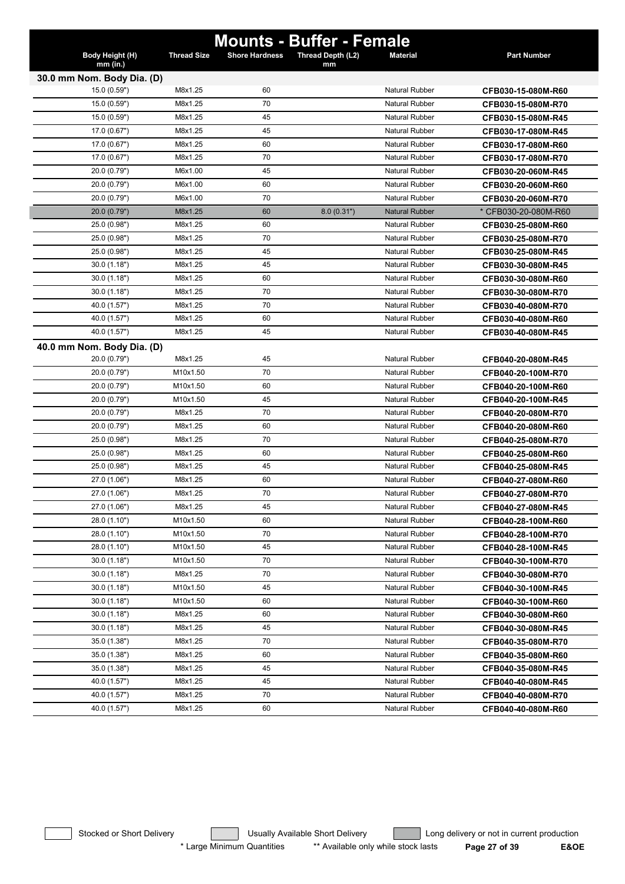# Mounts - Buffer - Female

| Body Height (H) mm (in.) | Thread Size | Shore Hardness | Thread Depth (L2) mm | Material | Part Number |
|---|---|---|---|---|---|
| **30.0 mm Nom. Body Dia. (D)** | | | | | |
| 15.0 (0.59") | M8x1.25 | 60 | | Natural Rubber | **CFB030-15-080M-R60** |
| 15.0 (0.59") | M8x1.25 | 70 | | Natural Rubber | **CFB030-15-080M-R70** |
| 15.0 (0.59") | M8x1.25 | 45 | | Natural Rubber | **CFB030-15-080M-R45** |
| 17.0 (0.67") | M8x1.25 | 45 | | Natural Rubber | **CFB030-17-080M-R45** |
| 17.0 (0.67") | M8x1.25 | 60 | | Natural Rubber | **CFB030-17-080M-R60** |
| 17.0 (0.67") | M8x1.25 | 70 | | Natural Rubber | **CFB030-17-080M-R70** |
| 20.0 (0.79") | M6x1.00 | 45 | | Natural Rubber | **CFB030-20-060M-R45** |
| 20.0 (0.79") | M6x1.00 | 60 | | Natural Rubber | **CFB030-20-060M-R60** |
| 20.0 (0.79") | M6x1.00 | 70 | | Natural Rubber | **CFB030-20-060M-R70** |
| 20.0 (0.79") | M8x1.25 | 60 | 8.0 (0.31") | Natural Rubber | * CFB030-20-080M-R60 |
| 25.0 (0.98") | M8x1.25 | 60 | | Natural Rubber | **CFB030-25-080M-R60** |
| 25.0 (0.98") | M8x1.25 | 70 | | Natural Rubber | **CFB030-25-080M-R70** |
| 25.0 (0.98") | M8x1.25 | 45 | | Natural Rubber | **CFB030-25-080M-R45** |
| 30.0 (1.18") | M8x1.25 | 45 | | Natural Rubber | **CFB030-30-080M-R45** |
| 30.0 (1.18") | M8x1.25 | 60 | | Natural Rubber | **CFB030-30-080M-R60** |
| 30.0 (1.18") | M8x1.25 | 70 | | Natural Rubber | **CFB030-30-080M-R70** |
| 40.0 (1.57") | M8x1.25 | 70 | | Natural Rubber | **CFB030-40-080M-R70** |
| 40.0 (1.57") | M8x1.25 | 60 | | Natural Rubber | **CFB030-40-080M-R60** |
| 40.0 (1.57") | M8x1.25 | 45 | | Natural Rubber | **CFB030-40-080M-R45** |
| **40.0 mm Nom. Body Dia. (D)** | | | | | |
| 20.0 (0.79") | M8x1.25 | 45 | | Natural Rubber | **CFB040-20-080M-R45** |
| 20.0 (0.79") | M10x1.50 | 70 | | Natural Rubber | **CFB040-20-100M-R70** |
| 20.0 (0.79") | M10x1.50 | 60 | | Natural Rubber | **CFB040-20-100M-R60** |
| 20.0 (0.79") | M10x1.50 | 45 | | Natural Rubber | **CFB040-20-100M-R45** |
| 20.0 (0.79") | M8x1.25 | 70 | | Natural Rubber | **CFB040-20-080M-R70** |
| 20.0 (0.79") | M8x1.25 | 60 | | Natural Rubber | **CFB040-20-080M-R60** |
| 25.0 (0.98") | M8x1.25 | 70 | | Natural Rubber | **CFB040-25-080M-R70** |
| 25.0 (0.98") | M8x1.25 | 60 | | Natural Rubber | **CFB040-25-080M-R60** |
| 25.0 (0.98") | M8x1.25 | 45 | | Natural Rubber | **CFB040-25-080M-R45** |
| 27.0 (1.06") | M8x1.25 | 60 | | Natural Rubber | **CFB040-27-080M-R60** |
| 27.0 (1.06") | M8x1.25 | 70 | | Natural Rubber | **CFB040-27-080M-R70** |
| 27.0 (1.06") | M8x1.25 | 45 | | Natural Rubber | **CFB040-27-080M-R45** |
| 28.0 (1.10") | M10x1.50 | 60 | | Natural Rubber | **CFB040-28-100M-R60** |
| 28.0 (1.10") | M10x1.50 | 70 | | Natural Rubber | **CFB040-28-100M-R70** |
| 28.0 (1.10") | M10x1.50 | 45 | | Natural Rubber | **CFB040-28-100M-R45** |
| 30.0 (1.18") | M10x1.50 | 70 | | Natural Rubber | **CFB040-30-100M-R70** |
| 30.0 (1.18") | M8x1.25 | 70 | | Natural Rubber | **CFB040-30-080M-R70** |
| 30.0 (1.18") | M10x1.50 | 45 | | Natural Rubber | **CFB040-30-100M-R45** |
| 30.0 (1.18") | M10x1.50 | 60 | | Natural Rubber | **CFB040-30-100M-R60** |
| 30.0 (1.18") | M8x1.25 | 60 | | Natural Rubber | **CFB040-30-080M-R60** |
| 30.0 (1.18") | M8x1.25 | 45 | | Natural Rubber | **CFB040-30-080M-R45** |
| 35.0 (1.38") | M8x1.25 | 70 | | Natural Rubber | **CFB040-35-080M-R70** |
| 35.0 (1.38") | M8x1.25 | 60 | | Natural Rubber | **CFB040-35-080M-R60** |
| 35.0 (1.38") | M8x1.25 | 45 | | Natural Rubber | **CFB040-35-080M-R45** |
| 40.0 (1.57") | M8x1.25 | 45 | | Natural Rubber | **CFB040-40-080M-R45** |
| 40.0 (1.57") | M8x1.25 | 70 | | Natural Rubber | **CFB040-40-080M-R70** |
| 40.0 (1.57") | M8x1.25 | 60 | | Natural Rubber | **CFB040-40-080M-R60** |

Stocked or Short Delivery | Usually Available Short Delivery | Long delivery or not in current production

\* Large Minimum Quantities ** Available only while stock lasts **E&OE**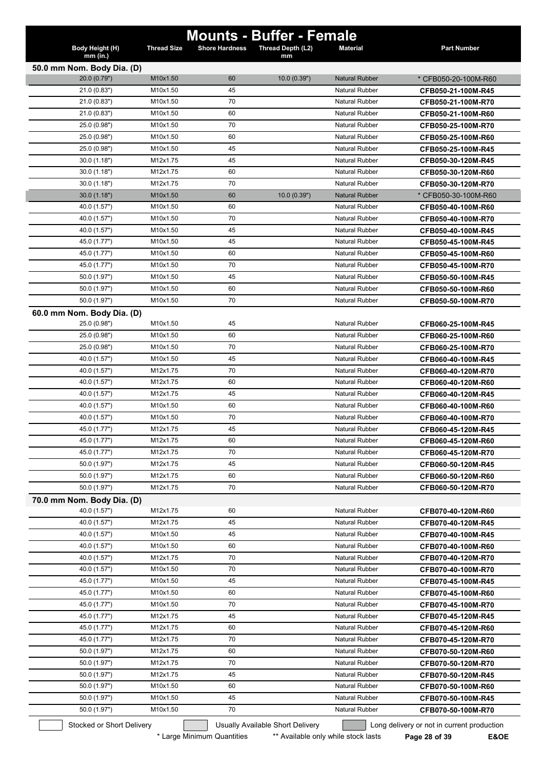# Mounts - Buffer - Female

| Body Height (H) mm (in.) | Thread Size | Shore Hardness | Thread Depth (L2) mm | Material | Part Number |
|---|---|---|---|---|---|
| **50.0 mm Nom. Body Dia. (D)** | | | | | |
| 20.0 (0.79") | M10x1.50 | 60 | 10.0 (0.39") | Natural Rubber | * CFB050-20-100M-R60 |
| 21.0 (0.83") | M10x1.50 | 45 | | Natural Rubber | **CFB050-21-100M-R45** |
| 21.0 (0.83") | M10x1.50 | 70 | | Natural Rubber | **CFB050-21-100M-R70** |
| 21.0 (0.83") | M10x1.50 | 60 | | Natural Rubber | **CFB050-21-100M-R60** |
| 25.0 (0.98") | M10x1.50 | 70 | | Natural Rubber | **CFB050-25-100M-R70** |
| 25.0 (0.98") | M10x1.50 | 60 | | Natural Rubber | **CFB050-25-100M-R60** |
| 25.0 (0.98") | M10x1.50 | 45 | | Natural Rubber | **CFB050-25-100M-R45** |
| 30.0 (1.18") | M12x1.75 | 45 | | Natural Rubber | **CFB050-30-120M-R45** |
| 30.0 (1.18") | M12x1.75 | 60 | | Natural Rubber | **CFB050-30-120M-R60** |
| 30.0 (1.18") | M12x1.75 | 70 | | Natural Rubber | **CFB050-30-120M-R70** |
| 30.0 (1.18") | M10x1.50 | 60 | 10.0 (0.39") | Natural Rubber | * CFB050-30-100M-R60 |
| 40.0 (1.57") | M10x1.50 | 60 | | Natural Rubber | **CFB050-40-100M-R60** |
| 40.0 (1.57") | M10x1.50 | 70 | | Natural Rubber | **CFB050-40-100M-R70** |
| 40.0 (1.57") | M10x1.50 | 45 | | Natural Rubber | **CFB050-40-100M-R45** |
| 45.0 (1.77") | M10x1.50 | 45 | | Natural Rubber | **CFB050-45-100M-R45** |
| 45.0 (1.77") | M10x1.50 | 60 | | Natural Rubber | **CFB050-45-100M-R60** |
| 45.0 (1.77") | M10x1.50 | 70 | | Natural Rubber | **CFB050-45-100M-R70** |
| 50.0 (1.97") | M10x1.50 | 45 | | Natural Rubber | **CFB050-50-100M-R45** |
| 50.0 (1.97") | M10x1.50 | 60 | | Natural Rubber | **CFB050-50-100M-R60** |
| 50.0 (1.97") | M10x1.50 | 70 | | Natural Rubber | **CFB050-50-100M-R70** |
| **60.0 mm Nom. Body Dia. (D)** | | | | | |
| 25.0 (0.98") | M10x1.50 | 45 | | Natural Rubber | **CFB060-25-100M-R45** |
| 25.0 (0.98") | M10x1.50 | 60 | | Natural Rubber | **CFB060-25-100M-R60** |
| 25.0 (0.98") | M10x1.50 | 70 | | Natural Rubber | **CFB060-25-100M-R70** |
| 40.0 (1.57") | M10x1.50 | 45 | | Natural Rubber | **CFB060-40-100M-R45** |
| 40.0 (1.57") | M12x1.75 | 70 | | Natural Rubber | **CFB060-40-120M-R70** |
| 40.0 (1.57") | M12x1.75 | 60 | | Natural Rubber | **CFB060-40-120M-R60** |
| 40.0 (1.57") | M12x1.75 | 45 | | Natural Rubber | **CFB060-40-120M-R45** |
| 40.0 (1.57") | M10x1.50 | 60 | | Natural Rubber | **CFB060-40-100M-R60** |
| 40.0 (1.57") | M10x1.50 | 70 | | Natural Rubber | **CFB060-40-100M-R70** |
| 45.0 (1.77") | M12x1.75 | 45 | | Natural Rubber | **CFB060-45-120M-R45** |
| 45.0 (1.77") | M12x1.75 | 60 | | Natural Rubber | **CFB060-45-120M-R60** |
| 45.0 (1.77") | M12x1.75 | 70 | | Natural Rubber | **CFB060-45-120M-R70** |
| 50.0 (1.97") | M12x1.75 | 45 | | Natural Rubber | **CFB060-50-120M-R45** |
| 50.0 (1.97") | M12x1.75 | 60 | | Natural Rubber | **CFB060-50-120M-R60** |
| 50.0 (1.97") | M12x1.75 | 70 | | Natural Rubber | **CFB060-50-120M-R70** |
| **70.0 mm Nom. Body Dia. (D)** | | | | | |
| 40.0 (1.57") | M12x1.75 | 60 | | Natural Rubber | **CFB070-40-120M-R60** |
| 40.0 (1.57") | M12x1.75 | 45 | | Natural Rubber | **CFB070-40-120M-R45** |
| 40.0 (1.57") | M10x1.50 | 45 | | Natural Rubber | **CFB070-40-100M-R45** |
| 40.0 (1.57") | M10x1.50 | 60 | | Natural Rubber | **CFB070-40-100M-R60** |
| 40.0 (1.57") | M12x1.75 | 70 | | Natural Rubber | **CFB070-40-120M-R70** |
| 40.0 (1.57") | M10x1.50 | 70 | | Natural Rubber | **CFB070-40-100M-R70** |
| 45.0 (1.77") | M10x1.50 | 45 | | Natural Rubber | **CFB070-45-100M-R45** |
| 45.0 (1.77") | M10x1.50 | 60 | | Natural Rubber | **CFB070-45-100M-R60** |
| 45.0 (1.77") | M10x1.50 | 70 | | Natural Rubber | **CFB070-45-100M-R70** |
| 45.0 (1.77") | M12x1.75 | 45 | | Natural Rubber | **CFB070-45-120M-R45** |
| 45.0 (1.77") | M12x1.75 | 60 | | Natural Rubber | **CFB070-45-120M-R60** |
| 45.0 (1.77") | M12x1.75 | 70 | | Natural Rubber | **CFB070-45-120M-R70** |
| 50.0 (1.97") | M12x1.75 | 60 | | Natural Rubber | **CFB070-50-120M-R60** |
| 50.0 (1.97") | M12x1.75 | 70 | | Natural Rubber | **CFB070-50-120M-R70** |
| 50.0 (1.97") | M12x1.75 | 45 | | Natural Rubber | **CFB070-50-120M-R45** |
| 50.0 (1.97") | M10x1.50 | 60 | | Natural Rubber | **CFB070-50-100M-R60** |
| 50.0 (1.97") | M10x1.50 | 45 | | Natural Rubber | **CFB070-50-100M-R45** |
| 50.0 (1.97") | M10x1.50 | 70 | | Natural Rubber | **CFB070-50-100M-R70** |

Stocked or Short Delivery | Usually Available Short Delivery | Long delivery or not in current production

\* Large Minimum Quantities | ** Available only while stock lasts | E&OE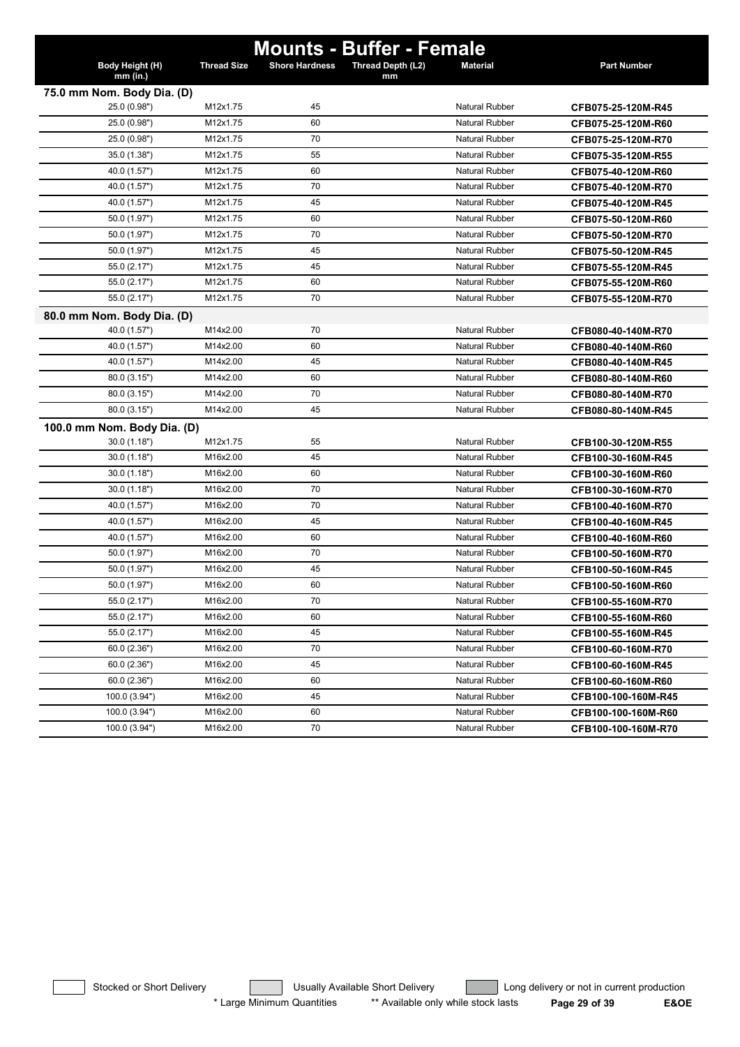# Mounts - Buffer - Female

| Body Height (H) mm (in.) | Thread Size | Shore Hardness | Thread Depth (L2) mm | Material | Part Number |
|---|---|---|---|---|---|
| **75.0 mm Nom. Body Dia. (D)** | | | | | |
| 25.0 (0.98") | M12x1.75 | 45 | | Natural Rubber | **CFB075-25-120M-R45** |
| 25.0 (0.98") | M12x1.75 | 60 | | Natural Rubber | **CFB075-25-120M-R60** |
| 25.0 (0.98") | M12x1.75 | 70 | | Natural Rubber | **CFB075-25-120M-R70** |
| 35.0 (1.38") | M12x1.75 | 55 | | Natural Rubber | **CFB075-35-120M-R55** |
| 40.0 (1.57") | M12x1.75 | 60 | | Natural Rubber | **CFB075-40-120M-R60** |
| 40.0 (1.57") | M12x1.75 | 70 | | Natural Rubber | **CFB075-40-120M-R70** |
| 40.0 (1.57") | M12x1.75 | 45 | | Natural Rubber | **CFB075-40-120M-R45** |
| 50.0 (1.97") | M12x1.75 | 60 | | Natural Rubber | **CFB075-50-120M-R60** |
| 50.0 (1.97") | M12x1.75 | 70 | | Natural Rubber | **CFB075-50-120M-R70** |
| 50.0 (1.97") | M12x1.75 | 45 | | Natural Rubber | **CFB075-50-120M-R45** |
| 55.0 (2.17") | M12x1.75 | 45 | | Natural Rubber | **CFB075-55-120M-R45** |
| 55.0 (2.17") | M12x1.75 | 60 | | Natural Rubber | **CFB075-55-120M-R60** |
| 55.0 (2.17") | M12x1.75 | 70 | | Natural Rubber | **CFB075-55-120M-R70** |
| **80.0 mm Nom. Body Dia. (D)** | | | | | |
| 40.0 (1.57") | M14x2.00 | 70 | | Natural Rubber | **CFB080-40-140M-R70** |
| 40.0 (1.57") | M14x2.00 | 60 | | Natural Rubber | **CFB080-40-140M-R60** |
| 40.0 (1.57") | M14x2.00 | 45 | | Natural Rubber | **CFB080-40-140M-R45** |
| 80.0 (3.15") | M14x2.00 | 60 | | Natural Rubber | **CFB080-80-140M-R60** |
| 80.0 (3.15") | M14x2.00 | 70 | | Natural Rubber | **CFB080-80-140M-R70** |
| 80.0 (3.15") | M14x2.00 | 45 | | Natural Rubber | **CFB080-80-140M-R45** |
| **100.0 mm Nom. Body Dia. (D)** | | | | | |
| 30.0 (1.18") | M12x1.75 | 55 | | Natural Rubber | **CFB100-30-120M-R55** |
| 30.0 (1.18") | M16x2.00 | 45 | | Natural Rubber | **CFB100-30-160M-R45** |
| 30.0 (1.18") | M16x2.00 | 60 | | Natural Rubber | **CFB100-30-160M-R60** |
| 30.0 (1.18") | M16x2.00 | 70 | | Natural Rubber | **CFB100-30-160M-R70** |
| 40.0 (1.57") | M16x2.00 | 70 | | Natural Rubber | **CFB100-40-160M-R70** |
| 40.0 (1.57") | M16x2.00 | 45 | | Natural Rubber | **CFB100-40-160M-R45** |
| 40.0 (1.57") | M16x2.00 | 60 | | Natural Rubber | **CFB100-40-160M-R60** |
| 50.0 (1.97") | M16x2.00 | 70 | | Natural Rubber | **CFB100-50-160M-R70** |
| 50.0 (1.97") | M16x2.00 | 45 | | Natural Rubber | **CFB100-50-160M-R45** |
| 50.0 (1.97") | M16x2.00 | 60 | | Natural Rubber | **CFB100-50-160M-R60** |
| 55.0 (2.17") | M16x2.00 | 70 | | Natural Rubber | **CFB100-55-160M-R70** |
| 55.0 (2.17") | M16x2.00 | 60 | | Natural Rubber | **CFB100-55-160M-R60** |
| 55.0 (2.17") | M16x2.00 | 45 | | Natural Rubber | **CFB100-55-160M-R45** |
| 60.0 (2.36") | M16x2.00 | 70 | | Natural Rubber | **CFB100-60-160M-R70** |
| 60.0 (2.36") | M16x2.00 | 45 | | Natural Rubber | **CFB100-60-160M-R45** |
| 60.0 (2.36") | M16x2.00 | 60 | | Natural Rubber | **CFB100-60-160M-R60** |
| 100.0 (3.94") | M16x2.00 | 45 | | Natural Rubber | **CFB100-100-160M-R45** |
| 100.0 (3.94") | M16x2.00 | 60 | | Natural Rubber | **CFB100-100-160M-R60** |
| 100.0 (3.94") | M16x2.00 | 70 | | Natural Rubber | **CFB100-100-160M-R70** |

Stocked or Short Delivery | Usually Available Short Delivery | Long delivery or not in current production

* Large Minimum Quantities   ** Available only while stock lasts   E&OE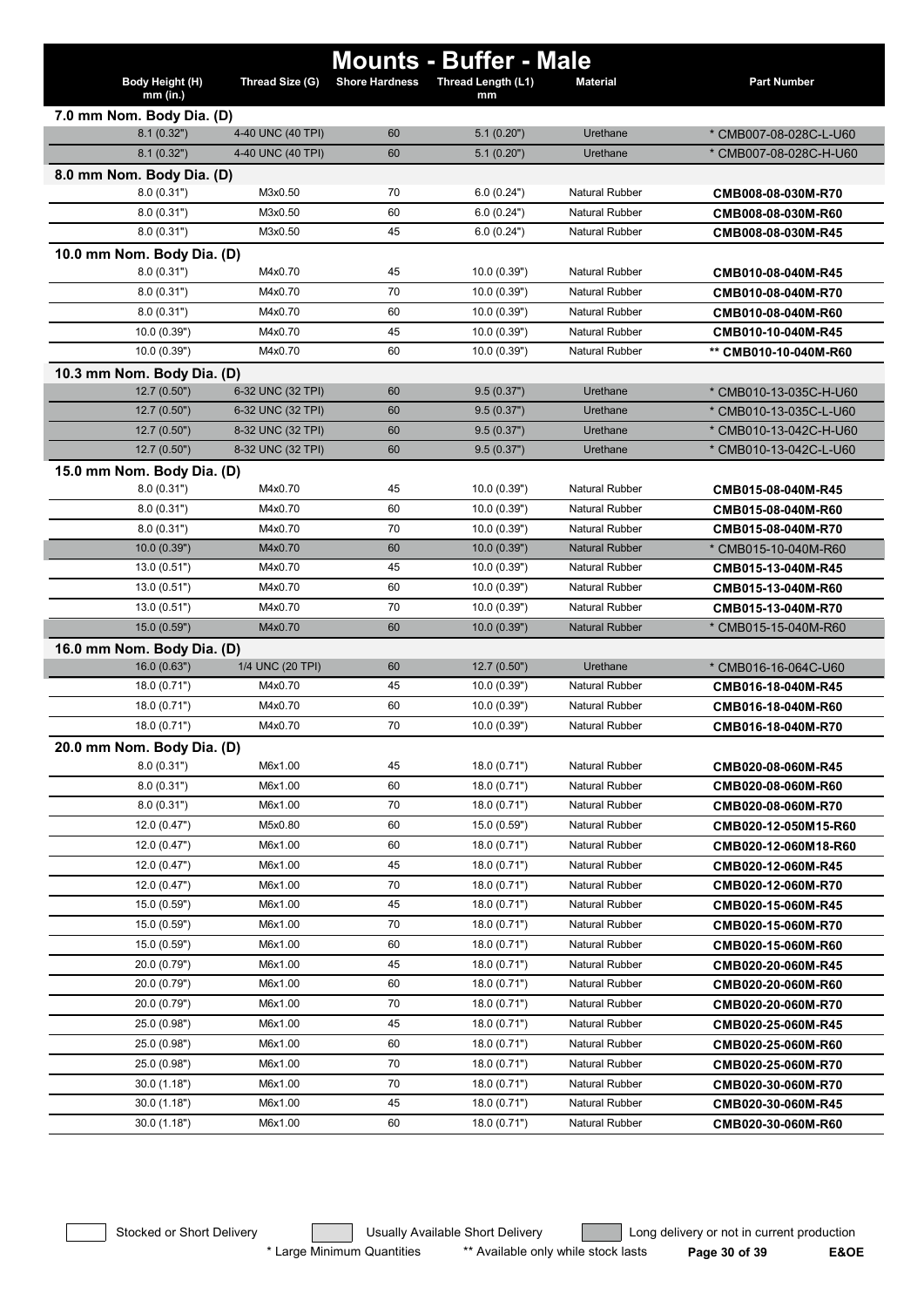# Mounts - Buffer - Male

| Body Height (H) mm (in.) | Thread Size (G) | Shore Hardness | Thread Length (L1) mm | Material | Part Number |
|---|---|---|---|---|---|
| **7.0 mm Nom. Body Dia. (D)** | | | | | |
| 8.1 (0.32") | 4-40 UNC (40 TPI) | 60 | 5.1 (0.20") | Urethane | * CMB007-08-028C-L-U60 |
| 8.1 (0.32") | 4-40 UNC (40 TPI) | 60 | 5.1 (0.20") | Urethane | * CMB007-08-028C-H-U60 |
| **8.0 mm Nom. Body Dia. (D)** | | | | | |
| 8.0 (0.31") | M3x0.50 | 70 | 6.0 (0.24") | Natural Rubber | **CMB008-08-030M-R70** |
| 8.0 (0.31") | M3x0.50 | 60 | 6.0 (0.24") | Natural Rubber | **CMB008-08-030M-R60** |
| 8.0 (0.31") | M3x0.50 | 45 | 6.0 (0.24") | Natural Rubber | **CMB008-08-030M-R45** |
| **10.0 mm Nom. Body Dia. (D)** | | | | | |
| 8.0 (0.31") | M4x0.70 | 45 | 10.0 (0.39") | Natural Rubber | **CMB010-08-040M-R45** |
| 8.0 (0.31") | M4x0.70 | 70 | 10.0 (0.39") | Natural Rubber | **CMB010-08-040M-R70** |
| 8.0 (0.31") | M4x0.70 | 60 | 10.0 (0.39") | Natural Rubber | **CMB010-08-040M-R60** |
| 10.0 (0.39") | M4x0.70 | 45 | 10.0 (0.39") | Natural Rubber | **CMB010-10-040M-R45** |
| 10.0 (0.39") | M4x0.70 | 60 | 10.0 (0.39") | Natural Rubber | ** **CMB010-10-040M-R60** |
| **10.3 mm Nom. Body Dia. (D)** | | | | | |
| 12.7 (0.50") | 6-32 UNC (32 TPI) | 60 | 9.5 (0.37") | Urethane | * CMB010-13-035C-H-U60 |
| 12.7 (0.50") | 6-32 UNC (32 TPI) | 60 | 9.5 (0.37") | Urethane | * CMB010-13-035C-L-U60 |
| 12.7 (0.50") | 8-32 UNC (32 TPI) | 60 | 9.5 (0.37") | Urethane | * CMB010-13-042C-H-U60 |
| 12.7 (0.50") | 8-32 UNC (32 TPI) | 60 | 9.5 (0.37") | Urethane | * CMB010-13-042C-L-U60 |
| **15.0 mm Nom. Body Dia. (D)** | | | | | |
| 8.0 (0.31") | M4x0.70 | 45 | 10.0 (0.39") | Natural Rubber | **CMB015-08-040M-R45** |
| 8.0 (0.31") | M4x0.70 | 60 | 10.0 (0.39") | Natural Rubber | **CMB015-08-040M-R60** |
| 8.0 (0.31") | M4x0.70 | 70 | 10.0 (0.39") | Natural Rubber | **CMB015-08-040M-R70** |
| 10.0 (0.39") | M4x0.70 | 60 | 10.0 (0.39") | Natural Rubber | * CMB015-10-040M-R60 |
| 13.0 (0.51") | M4x0.70 | 45 | 10.0 (0.39") | Natural Rubber | **CMB015-13-040M-R45** |
| 13.0 (0.51") | M4x0.70 | 60 | 10.0 (0.39") | Natural Rubber | **CMB015-13-040M-R60** |
| 13.0 (0.51") | M4x0.70 | 70 | 10.0 (0.39") | Natural Rubber | **CMB015-13-040M-R70** |
| 15.0 (0.59") | M4x0.70 | 60 | 10.0 (0.39") | Natural Rubber | * CMB015-15-040M-R60 |
| **16.0 mm Nom. Body Dia. (D)** | | | | | |
| 16.0 (0.63") | 1/4 UNC (20 TPI) | 60 | 12.7 (0.50") | Urethane | * CMB016-16-064C-U60 |
| 18.0 (0.71") | M4x0.70 | 45 | 10.0 (0.39") | Natural Rubber | **CMB016-18-040M-R45** |
| 18.0 (0.71") | M4x0.70 | 60 | 10.0 (0.39") | Natural Rubber | **CMB016-18-040M-R60** |
| 18.0 (0.71") | M4x0.70 | 70 | 10.0 (0.39") | Natural Rubber | **CMB016-18-040M-R70** |
| **20.0 mm Nom. Body Dia. (D)** | | | | | |
| 8.0 (0.31") | M6x1.00 | 45 | 18.0 (0.71") | Natural Rubber | **CMB020-08-060M-R45** |
| 8.0 (0.31") | M6x1.00 | 60 | 18.0 (0.71") | Natural Rubber | **CMB020-08-060M-R60** |
| 8.0 (0.31") | M6x1.00 | 70 | 18.0 (0.71") | Natural Rubber | **CMB020-08-060M-R70** |
| 12.0 (0.47") | M5x0.80 | 60 | 15.0 (0.59") | Natural Rubber | **CMB020-12-050M15-R60** |
| 12.0 (0.47") | M6x1.00 | 60 | 18.0 (0.71") | Natural Rubber | **CMB020-12-060M18-R60** |
| 12.0 (0.47") | M6x1.00 | 45 | 18.0 (0.71") | Natural Rubber | **CMB020-12-060M-R45** |
| 12.0 (0.47") | M6x1.00 | 70 | 18.0 (0.71") | Natural Rubber | **CMB020-12-060M-R70** |
| 15.0 (0.59") | M6x1.00 | 45 | 18.0 (0.71") | Natural Rubber | **CMB020-15-060M-R45** |
| 15.0 (0.59") | M6x1.00 | 70 | 18.0 (0.71") | Natural Rubber | **CMB020-15-060M-R70** |
| 15.0 (0.59") | M6x1.00 | 60 | 18.0 (0.71") | Natural Rubber | **CMB020-15-060M-R60** |
| 20.0 (0.79") | M6x1.00 | 45 | 18.0 (0.71") | Natural Rubber | **CMB020-20-060M-R45** |
| 20.0 (0.79") | M6x1.00 | 60 | 18.0 (0.71") | Natural Rubber | **CMB020-20-060M-R60** |
| 20.0 (0.79") | M6x1.00 | 70 | 18.0 (0.71") | Natural Rubber | **CMB020-20-060M-R70** |
| 25.0 (0.98") | M6x1.00 | 45 | 18.0 (0.71") | Natural Rubber | **CMB020-25-060M-R45** |
| 25.0 (0.98") | M6x1.00 | 60 | 18.0 (0.71") | Natural Rubber | **CMB020-25-060M-R60** |
| 25.0 (0.98") | M6x1.00 | 70 | 18.0 (0.71") | Natural Rubber | **CMB020-25-060M-R70** |
| 30.0 (1.18") | M6x1.00 | 70 | 18.0 (0.71") | Natural Rubber | **CMB020-30-060M-R70** |
| 30.0 (1.18") | M6x1.00 | 45 | 18.0 (0.71") | Natural Rubber | **CMB020-30-060M-R45** |
| 30.0 (1.18") | M6x1.00 | 60 | 18.0 (0.71") | Natural Rubber | **CMB020-30-060M-R60** |

Stocked or Short Delivery | Usually Available Short Delivery | Long delivery or not in current production

\* Large Minimum Quantities ** Available only while stock lasts

E&OE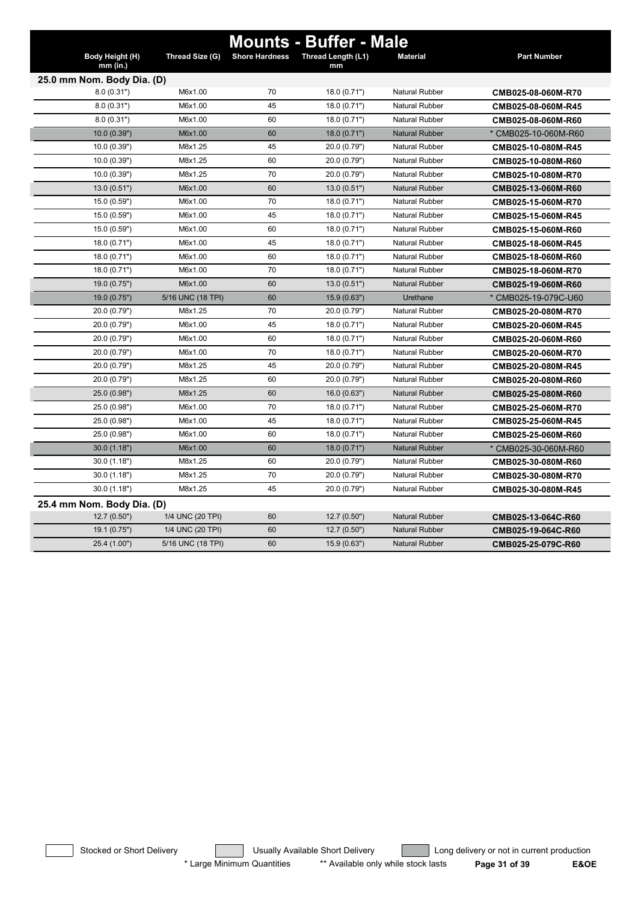# Mounts - Buffer - Male

| Body Height (H) mm (in.) | Thread Size (G) | Shore Hardness | Thread Length (L1) mm | Material | Part Number |
|---|---|---|---|---|---|
| **25.0 mm Nom. Body Dia. (D)** | | | | | |
| 8.0 (0.31") | M6x1.00 | 70 | 18.0 (0.71") | Natural Rubber | **CMB025-08-060M-R70** |
| 8.0 (0.31") | M6x1.00 | 45 | 18.0 (0.71") | Natural Rubber | **CMB025-08-060M-R45** |
| 8.0 (0.31") | M6x1.00 | 60 | 18.0 (0.71") | Natural Rubber | **CMB025-08-060M-R60** |
| 10.0 (0.39") | M6x1.00 | 60 | 18.0 (0.71") | Natural Rubber | * CMB025-10-060M-R60 |
| 10.0 (0.39") | M8x1.25 | 45 | 20.0 (0.79") | Natural Rubber | **CMB025-10-080M-R45** |
| 10.0 (0.39") | M8x1.25 | 60 | 20.0 (0.79") | Natural Rubber | **CMB025-10-080M-R60** |
| 10.0 (0.39") | M8x1.25 | 70 | 20.0 (0.79") | Natural Rubber | **CMB025-10-080M-R70** |
| 13.0 (0.51") | M6x1.00 | 60 | 13.0 (0.51") | Natural Rubber | **CMB025-13-060M-R60** |
| 15.0 (0.59") | M6x1.00 | 70 | 18.0 (0.71") | Natural Rubber | **CMB025-15-060M-R70** |
| 15.0 (0.59") | M6x1.00 | 45 | 18.0 (0.71") | Natural Rubber | **CMB025-15-060M-R45** |
| 15.0 (0.59") | M6x1.00 | 60 | 18.0 (0.71") | Natural Rubber | **CMB025-15-060M-R60** |
| 18.0 (0.71") | M6x1.00 | 45 | 18.0 (0.71") | Natural Rubber | **CMB025-18-060M-R45** |
| 18.0 (0.71") | M6x1.00 | 60 | 18.0 (0.71") | Natural Rubber | **CMB025-18-060M-R60** |
| 18.0 (0.71") | M6x1.00 | 70 | 18.0 (0.71") | Natural Rubber | **CMB025-18-060M-R70** |
| 19.0 (0.75") | M6x1.00 | 60 | 13.0 (0.51") | Natural Rubber | **CMB025-19-060M-R60** |
| 19.0 (0.75") | 5/16 UNC (18 TPI) | 60 | 15.9 (0.63") | Urethane | * CMB025-19-079C-U60 |
| 20.0 (0.79") | M8x1.25 | 70 | 20.0 (0.79") | Natural Rubber | **CMB025-20-080M-R70** |
| 20.0 (0.79") | M6x1.00 | 45 | 18.0 (0.71") | Natural Rubber | **CMB025-20-060M-R45** |
| 20.0 (0.79") | M6x1.00 | 60 | 18.0 (0.71") | Natural Rubber | **CMB025-20-060M-R60** |
| 20.0 (0.79") | M6x1.00 | 70 | 18.0 (0.71") | Natural Rubber | **CMB025-20-060M-R70** |
| 20.0 (0.79") | M8x1.25 | 45 | 20.0 (0.79") | Natural Rubber | **CMB025-20-080M-R45** |
| 20.0 (0.79") | M8x1.25 | 60 | 20.0 (0.79") | Natural Rubber | **CMB025-20-080M-R60** |
| 25.0 (0.98") | M8x1.25 | 60 | 16.0 (0.63") | Natural Rubber | **CMB025-25-080M-R60** |
| 25.0 (0.98") | M6x1.00 | 70 | 18.0 (0.71") | Natural Rubber | **CMB025-25-060M-R70** |
| 25.0 (0.98") | M6x1.00 | 45 | 18.0 (0.71") | Natural Rubber | **CMB025-25-060M-R45** |
| 25.0 (0.98") | M6x1.00 | 60 | 18.0 (0.71") | Natural Rubber | **CMB025-25-060M-R60** |
| 30.0 (1.18") | M6x1.00 | 60 | 18.0 (0.71") | Natural Rubber | * CMB025-30-060M-R60 |
| 30.0 (1.18") | M8x1.25 | 60 | 20.0 (0.79") | Natural Rubber | **CMB025-30-080M-R60** |
| 30.0 (1.18") | M8x1.25 | 70 | 20.0 (0.79") | Natural Rubber | **CMB025-30-080M-R70** |
| 30.0 (1.18") | M8x1.25 | 45 | 20.0 (0.79") | Natural Rubber | **CMB025-30-080M-R45** |
| **25.4 mm Nom. Body Dia. (D)** | | | | | |
| 12.7 (0.50") | 1/4 UNC (20 TPI) | 60 | 12.7 (0.50") | Natural Rubber | **CMB025-13-064C-R60** |
| 19.1 (0.75") | 1/4 UNC (20 TPI) | 60 | 12.7 (0.50") | Natural Rubber | **CMB025-19-064C-R60** |
| 25.4 (1.00") | 5/16 UNC (18 TPI) | 60 | 15.9 (0.63") | Natural Rubber | **CMB025-25-079C-R60** |

Stocked or Short Delivery | Usually Available Short Delivery | Long delivery or not in current production

* Large Minimum Quantities    ** Available only while stock lasts

E&OE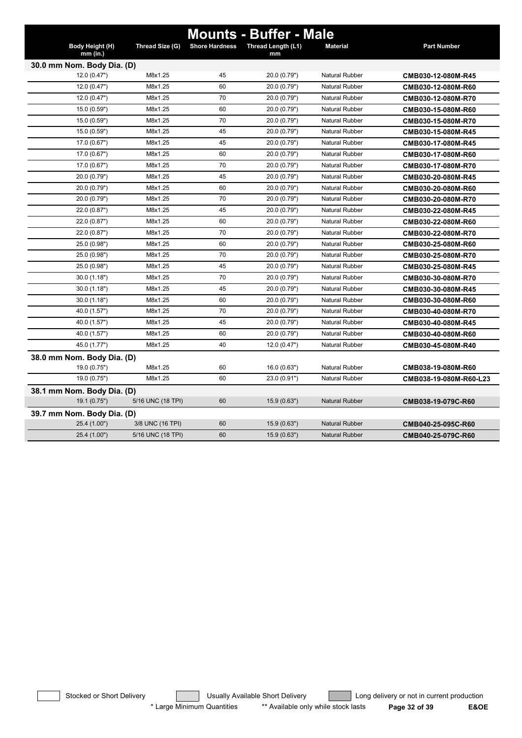# Mounts - Buffer - Male

| Body Height (H) mm (in.) | Thread Size (G) | Shore Hardness | Thread Length (L1) mm | Material | Part Number |
|---|---|---|---|---|---|
| **30.0 mm Nom. Body Dia. (D)** | | | | | |
| 12.0 (0.47") | M8x1.25 | 45 | 20.0 (0.79") | Natural Rubber | **CMB030-12-080M-R45** |
| 12.0 (0.47") | M8x1.25 | 60 | 20.0 (0.79") | Natural Rubber | **CMB030-12-080M-R60** |
| 12.0 (0.47") | M8x1.25 | 70 | 20.0 (0.79") | Natural Rubber | **CMB030-12-080M-R70** |
| 15.0 (0.59") | M8x1.25 | 60 | 20.0 (0.79") | Natural Rubber | **CMB030-15-080M-R60** |
| 15.0 (0.59") | M8x1.25 | 70 | 20.0 (0.79") | Natural Rubber | **CMB030-15-080M-R70** |
| 15.0 (0.59") | M8x1.25 | 45 | 20.0 (0.79") | Natural Rubber | **CMB030-15-080M-R45** |
| 17.0 (0.67") | M8x1.25 | 45 | 20.0 (0.79") | Natural Rubber | **CMB030-17-080M-R45** |
| 17.0 (0.67") | M8x1.25 | 60 | 20.0 (0.79") | Natural Rubber | **CMB030-17-080M-R60** |
| 17.0 (0.67") | M8x1.25 | 70 | 20.0 (0.79") | Natural Rubber | **CMB030-17-080M-R70** |
| 20.0 (0.79") | M8x1.25 | 45 | 20.0 (0.79") | Natural Rubber | **CMB030-20-080M-R45** |
| 20.0 (0.79") | M8x1.25 | 60 | 20.0 (0.79") | Natural Rubber | **CMB030-20-080M-R60** |
| 20.0 (0.79") | M8x1.25 | 70 | 20.0 (0.79") | Natural Rubber | **CMB030-20-080M-R70** |
| 22.0 (0.87") | M8x1.25 | 45 | 20.0 (0.79") | Natural Rubber | **CMB030-22-080M-R45** |
| 22.0 (0.87") | M8x1.25 | 60 | 20.0 (0.79") | Natural Rubber | **CMB030-22-080M-R60** |
| 22.0 (0.87") | M8x1.25 | 70 | 20.0 (0.79") | Natural Rubber | **CMB030-22-080M-R70** |
| 25.0 (0.98") | M8x1.25 | 60 | 20.0 (0.79") | Natural Rubber | **CMB030-25-080M-R60** |
| 25.0 (0.98") | M8x1.25 | 70 | 20.0 (0.79") | Natural Rubber | **CMB030-25-080M-R70** |
| 25.0 (0.98") | M8x1.25 | 45 | 20.0 (0.79") | Natural Rubber | **CMB030-25-080M-R45** |
| 30.0 (1.18") | M8x1.25 | 70 | 20.0 (0.79") | Natural Rubber | **CMB030-30-080M-R70** |
| 30.0 (1.18") | M8x1.25 | 45 | 20.0 (0.79") | Natural Rubber | **CMB030-30-080M-R45** |
| 30.0 (1.18") | M8x1.25 | 60 | 20.0 (0.79") | Natural Rubber | **CMB030-30-080M-R60** |
| 40.0 (1.57") | M8x1.25 | 70 | 20.0 (0.79") | Natural Rubber | **CMB030-40-080M-R70** |
| 40.0 (1.57") | M8x1.25 | 45 | 20.0 (0.79") | Natural Rubber | **CMB030-40-080M-R45** |
| 40.0 (1.57") | M8x1.25 | 60 | 20.0 (0.79") | Natural Rubber | **CMB030-40-080M-R60** |
| 45.0 (1.77") | M8x1.25 | 40 | 12.0 (0.47") | Natural Rubber | **CMB030-45-080M-R40** |
| **38.0 mm Nom. Body Dia. (D)** | | | | | |
| 19.0 (0.75") | M8x1.25 | 60 | 16.0 (0.63") | Natural Rubber | **CMB038-19-080M-R60** |
| 19.0 (0.75") | M8x1.25 | 60 | 23.0 (0.91") | Natural Rubber | **CMB038-19-080M-R60-L23** |
| **38.1 mm Nom. Body Dia. (D)** | | | | | |
| 19.1 (0.75") | 5/16 UNC (18 TPI) | 60 | 15.9 (0.63") | Natural Rubber | **CMB038-19-079C-R60** |
| **39.7 mm Nom. Body Dia. (D)** | | | | | |
| 25.4 (1.00") | 3/8 UNC (16 TPI) | 60 | 15.9 (0.63") | Natural Rubber | **CMB040-25-095C-R60** |
| 25.4 (1.00") | 5/16 UNC (18 TPI) | 60 | 15.9 (0.63") | Natural Rubber | **CMB040-25-079C-R60** |

Stocked or Short Delivery | Usually Available Short Delivery | Long delivery or not in current production

\* Large Minimum Quantities ** Available only while stock lasts E&OE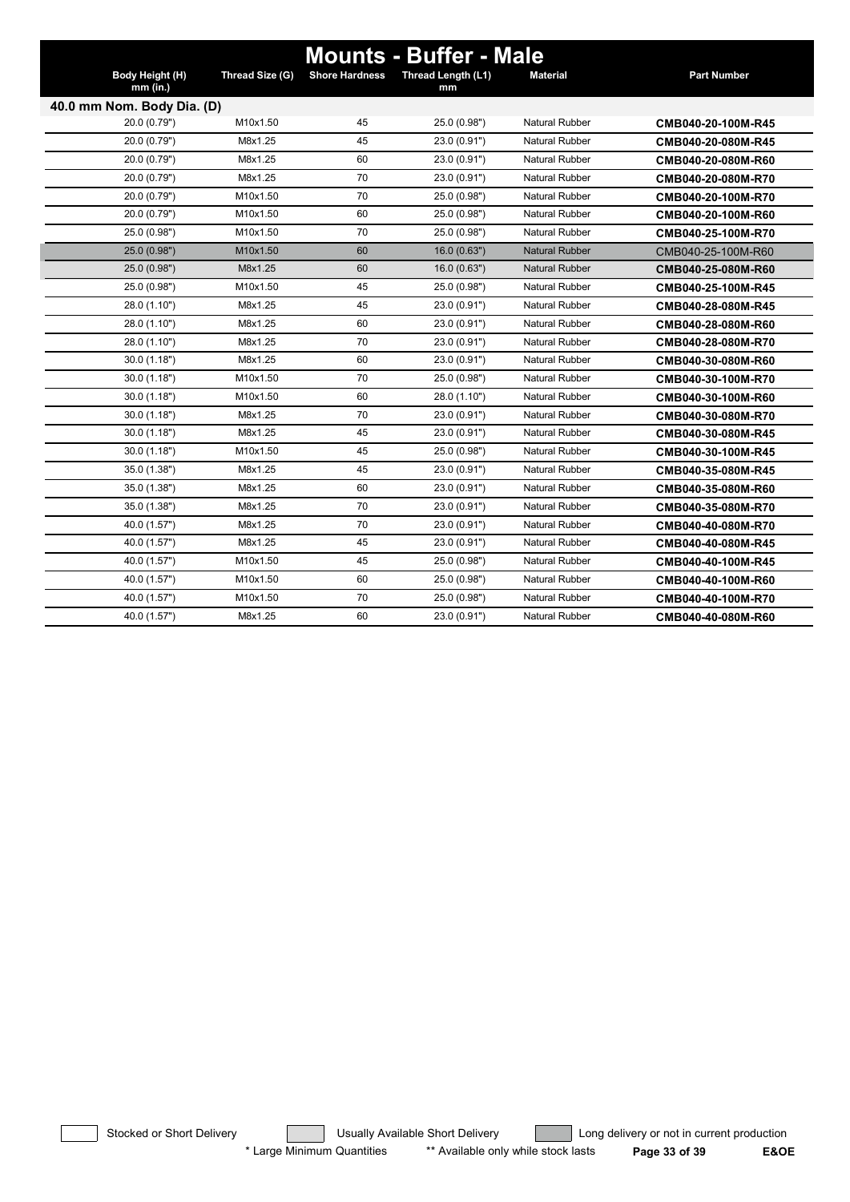# Mounts - Buffer - Male

| Body Height (H) mm (in.) | Thread Size (G) | Shore Hardness | Thread Length (L1) mm | Material | Part Number |
|---|---|---|---|---|---|
| **40.0 mm Nom. Body Dia. (D)** | | | | | |
| 20.0 (0.79") | M10x1.50 | 45 | 25.0 (0.98") | Natural Rubber | **CMB040-20-100M-R45** |
| 20.0 (0.79") | M8x1.25 | 45 | 23.0 (0.91") | Natural Rubber | **CMB040-20-080M-R45** |
| 20.0 (0.79") | M8x1.25 | 60 | 23.0 (0.91") | Natural Rubber | **CMB040-20-080M-R60** |
| 20.0 (0.79") | M8x1.25 | 70 | 23.0 (0.91") | Natural Rubber | **CMB040-20-080M-R70** |
| 20.0 (0.79") | M10x1.50 | 70 | 25.0 (0.98") | Natural Rubber | **CMB040-20-100M-R70** |
| 20.0 (0.79") | M10x1.50 | 60 | 25.0 (0.98") | Natural Rubber | **CMB040-20-100M-R60** |
| 25.0 (0.98") | M10x1.50 | 70 | 25.0 (0.98") | Natural Rubber | **CMB040-25-100M-R70** |
| 25.0 (0.98") | M10x1.50 | 60 | 16.0 (0.63") | Natural Rubber | CMB040-25-100M-R60 |
| 25.0 (0.98") | M8x1.25 | 60 | 16.0 (0.63") | Natural Rubber | **CMB040-25-080M-R60** |
| 25.0 (0.98") | M10x1.50 | 45 | 25.0 (0.98") | Natural Rubber | **CMB040-25-100M-R45** |
| 28.0 (1.10") | M8x1.25 | 45 | 23.0 (0.91") | Natural Rubber | **CMB040-28-080M-R45** |
| 28.0 (1.10") | M8x1.25 | 60 | 23.0 (0.91") | Natural Rubber | **CMB040-28-080M-R60** |
| 28.0 (1.10") | M8x1.25 | 70 | 23.0 (0.91") | Natural Rubber | **CMB040-28-080M-R70** |
| 30.0 (1.18") | M8x1.25 | 60 | 23.0 (0.91") | Natural Rubber | **CMB040-30-080M-R60** |
| 30.0 (1.18") | M10x1.50 | 70 | 25.0 (0.98") | Natural Rubber | **CMB040-30-100M-R70** |
| 30.0 (1.18") | M10x1.50 | 60 | 28.0 (1.10") | Natural Rubber | **CMB040-30-100M-R60** |
| 30.0 (1.18") | M8x1.25 | 70 | 23.0 (0.91") | Natural Rubber | **CMB040-30-080M-R70** |
| 30.0 (1.18") | M8x1.25 | 45 | 23.0 (0.91") | Natural Rubber | **CMB040-30-080M-R45** |
| 30.0 (1.18") | M10x1.50 | 45 | 25.0 (0.98") | Natural Rubber | **CMB040-30-100M-R45** |
| 35.0 (1.38") | M8x1.25 | 45 | 23.0 (0.91") | Natural Rubber | **CMB040-35-080M-R45** |
| 35.0 (1.38") | M8x1.25 | 60 | 23.0 (0.91") | Natural Rubber | **CMB040-35-080M-R60** |
| 35.0 (1.38") | M8x1.25 | 70 | 23.0 (0.91") | Natural Rubber | **CMB040-35-080M-R70** |
| 40.0 (1.57") | M8x1.25 | 70 | 23.0 (0.91") | Natural Rubber | **CMB040-40-080M-R70** |
| 40.0 (1.57") | M8x1.25 | 45 | 23.0 (0.91") | Natural Rubber | **CMB040-40-080M-R45** |
| 40.0 (1.57") | M10x1.50 | 45 | 25.0 (0.98") | Natural Rubber | **CMB040-40-100M-R45** |
| 40.0 (1.57") | M10x1.50 | 60 | 25.0 (0.98") | Natural Rubber | **CMB040-40-100M-R60** |
| 40.0 (1.57") | M10x1.50 | 70 | 25.0 (0.98") | Natural Rubber | **CMB040-40-100M-R70** |
| 40.0 (1.57") | M8x1.25 | 60 | 23.0 (0.91") | Natural Rubber | **CMB040-40-080M-R60** |

Stocked or Short Delivery | Usually Available Short Delivery | Long delivery or not in current production

* Large Minimum Quantities ** Available only while stock lasts

E&OE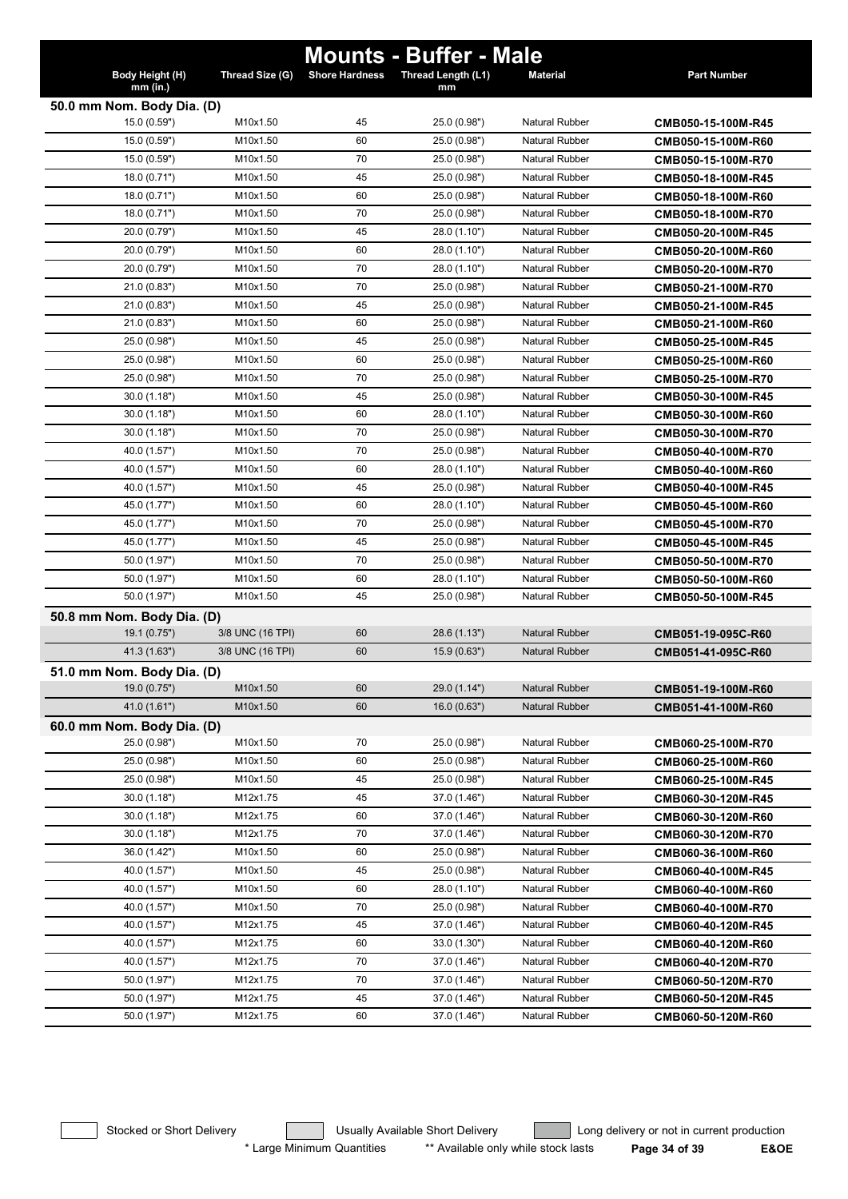# Mounts - Buffer - Male

| Body Height (H) mm (in.) | Thread Size (G) | Shore Hardness | Thread Length (L1) mm | Material | Part Number |
|---|---|---|---|---|---|
| **50.0 mm Nom. Body Dia. (D)** | | | | | |
| 15.0 (0.59") | M10x1.50 | 45 | 25.0 (0.98") | Natural Rubber | **CMB050-15-100M-R45** |
| 15.0 (0.59") | M10x1.50 | 60 | 25.0 (0.98") | Natural Rubber | **CMB050-15-100M-R60** |
| 15.0 (0.59") | M10x1.50 | 70 | 25.0 (0.98") | Natural Rubber | **CMB050-15-100M-R70** |
| 18.0 (0.71") | M10x1.50 | 45 | 25.0 (0.98") | Natural Rubber | **CMB050-18-100M-R45** |
| 18.0 (0.71") | M10x1.50 | 60 | 25.0 (0.98") | Natural Rubber | **CMB050-18-100M-R60** |
| 18.0 (0.71") | M10x1.50 | 70 | 25.0 (0.98") | Natural Rubber | **CMB050-18-100M-R70** |
| 20.0 (0.79") | M10x1.50 | 45 | 28.0 (1.10") | Natural Rubber | **CMB050-20-100M-R45** |
| 20.0 (0.79") | M10x1.50 | 60 | 28.0 (1.10") | Natural Rubber | **CMB050-20-100M-R60** |
| 20.0 (0.79") | M10x1.50 | 70 | 28.0 (1.10") | Natural Rubber | **CMB050-20-100M-R70** |
| 21.0 (0.83") | M10x1.50 | 70 | 25.0 (0.98") | Natural Rubber | **CMB050-21-100M-R70** |
| 21.0 (0.83") | M10x1.50 | 45 | 25.0 (0.98") | Natural Rubber | **CMB050-21-100M-R45** |
| 21.0 (0.83") | M10x1.50 | 60 | 25.0 (0.98") | Natural Rubber | **CMB050-21-100M-R60** |
| 25.0 (0.98") | M10x1.50 | 45 | 25.0 (0.98") | Natural Rubber | **CMB050-25-100M-R45** |
| 25.0 (0.98") | M10x1.50 | 60 | 25.0 (0.98") | Natural Rubber | **CMB050-25-100M-R60** |
| 25.0 (0.98") | M10x1.50 | 70 | 25.0 (0.98") | Natural Rubber | **CMB050-25-100M-R70** |
| 30.0 (1.18") | M10x1.50 | 45 | 25.0 (0.98") | Natural Rubber | **CMB050-30-100M-R45** |
| 30.0 (1.18") | M10x1.50 | 60 | 28.0 (1.10") | Natural Rubber | **CMB050-30-100M-R60** |
| 30.0 (1.18") | M10x1.50 | 70 | 25.0 (0.98") | Natural Rubber | **CMB050-30-100M-R70** |
| 40.0 (1.57") | M10x1.50 | 70 | 25.0 (0.98") | Natural Rubber | **CMB050-40-100M-R70** |
| 40.0 (1.57") | M10x1.50 | 60 | 28.0 (1.10") | Natural Rubber | **CMB050-40-100M-R60** |
| 40.0 (1.57") | M10x1.50 | 45 | 25.0 (0.98") | Natural Rubber | **CMB050-40-100M-R45** |
| 45.0 (1.77") | M10x1.50 | 60 | 28.0 (1.10") | Natural Rubber | **CMB050-45-100M-R60** |
| 45.0 (1.77") | M10x1.50 | 70 | 25.0 (0.98") | Natural Rubber | **CMB050-45-100M-R70** |
| 45.0 (1.77") | M10x1.50 | 45 | 25.0 (0.98") | Natural Rubber | **CMB050-45-100M-R45** |
| 50.0 (1.97") | M10x1.50 | 70 | 25.0 (0.98") | Natural Rubber | **CMB050-50-100M-R70** |
| 50.0 (1.97") | M10x1.50 | 60 | 28.0 (1.10") | Natural Rubber | **CMB050-50-100M-R60** |
| 50.0 (1.97") | M10x1.50 | 45 | 25.0 (0.98") | Natural Rubber | **CMB050-50-100M-R45** |
| **50.8 mm Nom. Body Dia. (D)** | | | | | |
| 19.1 (0.75") | 3/8 UNC (16 TPI) | 60 | 28.6 (1.13") | Natural Rubber | **CMB051-19-095C-R60** |
| 41.3 (1.63") | 3/8 UNC (16 TPI) | 60 | 15.9 (0.63") | Natural Rubber | **CMB051-41-095C-R60** |
| **51.0 mm Nom. Body Dia. (D)** | | | | | |
| 19.0 (0.75") | M10x1.50 | 60 | 29.0 (1.14") | Natural Rubber | **CMB051-19-100M-R60** |
| 41.0 (1.61") | M10x1.50 | 60 | 16.0 (0.63") | Natural Rubber | **CMB051-41-100M-R60** |
| **60.0 mm Nom. Body Dia. (D)** | | | | | |
| 25.0 (0.98") | M10x1.50 | 70 | 25.0 (0.98") | Natural Rubber | **CMB060-25-100M-R70** |
| 25.0 (0.98") | M10x1.50 | 60 | 25.0 (0.98") | Natural Rubber | **CMB060-25-100M-R60** |
| 25.0 (0.98") | M10x1.50 | 45 | 25.0 (0.98") | Natural Rubber | **CMB060-25-100M-R45** |
| 30.0 (1.18") | M12x1.75 | 45 | 37.0 (1.46") | Natural Rubber | **CMB060-30-120M-R45** |
| 30.0 (1.18") | M12x1.75 | 60 | 37.0 (1.46") | Natural Rubber | **CMB060-30-120M-R60** |
| 30.0 (1.18") | M12x1.75 | 70 | 37.0 (1.46") | Natural Rubber | **CMB060-30-120M-R70** |
| 36.0 (1.42") | M10x1.50 | 60 | 25.0 (0.98") | Natural Rubber | **CMB060-36-100M-R60** |
| 40.0 (1.57") | M10x1.50 | 45 | 25.0 (0.98") | Natural Rubber | **CMB060-40-100M-R45** |
| 40.0 (1.57") | M10x1.50 | 60 | 28.0 (1.10") | Natural Rubber | **CMB060-40-100M-R60** |
| 40.0 (1.57") | M10x1.50 | 70 | 25.0 (0.98") | Natural Rubber | **CMB060-40-100M-R70** |
| 40.0 (1.57") | M12x1.75 | 45 | 37.0 (1.46") | Natural Rubber | **CMB060-40-120M-R45** |
| 40.0 (1.57") | M12x1.75 | 60 | 33.0 (1.30") | Natural Rubber | **CMB060-40-120M-R60** |
| 40.0 (1.57") | M12x1.75 | 70 | 37.0 (1.46") | Natural Rubber | **CMB060-40-120M-R70** |
| 50.0 (1.97") | M12x1.75 | 70 | 37.0 (1.46") | Natural Rubber | **CMB060-50-120M-R70** |
| 50.0 (1.97") | M12x1.75 | 45 | 37.0 (1.46") | Natural Rubber | **CMB060-50-120M-R45** |
| 50.0 (1.97") | M12x1.75 | 60 | 37.0 (1.46") | Natural Rubber | **CMB060-50-120M-R60** |

Stocked or Short Delivery | Usually Available Short Delivery | Long delivery or not in current production

\* Large Minimum Quantities | ** Available only while stock lasts | E&OE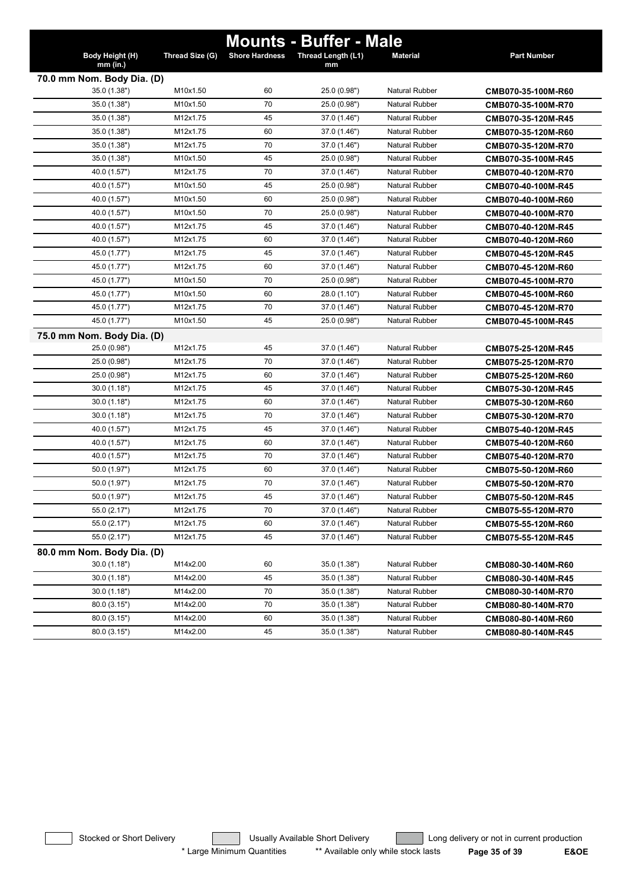# Mounts - Buffer - Male

| Body Height (H) mm (in.) | Thread Size (G) | Shore Hardness | Thread Length (L1) mm | Material | Part Number |
|---|---|---|---|---|---|
| **70.0 mm Nom. Body Dia. (D)** | | | | | |
| 35.0 (1.38") | M10x1.50 | 60 | 25.0 (0.98") | Natural Rubber | **CMB070-35-100M-R60** |
| 35.0 (1.38") | M10x1.50 | 70 | 25.0 (0.98") | Natural Rubber | **CMB070-35-100M-R70** |
| 35.0 (1.38") | M12x1.75 | 45 | 37.0 (1.46") | Natural Rubber | **CMB070-35-120M-R45** |
| 35.0 (1.38") | M12x1.75 | 60 | 37.0 (1.46") | Natural Rubber | **CMB070-35-120M-R60** |
| 35.0 (1.38") | M12x1.75 | 70 | 37.0 (1.46") | Natural Rubber | **CMB070-35-120M-R70** |
| 35.0 (1.38") | M10x1.50 | 45 | 25.0 (0.98") | Natural Rubber | **CMB070-35-100M-R45** |
| 40.0 (1.57") | M12x1.75 | 70 | 37.0 (1.46") | Natural Rubber | **CMB070-40-120M-R70** |
| 40.0 (1.57") | M10x1.50 | 45 | 25.0 (0.98") | Natural Rubber | **CMB070-40-100M-R45** |
| 40.0 (1.57") | M10x1.50 | 60 | 25.0 (0.98") | Natural Rubber | **CMB070-40-100M-R60** |
| 40.0 (1.57") | M10x1.50 | 70 | 25.0 (0.98") | Natural Rubber | **CMB070-40-100M-R70** |
| 40.0 (1.57") | M12x1.75 | 45 | 37.0 (1.46") | Natural Rubber | **CMB070-40-120M-R45** |
| 40.0 (1.57") | M12x1.75 | 60 | 37.0 (1.46") | Natural Rubber | **CMB070-40-120M-R60** |
| 45.0 (1.77") | M12x1.75 | 45 | 37.0 (1.46") | Natural Rubber | **CMB070-45-120M-R45** |
| 45.0 (1.77") | M12x1.75 | 60 | 37.0 (1.46") | Natural Rubber | **CMB070-45-120M-R60** |
| 45.0 (1.77") | M10x1.50 | 70 | 25.0 (0.98") | Natural Rubber | **CMB070-45-100M-R70** |
| 45.0 (1.77") | M10x1.50 | 60 | 28.0 (1.10") | Natural Rubber | **CMB070-45-100M-R60** |
| 45.0 (1.77") | M12x1.75 | 70 | 37.0 (1.46") | Natural Rubber | **CMB070-45-120M-R70** |
| 45.0 (1.77") | M10x1.50 | 45 | 25.0 (0.98") | Natural Rubber | **CMB070-45-100M-R45** |
| **75.0 mm Nom. Body Dia. (D)** | | | | | |
| 25.0 (0.98") | M12x1.75 | 45 | 37.0 (1.46") | Natural Rubber | **CMB075-25-120M-R45** |
| 25.0 (0.98") | M12x1.75 | 70 | 37.0 (1.46") | Natural Rubber | **CMB075-25-120M-R70** |
| 25.0 (0.98") | M12x1.75 | 60 | 37.0 (1.46") | Natural Rubber | **CMB075-25-120M-R60** |
| 30.0 (1.18") | M12x1.75 | 45 | 37.0 (1.46") | Natural Rubber | **CMB075-30-120M-R45** |
| 30.0 (1.18") | M12x1.75 | 60 | 37.0 (1.46") | Natural Rubber | **CMB075-30-120M-R60** |
| 30.0 (1.18") | M12x1.75 | 70 | 37.0 (1.46") | Natural Rubber | **CMB075-30-120M-R70** |
| 40.0 (1.57") | M12x1.75 | 45 | 37.0 (1.46") | Natural Rubber | **CMB075-40-120M-R45** |
| 40.0 (1.57") | M12x1.75 | 60 | 37.0 (1.46") | Natural Rubber | **CMB075-40-120M-R60** |
| 40.0 (1.57") | M12x1.75 | 70 | 37.0 (1.46") | Natural Rubber | **CMB075-40-120M-R70** |
| 50.0 (1.97") | M12x1.75 | 60 | 37.0 (1.46") | Natural Rubber | **CMB075-50-120M-R60** |
| 50.0 (1.97") | M12x1.75 | 70 | 37.0 (1.46") | Natural Rubber | **CMB075-50-120M-R70** |
| 50.0 (1.97") | M12x1.75 | 45 | 37.0 (1.46") | Natural Rubber | **CMB075-50-120M-R45** |
| 55.0 (2.17") | M12x1.75 | 70 | 37.0 (1.46") | Natural Rubber | **CMB075-55-120M-R70** |
| 55.0 (2.17") | M12x1.75 | 60 | 37.0 (1.46") | Natural Rubber | **CMB075-55-120M-R60** |
| 55.0 (2.17") | M12x1.75 | 45 | 37.0 (1.46") | Natural Rubber | **CMB075-55-120M-R45** |
| **80.0 mm Nom. Body Dia. (D)** | | | | | |
| 30.0 (1.18") | M14x2.00 | 60 | 35.0 (1.38") | Natural Rubber | **CMB080-30-140M-R60** |
| 30.0 (1.18") | M14x2.00 | 45 | 35.0 (1.38") | Natural Rubber | **CMB080-30-140M-R45** |
| 30.0 (1.18") | M14x2.00 | 70 | 35.0 (1.38") | Natural Rubber | **CMB080-30-140M-R70** |
| 80.0 (3.15") | M14x2.00 | 70 | 35.0 (1.38") | Natural Rubber | **CMB080-80-140M-R70** |
| 80.0 (3.15") | M14x2.00 | 60 | 35.0 (1.38") | Natural Rubber | **CMB080-80-140M-R60** |
| 80.0 (3.15") | M14x2.00 | 45 | 35.0 (1.38") | Natural Rubber | **CMB080-80-140M-R45** |

Stocked or Short Delivery | Usually Available Short Delivery | Long delivery or not in current production

\* Large Minimum Quantities | ** Available only while stock lasts | E&OE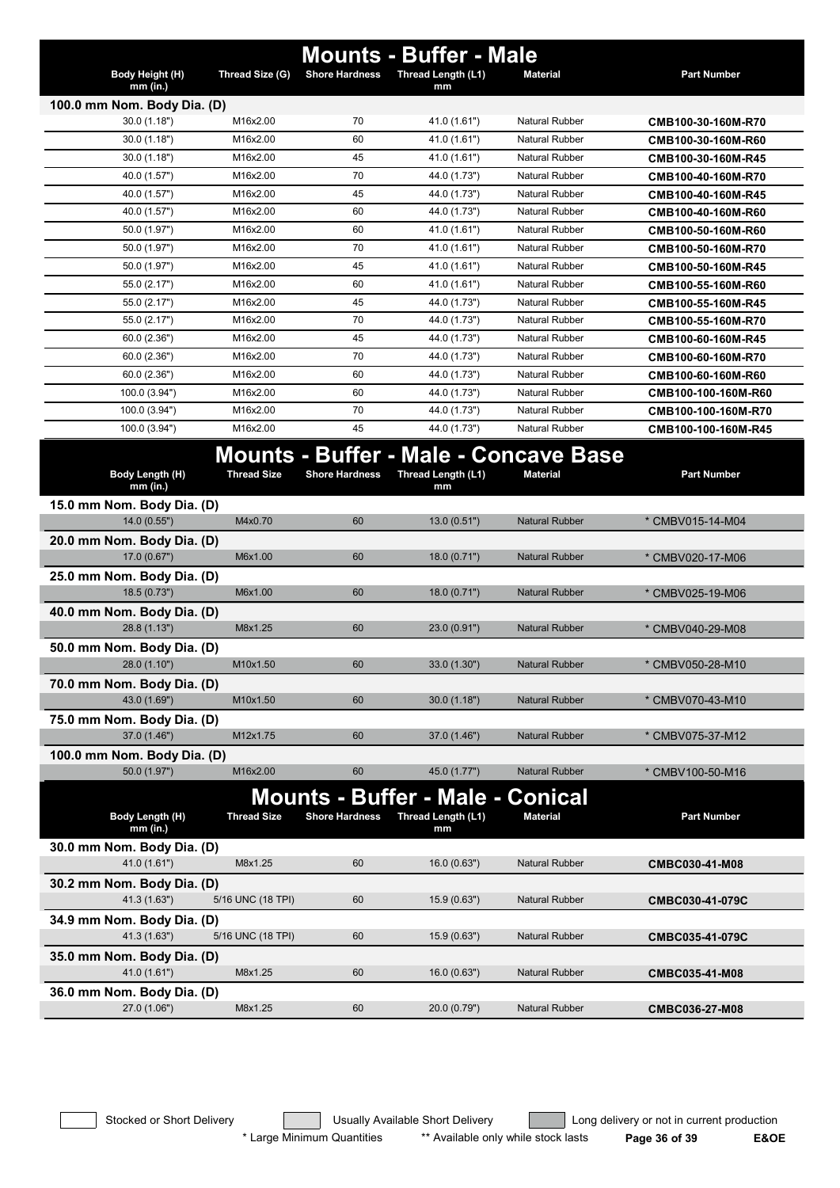# Mounts - Buffer - Male

| Body Height (H) mm (in.) | Thread Size (G) | Shore Hardness | Thread Length (L1) mm | Material | Part Number |
|---|---|---|---|---|---|
| **100.0 mm Nom. Body Dia. (D)** | | | | | |
| 30.0 (1.18") | M16x2.00 | 70 | 41.0 (1.61") | Natural Rubber | **CMB100-30-160M-R70** |
| 30.0 (1.18") | M16x2.00 | 60 | 41.0 (1.61") | Natural Rubber | **CMB100-30-160M-R60** |
| 30.0 (1.18") | M16x2.00 | 45 | 41.0 (1.61") | Natural Rubber | **CMB100-30-160M-R45** |
| 40.0 (1.57") | M16x2.00 | 70 | 44.0 (1.73") | Natural Rubber | **CMB100-40-160M-R70** |
| 40.0 (1.57") | M16x2.00 | 45 | 44.0 (1.73") | Natural Rubber | **CMB100-40-160M-R45** |
| 40.0 (1.57") | M16x2.00 | 60 | 44.0 (1.73") | Natural Rubber | **CMB100-40-160M-R60** |
| 50.0 (1.97") | M16x2.00 | 60 | 41.0 (1.61") | Natural Rubber | **CMB100-50-160M-R60** |
| 50.0 (1.97") | M16x2.00 | 70 | 41.0 (1.61") | Natural Rubber | **CMB100-50-160M-R70** |
| 50.0 (1.97") | M16x2.00 | 45 | 41.0 (1.61") | Natural Rubber | **CMB100-50-160M-R45** |
| 55.0 (2.17") | M16x2.00 | 60 | 41.0 (1.61") | Natural Rubber | **CMB100-55-160M-R60** |
| 55.0 (2.17") | M16x2.00 | 45 | 44.0 (1.73") | Natural Rubber | **CMB100-55-160M-R45** |
| 55.0 (2.17") | M16x2.00 | 70 | 44.0 (1.73") | Natural Rubber | **CMB100-55-160M-R70** |
| 60.0 (2.36") | M16x2.00 | 45 | 44.0 (1.73") | Natural Rubber | **CMB100-60-160M-R45** |
| 60.0 (2.36") | M16x2.00 | 70 | 44.0 (1.73") | Natural Rubber | **CMB100-60-160M-R70** |
| 60.0 (2.36") | M16x2.00 | 60 | 44.0 (1.73") | Natural Rubber | **CMB100-60-160M-R60** |
| 100.0 (3.94") | M16x2.00 | 60 | 44.0 (1.73") | Natural Rubber | **CMB100-100-160M-R60** |
| 100.0 (3.94") | M16x2.00 | 70 | 44.0 (1.73") | Natural Rubber | **CMB100-100-160M-R70** |
| 100.0 (3.94") | M16x2.00 | 45 | 44.0 (1.73") | Natural Rubber | **CMB100-100-160M-R45** |

# Mounts - Buffer - Male - Concave Base

| Body Length (H) mm (in.) | Thread Size | Shore Hardness | Thread Length (L1) mm | Material | Part Number |
|---|---|---|---|---|---|
| **15.0 mm Nom. Body Dia. (D)** | | | | | |
| 14.0 (0.55") | M4x0.70 | 60 | 13.0 (0.51") | Natural Rubber | * CMBV015-14-M04 |
| **20.0 mm Nom. Body Dia. (D)** | | | | | |
| 17.0 (0.67") | M6x1.00 | 60 | 18.0 (0.71") | Natural Rubber | * CMBV020-17-M06 |
| **25.0 mm Nom. Body Dia. (D)** | | | | | |
| 18.5 (0.73") | M6x1.00 | 60 | 18.0 (0.71") | Natural Rubber | * CMBV025-19-M06 |
| **40.0 mm Nom. Body Dia. (D)** | | | | | |
| 28.8 (1.13") | M8x1.25 | 60 | 23.0 (0.91") | Natural Rubber | * CMBV040-29-M08 |
| **50.0 mm Nom. Body Dia. (D)** | | | | | |
| 28.0 (1.10") | M10x1.50 | 60 | 33.0 (1.30") | Natural Rubber | * CMBV050-28-M10 |
| **70.0 mm Nom. Body Dia. (D)** | | | | | |
| 43.0 (1.69") | M10x1.50 | 60 | 30.0 (1.18") | Natural Rubber | * CMBV070-43-M10 |
| **75.0 mm Nom. Body Dia. (D)** | | | | | |
| 37.0 (1.46") | M12x1.75 | 60 | 37.0 (1.46") | Natural Rubber | * CMBV075-37-M12 |
| **100.0 mm Nom. Body Dia. (D)** | | | | | |
| 50.0 (1.97") | M16x2.00 | 60 | 45.0 (1.77") | Natural Rubber | * CMBV100-50-M16 |

# Mounts - Buffer - Male - Conical

| Body Length (H) mm (in.) | Thread Size | Shore Hardness | Thread Length (L1) mm | Material | Part Number |
|---|---|---|---|---|---|
| **30.0 mm Nom. Body Dia. (D)** | | | | | |
| 41.0 (1.61") | M8x1.25 | 60 | 16.0 (0.63") | Natural Rubber | **CMBC030-41-M08** |
| **30.2 mm Nom. Body Dia. (D)** | | | | | |
| 41.3 (1.63") | 5/16 UNC (18 TPI) | 60 | 15.9 (0.63") | Natural Rubber | **CMBC030-41-079C** |
| **34.9 mm Nom. Body Dia. (D)** | | | | | |
| 41.3 (1.63") | 5/16 UNC (18 TPI) | 60 | 15.9 (0.63") | Natural Rubber | **CMBC035-41-079C** |
| **35.0 mm Nom. Body Dia. (D)** | | | | | |
| 41.0 (1.61") | M8x1.25 | 60 | 16.0 (0.63") | Natural Rubber | **CMBC035-41-M08** |
| **36.0 mm Nom. Body Dia. (D)** | | | | | |
| 27.0 (1.06") | M8x1.25 | 60 | 20.0 (0.79") | Natural Rubber | **CMBC036-27-M08** |

Stocked or Short Delivery | Usually Available Short Delivery | Long delivery or not in current production

* Large Minimum Quantities   ** Available only while stock lasts   E&OE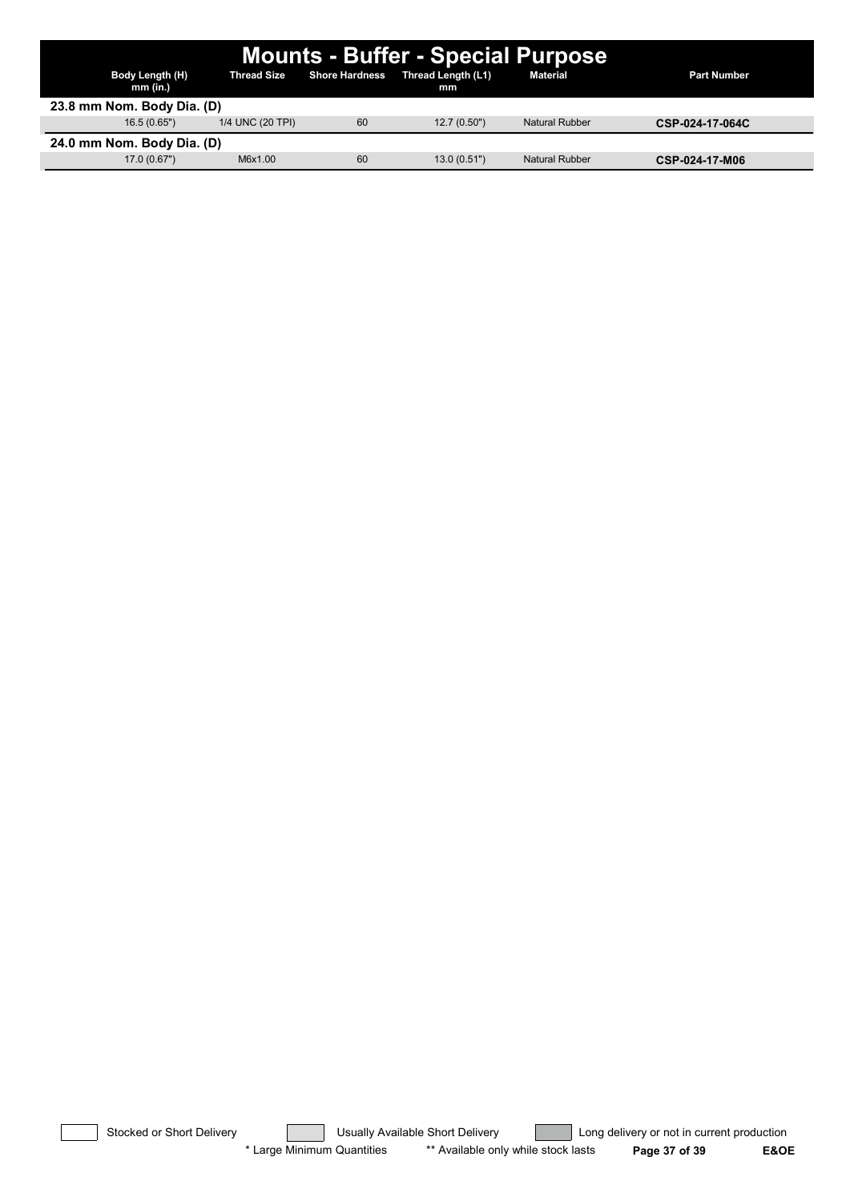# Mounts - Buffer - Special Purpose

| Body Length (H) mm (in.) | Thread Size | Shore Hardness | Thread Length (L1) mm | Material | Part Number |
|---|---|---|---|---|---|
| **23.8 mm Nom. Body Dia. (D)** | | | | | |
| 16.5 (0.65") | 1/4 UNC (20 TPI) | 60 | 12.7 (0.50") | Natural Rubber | **CSP-024-17-064C** |
| **24.0 mm Nom. Body Dia. (D)** | | | | | |
| 17.0 (0.67") | M6x1.00 | 60 | 13.0 (0.51") | Natural Rubber | **CSP-024-17-M06** |

Stocked or Short Delivery | Usually Available Short Delivery | Long delivery or not in current production

\* Large Minimum Quantities ** Available only while stock lasts E&OE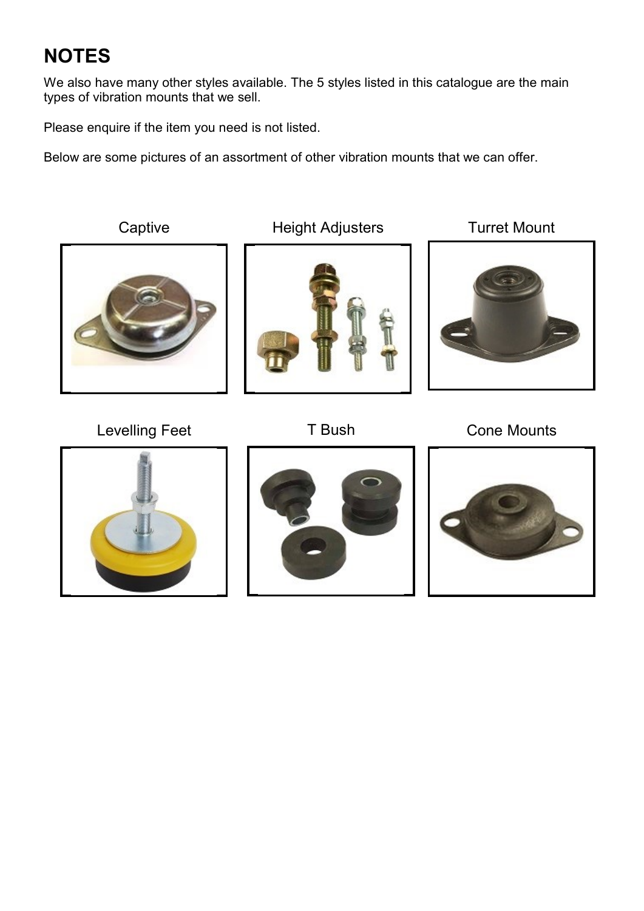# NOTES

We also have many other styles available. The 5 styles listed in this catalogue are the main types of vibration mounts that we sell.

Please enquire if the item you need is not listed.

Below are some pictures of an assortment of other vibration mounts that we can offer.

Captive

Height Adjusters

Turret Mount

Levelling Feet

T Bush

Cone Mounts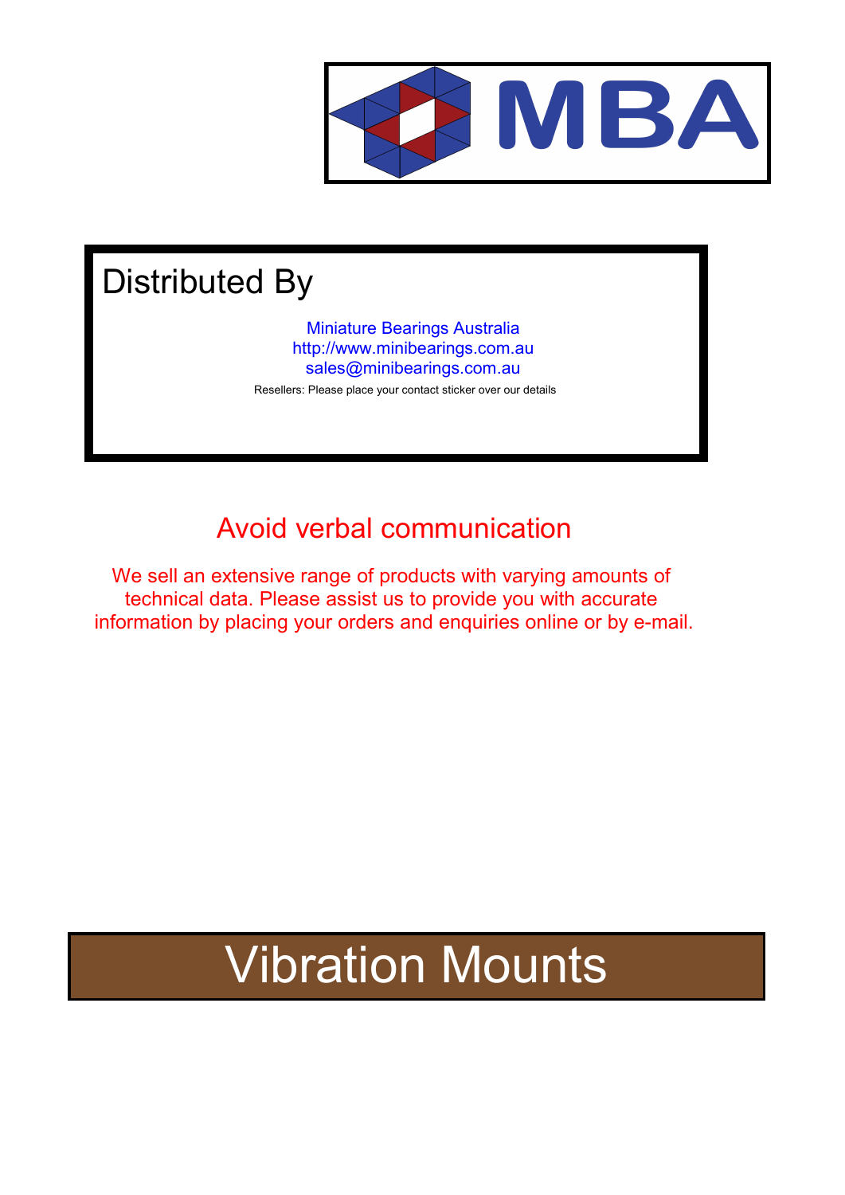MBA

## Distributed By

Miniature Bearings Australia
http://www.minibearings.com.au
sales@minibearings.com.au

Resellers: Please place your contact sticker over our details

## Avoid verbal communication

We sell an extensive range of products with varying amounts of technical data. Please assist us to provide you with accurate information by placing your orders and enquiries online or by e-mail.

# Vibration Mounts